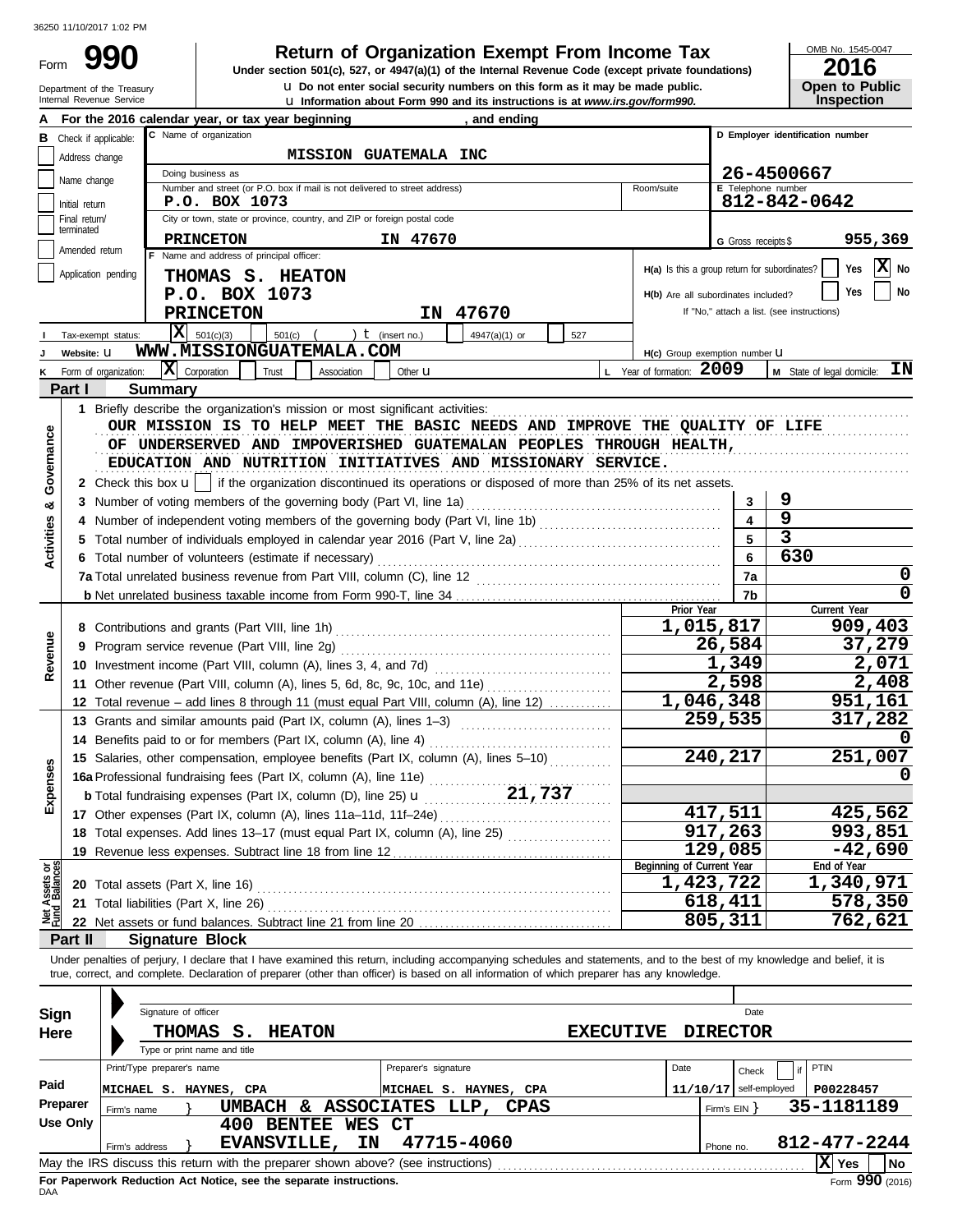36250 11/10/2017 1:02 PM

# Form 990

## Return of Organization Exempt From Income Tax

**Under section 501(c), 527, or 4947(a)(1) of the Internal Revenue Code (except private foundations)**

Department of the Treasury
Internal Revenue Service

u Do not enter social security numbers on this form as it may be made public.
u Information about Form 990 and its instructions is at *www.irs.gov/form990.*

OMB No. 1545-0047
**2016**
**Open to Public Inspection**

**A** For the 2016 calendar year, or tax year beginning , and ending

**B** Check if applicable:
- Address change
- Name change
- Initial return
- Final return/terminated
- Amended return
- Application pending

**C** Name of organization: **MISSION GUATEMALA INC**

Doing business as

Number and street (or P.O. box if mail is not delivered to street address): **P.O. BOX 1073** Room/suite

City or town, state or province, country, and ZIP or foreign postal code: **PRINCETON IN 47670**

**D** Employer identification number: **26-4500667**

**E** Telephone number: **812-842-0642**

**G** Gross receipts $ **955,369**

**F** Name and address of principal officer:
**THOMAS S. HEATON**
**P.O. BOX 1073**
**PRINCETON IN 47670**

**H(a)** Is this a group return for subordinates? Yes [ ] No [X]

**H(b)** Are all subordinates included? Yes [ ] No [ ]
If "No," attach a list. (see instructions)

**I** Tax-exempt status: [X] 501(c)(3) [ ] 501(c) ( ) t (insert no.) [ ] 4947(a)(1) or [ ] 527

**J** Website: u **WWW.MISSIONGUATEMALA.COM**

**H(c)** Group exemption number u

**K** Form of organization: [X] Corporation [ ] Trust [ ] Association [ ] Other u

**L** Year of formation: **2009**

**M** State of legal domicile: **IN**

### Part I Summary

**Activities & Governance**

1 Briefly describe the organization's mission or most significant activities:
OUR MISSION IS TO HELP MEET THE BASIC NEEDS AND IMPROVE THE QUALITY OF LIFE OF UNDERSERVED AND IMPOVERISHED GUATEMALAN PEOPLES THROUGH HEALTH, EDUCATION AND NUTRITION INITIATIVES AND MISSIONARY SERVICE.

2 Check this box u [ ] if the organization discontinued its operations or disposed of more than 25% of its net assets.

| | | Line | |
|---|---|---|---|
| 3 | Number of voting members of the governing body (Part VI, line 1a) | 3 | 9 |
| 4 | Number of independent voting members of the governing body (Part VI, line 1b) | 4 | 9 |
| 5 | Total number of individuals employed in calendar year 2016 (Part V, line 2a) | 5 | 3 |
| 6 | Total number of volunteers (estimate if necessary) | 6 | 630 |
| 7a | Total unrelated business revenue from Part VIII, column (C), line 12 | 7a | 0 |
| b | Net unrelated business taxable income from Form 990-T, line 34 | 7b | 0 |

**Revenue**

| | | Prior Year | Current Year |
|---|---|---|---|
| 8 | Contributions and grants (Part VIII, line 1h) | 1,015,817 | 909,403 |
| 9 | Program service revenue (Part VIII, line 2g) | 26,584 | 37,279 |
| 10 | Investment income (Part VIII, column (A), lines 3, 4, and 7d) | 1,349 | 2,071 |
| 11 | Other revenue (Part VIII, column (A), lines 5, 6d, 8c, 9c, 10c, and 11e) | 2,598 | 2,408 |
| 12 | Total revenue – add lines 8 through 11 (must equal Part VIII, column (A), line 12) | 1,046,348 | 951,161 |

**Expenses**

| | | Prior Year | Current Year |
|---|---|---|---|
| 13 | Grants and similar amounts paid (Part IX, column (A), lines 1–3) | 259,535 | 317,282 |
| 14 | Benefits paid to or for members (Part IX, column (A), line 4) | | 0 |
| 15 | Salaries, other compensation, employee benefits (Part IX, column (A), lines 5–10) | 240,217 | 251,007 |
| 16a | Professional fundraising fees (Part IX, column (A), line 11e) | | 0 |
| b | Total fundraising expenses (Part IX, column (D), line 25) u 21,737 | | |
| 17 | Other expenses (Part IX, column (A), lines 11a–11d, 11f–24e) | 417,511 | 425,562 |
| 18 | Total expenses. Add lines 13–17 (must equal Part IX, column (A), line 25) | 917,263 | 993,851 |
| 19 | Revenue less expenses. Subtract line 18 from line 12 | 129,085 | -42,690 |

**Net Assets or Fund Balances**

| | | Beginning of Current Year | End of Year |
|---|---|---|---|
| 20 | Total assets (Part X, line 16) | 1,423,722 | 1,340,971 |
| 21 | Total liabilities (Part X, line 26) | 618,411 | 578,350 |
| 22 | Net assets or fund balances. Subtract line 21 from line 20 | 805,311 | 762,621 |

### Part II Signature Block

Under penalties of perjury, I declare that I have examined this return, including accompanying schedules and statements, and to the best of my knowledge and belief, it is true, correct, and complete. Declaration of preparer (other than officer) is based on all information of which preparer has any knowledge.

**Sign Here**

Signature of officer | Date

**THOMAS S. HEATON EXECUTIVE DIRECTOR**
Type or print name and title

**Paid Preparer Use Only**

| Print/Type preparer's name | Preparer's signature | Date | Check [ ] if self-employed | PTIN |
|---|---|---|---|---|
| MICHAEL S. HAYNES, CPA | MICHAEL S. HAYNES, CPA | 11/10/17 | | P00228457 |

Firm's name } **UMBACH & ASSOCIATES LLP, CPAS** Firm's EIN } **35-1181189**

Firm's address } **400 BENTEE WES CT EVANSVILLE, IN 47715-4060** Phone no. **812-477-2244**

May the IRS discuss this return with the preparer shown above? (see instructions) [X] Yes [ ] No

**For Paperwork Reduction Act Notice, see the separate instructions.**

DAA Form **990** (2016)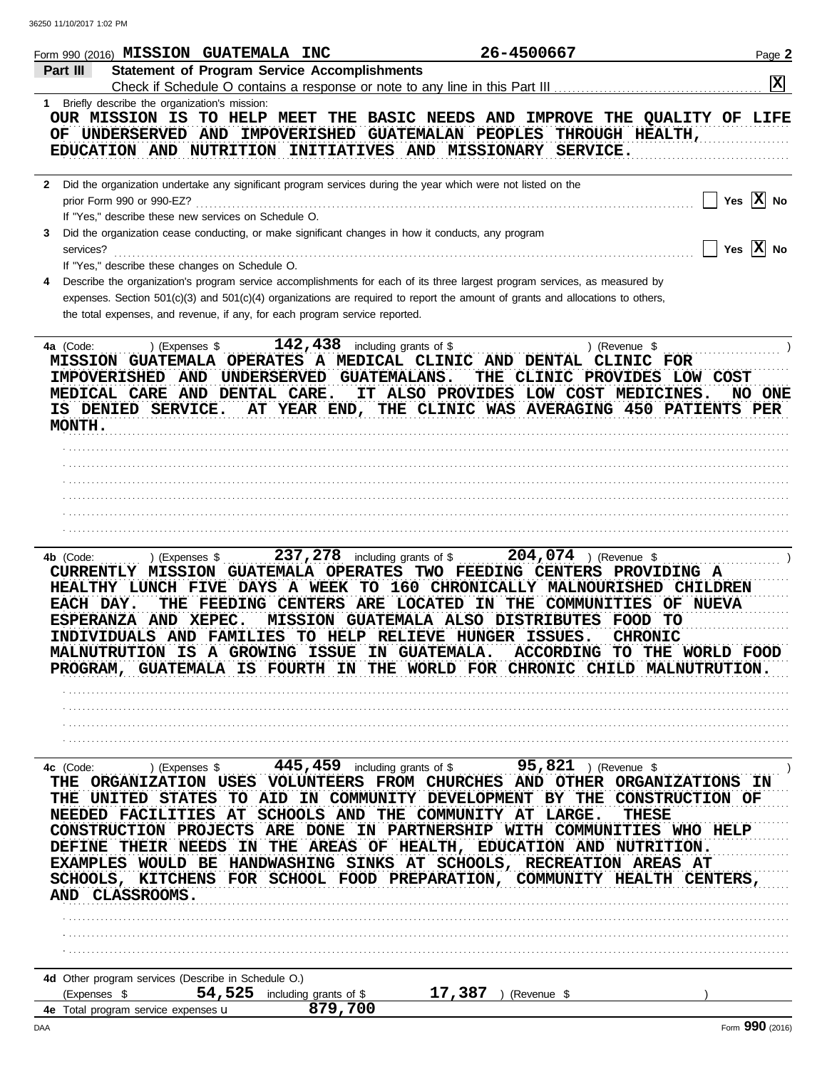Form 990 (2016) **MISSION GUATEMALA INC** **26-4500667**

## Part III Statement of Program Service Accomplishments

Check if Schedule O contains a response or note to any line in this Part III .......... **[X]**

**1** Briefly describe the organization's mission:

OUR MISSION IS TO HELP MEET THE BASIC NEEDS AND IMPROVE THE QUALITY OF LIFE OF UNDERSERVED AND IMPOVERISHED GUATEMALAN PEOPLES THROUGH HEALTH, EDUCATION AND NUTRITION INITIATIVES AND MISSIONARY SERVICE.

**2** Did the organization undertake any significant program services during the year which were not listed on the prior Form 990 or 990-EZ? .......... [ ] Yes [X] No

If "Yes," describe these new services on Schedule O.

**3** Did the organization cease conducting, or make significant changes in how it conducts, any program services? .......... [ ] Yes [X] No

If "Yes," describe these changes on Schedule O.

**4** Describe the organization's program service accomplishments for each of its three largest program services, as measured by expenses. Section 501(c)(3) and 501(c)(4) organizations are required to report the amount of grants and allocations to others, the total expenses, and revenue, if any, for each program service reported.

**4a** (Code: ) (Expenses $ **142,438** including grants of $ ) (Revenue $ )

MISSION GUATEMALA OPERATES A MEDICAL CLINIC AND DENTAL CLINIC FOR IMPOVERISHED AND UNDERSERVED GUATEMALANS. THE CLINIC PROVIDES LOW COST MEDICAL CARE AND DENTAL CARE. IT ALSO PROVIDES LOW COST MEDICINES. NO ONE IS DENIED SERVICE. AT YEAR END, THE CLINIC WAS AVERAGING 450 PATIENTS PER MONTH.

**4b** (Code: ) (Expenses $ **237,278** including grants of $ **204,074** ) (Revenue $ )

CURRENTLY MISSION GUATEMALA OPERATES TWO FEEDING CENTERS PROVIDING A HEALTHY LUNCH FIVE DAYS A WEEK TO 160 CHRONICALLY MALNOURISHED CHILDREN EACH DAY. THE FEEDING CENTERS ARE LOCATED IN THE COMMUNITIES OF NUEVA ESPERANZA AND XEPEC. MISSION GUATEMALA ALSO DISTRIBUTES FOOD TO INDIVIDUALS AND FAMILIES TO HELP RELIEVE HUNGER ISSUES. CHRONIC MALNUTRUTION IS A GROWING ISSUE IN GUATEMALA. ACCORDING TO THE WORLD FOOD PROGRAM, GUATEMALA IS FOURTH IN THE WORLD FOR CHRONIC CHILD MALNUTRUTION.

**4c** (Code: ) (Expenses $ **445,459** including grants of $ **95,821** ) (Revenue $ )

THE ORGANIZATION USES VOLUNTEERS FROM CHURCHES AND OTHER ORGANIZATIONS IN THE UNITED STATES TO AID IN COMMUNITY DEVELOPMENT BY THE CONSTRUCTION OF NEEDED FACILITIES AT SCHOOLS AND THE COMMUNITY AT LARGE. THESE CONSTRUCTION PROJECTS ARE DONE IN PARTNERSHIP WITH COMMUNITIES WHO HELP DEFINE THEIR NEEDS IN THE AREAS OF HEALTH, EDUCATION AND NUTRITION. EXAMPLES WOULD BE HANDWASHING SINKS AT SCHOOLS, RECREATION AREAS AT SCHOOLS, KITCHENS FOR SCHOOL FOOD PREPARATION, COMMUNITY HEALTH CENTERS, AND CLASSROOMS.

**4d** Other program services (Describe in Schedule O.)

(Expenses $ **54,525** including grants of $ **17,387** ) (Revenue $ )

**4e** Total program service expenses **879,700**

Form **990** (2016)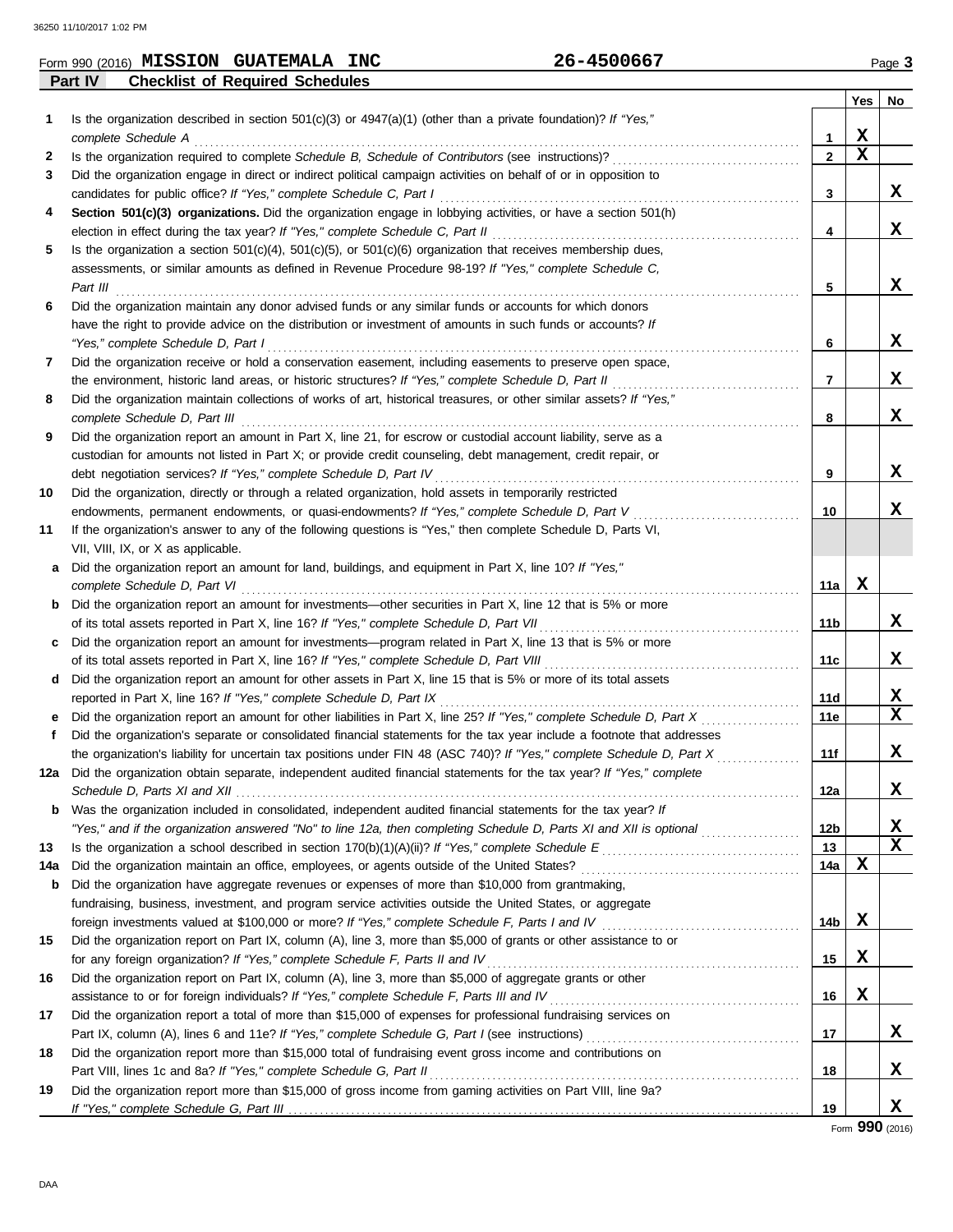Form 990 (2016) **MISSION GUATEMALA INC** **26-4500667** Page **3**

## Part IV Checklist of Required Schedules

| | | | Yes | No |
|---|---|---|---|---|
| 1 | Is the organization described in section 501(c)(3) or 4947(a)(1) (other than a private foundation)? *If "Yes," complete Schedule A* | 1 | X | |
| 2 | Is the organization required to complete *Schedule B, Schedule of Contributors* (see instructions)? | 2 | X | |
| 3 | Did the organization engage in direct or indirect political campaign activities on behalf of or in opposition to candidates for public office? *If "Yes," complete Schedule C, Part I* | 3 | | X |
| 4 | **Section 501(c)(3) organizations.** Did the organization engage in lobbying activities, or have a section 501(h) election in effect during the tax year? *If "Yes," complete Schedule C, Part II* | 4 | | X |
| 5 | Is the organization a section 501(c)(4), 501(c)(5), or 501(c)(6) organization that receives membership dues, assessments, or similar amounts as defined in Revenue Procedure 98-19? *If "Yes," complete Schedule C, Part III* | 5 | | X |
| 6 | Did the organization maintain any donor advised funds or any similar funds or accounts for which donors have the right to provide advice on the distribution or investment of amounts in such funds or accounts? *If "Yes," complete Schedule D, Part I* | 6 | | X |
| 7 | Did the organization receive or hold a conservation easement, including easements to preserve open space, the environment, historic land areas, or historic structures? *If "Yes," complete Schedule D, Part II* | 7 | | X |
| 8 | Did the organization maintain collections of works of art, historical treasures, or other similar assets? *If "Yes," complete Schedule D, Part III* | 8 | | X |
| 9 | Did the organization report an amount in Part X, line 21, for escrow or custodial account liability, serve as a custodian for amounts not listed in Part X; or provide credit counseling, debt management, credit repair, or debt negotiation services? *If "Yes," complete Schedule D, Part IV* | 9 | | X |
| 10 | Did the organization, directly or through a related organization, hold assets in temporarily restricted endowments, permanent endowments, or quasi-endowments? *If "Yes," complete Schedule D, Part V* | 10 | | X |
| 11 | If the organization's answer to any of the following questions is "Yes," then complete Schedule D, Parts VI, VII, VIII, IX, or X as applicable. | | | |
| a | Did the organization report an amount for land, buildings, and equipment in Part X, line 10? *If "Yes," complete Schedule D, Part VI* | 11a | X | |
| b | Did the organization report an amount for investments—other securities in Part X, line 12 that is 5% or more of its total assets reported in Part X, line 16? *If "Yes," complete Schedule D, Part VII* | 11b | | X |
| c | Did the organization report an amount for investments—program related in Part X, line 13 that is 5% or more of its total assets reported in Part X, line 16? *If "Yes," complete Schedule D, Part VIII* | 11c | | X |
| d | Did the organization report an amount for other assets in Part X, line 15 that is 5% or more of its total assets reported in Part X, line 16? *If "Yes," complete Schedule D, Part IX* | 11d | | X |
| e | Did the organization report an amount for other liabilities in Part X, line 25? *If "Yes," complete Schedule D, Part X* | 11e | | X |
| f | Did the organization's separate or consolidated financial statements for the tax year include a footnote that addresses the organization's liability for uncertain tax positions under FIN 48 (ASC 740)? *If "Yes," complete Schedule D, Part X* | 11f | | X |
| 12a | Did the organization obtain separate, independent audited financial statements for the tax year? *If "Yes," complete Schedule D, Parts XI and XII* | 12a | | X |
| b | Was the organization included in consolidated, independent audited financial statements for the tax year? *If "Yes," and if the organization answered "No" to line 12a, then completing Schedule D, Parts XI and XII is optional* | 12b | | X |
| 13 | Is the organization a school described in section 170(b)(1)(A)(ii)? *If "Yes," complete Schedule E* | 13 | | X |
| 14a | Did the organization maintain an office, employees, or agents outside of the United States? | 14a | X | |
| b | Did the organization have aggregate revenues or expenses of more than $10,000 from grantmaking, fundraising, business, investment, and program service activities outside the United States, or aggregate foreign investments valued at $100,000 or more? *If "Yes," complete Schedule F, Parts I and IV* | 14b | X | |
| 15 | Did the organization report on Part IX, column (A), line 3, more than $5,000 of grants or other assistance to or for any foreign organization? *If "Yes," complete Schedule F, Parts II and IV* | 15 | X | |
| 16 | Did the organization report on Part IX, column (A), line 3, more than $5,000 of aggregate grants or other assistance to or for foreign individuals? *If "Yes," complete Schedule F, Parts III and IV* | 16 | X | |
| 17 | Did the organization report a total of more than $15,000 of expenses for professional fundraising services on Part IX, column (A), lines 6 and 11e? *If "Yes," complete Schedule G, Part I* (see instructions) | 17 | | X |
| 18 | Did the organization report more than $15,000 total of fundraising event gross income and contributions on Part VIII, lines 1c and 8a? *If "Yes," complete Schedule G, Part II* | 18 | | X |
| 19 | Did the organization report more than $15,000 of gross income from gaming activities on Part VIII, line 9a? *If "Yes," complete Schedule G, Part III* | 19 | | X |

Form **990** (2016)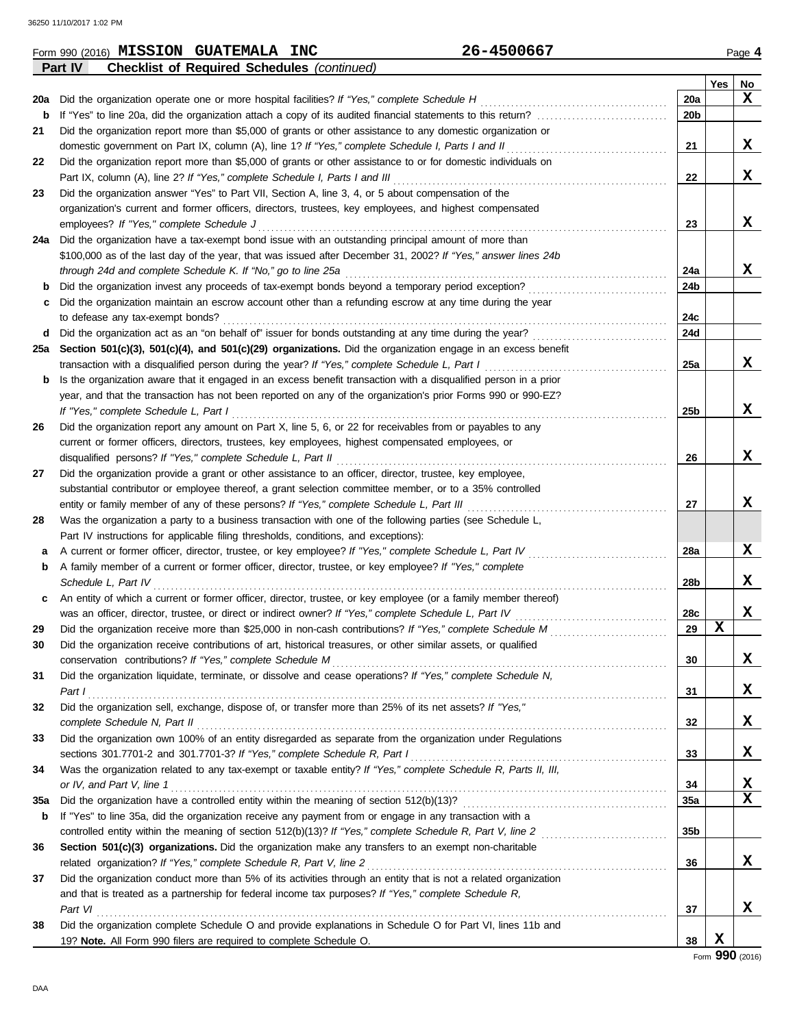Form 990 (2016) **MISSION GUATEMALA INC** **26-4500667** Page **4**

**Part IV** **Checklist of Required Schedules** *(continued)*

| | | | Yes | No |
|---|---|---|---|---|
| **20a** | Did the organization operate one or more hospital facilities? *If "Yes," complete Schedule H* | **20a** | | **X** |
| **b** | If "Yes" to line 20a, did the organization attach a copy of its audited financial statements to this return? | **20b** | | |
| **21** | Did the organization report more than $5,000 of grants or other assistance to any domestic organization or domestic government on Part IX, column (A), line 1? *If "Yes," complete Schedule I, Parts I and II* | **21** | | **X** |
| **22** | Did the organization report more than $5,000 of grants or other assistance to or for domestic individuals on Part IX, column (A), line 2? *If "Yes," complete Schedule I, Parts I and III* | **22** | | **X** |
| **23** | Did the organization answer "Yes" to Part VII, Section A, line 3, 4, or 5 about compensation of the organization's current and former officers, directors, trustees, key employees, and highest compensated employees? *If "Yes," complete Schedule J* | **23** | | **X** |
| **24a** | Did the organization have a tax-exempt bond issue with an outstanding principal amount of more than $100,000 as of the last day of the year, that was issued after December 31, 2002? *If "Yes," answer lines 24b through 24d and complete Schedule K. If "No," go to line 25a* | **24a** | | **X** |
| **b** | Did the organization invest any proceeds of tax-exempt bonds beyond a temporary period exception? | **24b** | | |
| **c** | Did the organization maintain an escrow account other than a refunding escrow at any time during the year to defease any tax-exempt bonds? | **24c** | | |
| **d** | Did the organization act as an "on behalf of" issuer for bonds outstanding at any time during the year? | **24d** | | |
| **25a** | **Section 501(c)(3), 501(c)(4), and 501(c)(29) organizations.** Did the organization engage in an excess benefit transaction with a disqualified person during the year? *If "Yes," complete Schedule L, Part I* | **25a** | | **X** |
| **b** | Is the organization aware that it engaged in an excess benefit transaction with a disqualified person in a prior year, and that the transaction has not been reported on any of the organization's prior Forms 990 or 990-EZ? *If "Yes," complete Schedule L, Part I* | **25b** | | **X** |
| **26** | Did the organization report any amount on Part X, line 5, 6, or 22 for receivables from or payables to any current or former officers, directors, trustees, key employees, highest compensated employees, or disqualified persons? *If "Yes," complete Schedule L, Part II* | **26** | | **X** |
| **27** | Did the organization provide a grant or other assistance to an officer, director, trustee, key employee, substantial contributor or employee thereof, a grant selection committee member, or to a 35% controlled entity or family member of any of these persons? *If "Yes," complete Schedule L, Part III* | **27** | | **X** |
| **28** | Was the organization a party to a business transaction with one of the following parties (see Schedule L, Part IV instructions for applicable filing thresholds, conditions, and exceptions): | | | |
| **a** | A current or former officer, director, trustee, or key employee? *If "Yes," complete Schedule L, Part IV* | **28a** | | **X** |
| **b** | A family member of a current or former officer, director, trustee, or key employee? *If "Yes," complete Schedule L, Part IV* | **28b** | | **X** |
| **c** | An entity of which a current or former officer, director, trustee, or key employee (or a family member thereof) was an officer, director, trustee, or direct or indirect owner? *If "Yes," complete Schedule L, Part IV* | **28c** | | **X** |
| **29** | Did the organization receive more than $25,000 in non-cash contributions? *If "Yes," complete Schedule M* | **29** | **X** | |
| **30** | Did the organization receive contributions of art, historical treasures, or other similar assets, or qualified conservation contributions? *If "Yes," complete Schedule M* | **30** | | **X** |
| **31** | Did the organization liquidate, terminate, or dissolve and cease operations? *If "Yes," complete Schedule N, Part I* | **31** | | **X** |
| **32** | Did the organization sell, exchange, dispose of, or transfer more than 25% of its net assets? *If "Yes," complete Schedule N, Part II* | **32** | | **X** |
| **33** | Did the organization own 100% of an entity disregarded as separate from the organization under Regulations sections 301.7701-2 and 301.7701-3? *If "Yes," complete Schedule R, Part I* | **33** | | **X** |
| **34** | Was the organization related to any tax-exempt or taxable entity? *If "Yes," complete Schedule R, Parts II, III, or IV, and Part V, line 1* | **34** | | **X** |
| **35a** | Did the organization have a controlled entity within the meaning of section 512(b)(13)? | **35a** | | **X** |
| **b** | If "Yes" to line 35a, did the organization receive any payment from or engage in any transaction with a controlled entity within the meaning of section 512(b)(13)? *If "Yes," complete Schedule R, Part V, line 2* | **35b** | | |
| **36** | **Section 501(c)(3) organizations.** Did the organization make any transfers to an exempt non-charitable related organization? *If "Yes," complete Schedule R, Part V, line 2* | **36** | | **X** |
| **37** | Did the organization conduct more than 5% of its activities through an entity that is not a related organization and that is treated as a partnership for federal income tax purposes? *If "Yes," complete Schedule R, Part VI* | **37** | | **X** |
| **38** | Did the organization complete Schedule O and provide explanations in Schedule O for Part VI, lines 11b and 19? **Note.** All Form 990 filers are required to complete Schedule O. | **38** | **X** | |

Form **990** (2016)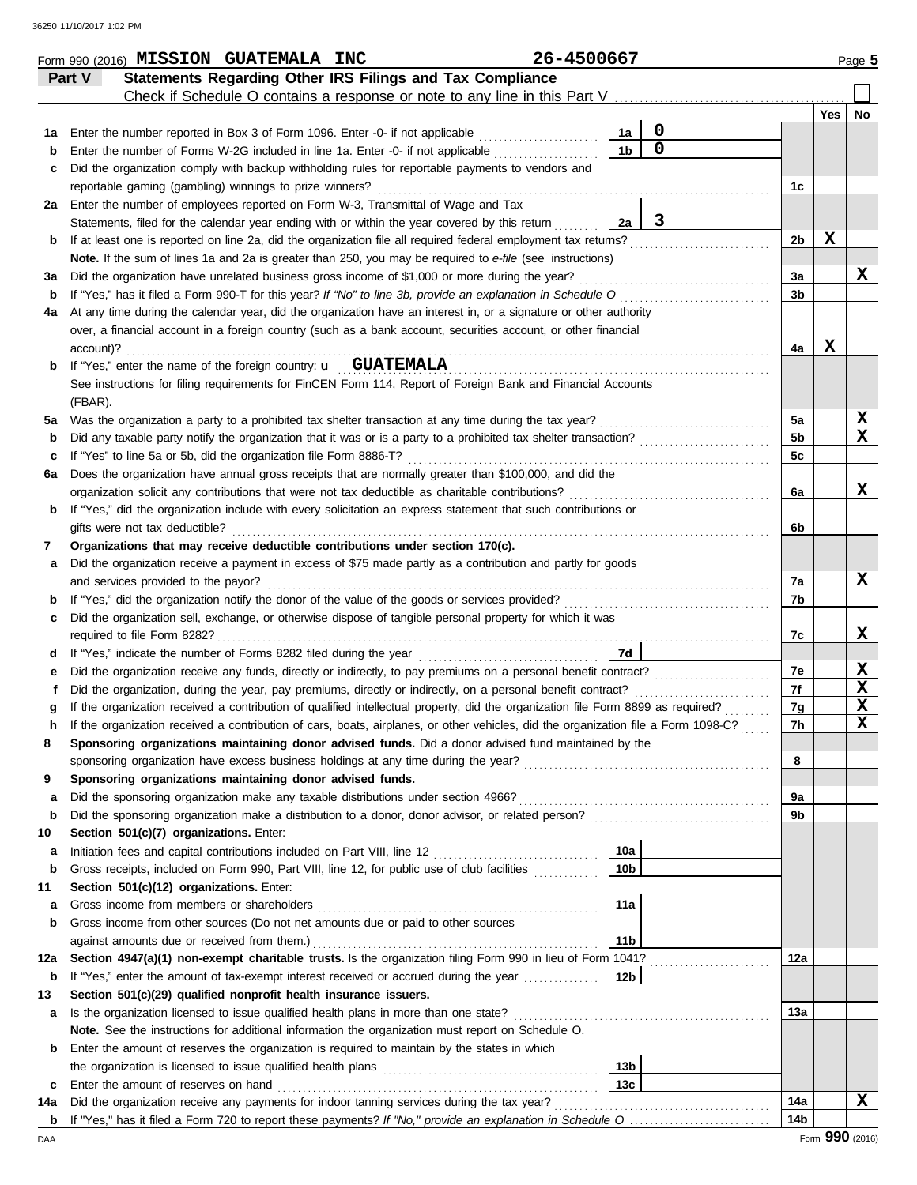Form 990 (2016) **MISSION GUATEMALA INC** 26-4500667 Page **5**

## Part V Statements Regarding Other IRS Filings and Tax Compliance

Check if Schedule O contains a response or note to any line in this Part V ☐

| | | | | | Yes | No |
|---|---|---|---|---|---|---|
| **1a** | Enter the number reported in Box 3 of Form 1096. Enter -0- if not applicable | 1a | 0 | | | |
| **b** | Enter the number of Forms W-2G included in line 1a. Enter -0- if not applicable | 1b | 0 | | | |
| **c** | Did the organization comply with backup withholding rules for reportable payments to vendors and reportable gaming (gambling) winnings to prize winners? | | | 1c | | |
| **2a** | Enter the number of employees reported on Form W-3, Transmittal of Wage and Tax Statements, filed for the calendar year ending with or within the year covered by this return | 2a | 3 | | | |
| **b** | If at least one is reported on line 2a, did the organization file all required federal employment tax returns? | | | 2b | X | |
| | **Note.** If the sum of lines 1a and 2a is greater than 250, you may be required to *e-file* (see instructions) | | | | | |
| **3a** | Did the organization have unrelated business gross income of $1,000 or more during the year? | | | 3a | | X |
| **b** | If "Yes," has it filed a Form 990-T for this year? *If "No" to line 3b, provide an explanation in Schedule O* | | | 3b | | |
| **4a** | At any time during the calendar year, did the organization have an interest in, or a signature or other authority over, a financial account in a foreign country (such as a bank account, securities account, or other financial account)? | | | 4a | X | |
| **b** | If "Yes," enter the name of the foreign country: u **GUATEMALA** | | | | | |
| | See instructions for filing requirements for FinCEN Form 114, Report of Foreign Bank and Financial Accounts (FBAR). | | | | | |
| **5a** | Was the organization a party to a prohibited tax shelter transaction at any time during the tax year? | | | 5a | | X |
| **b** | Did any taxable party notify the organization that it was or is a party to a prohibited tax shelter transaction? | | | 5b | | X |
| **c** | If "Yes" to line 5a or 5b, did the organization file Form 8886-T? | | | 5c | | |
| **6a** | Does the organization have annual gross receipts that are normally greater than $100,000, and did the organization solicit any contributions that were not tax deductible as charitable contributions? | | | 6a | | X |
| **b** | If "Yes," did the organization include with every solicitation an express statement that such contributions or gifts were not tax deductible? | | | 6b | | |
| **7** | **Organizations that may receive deductible contributions under section 170(c).** | | | | | |
| **a** | Did the organization receive a payment in excess of $75 made partly as a contribution and partly for goods and services provided to the payor? | | | 7a | | X |
| **b** | If "Yes," did the organization notify the donor of the value of the goods or services provided? | | | 7b | | |
| **c** | Did the organization sell, exchange, or otherwise dispose of tangible personal property for which it was required to file Form 8282? | | | 7c | | X |
| **d** | If "Yes," indicate the number of Forms 8282 filed during the year | 7d | | | | |
| **e** | Did the organization receive any funds, directly or indirectly, to pay premiums on a personal benefit contract? | | | 7e | | X |
| **f** | Did the organization, during the year, pay premiums, directly or indirectly, on a personal benefit contract? | | | 7f | | X |
| **g** | If the organization received a contribution of qualified intellectual property, did the organization file Form 8899 as required? | | | 7g | | X |
| **h** | If the organization received a contribution of cars, boats, airplanes, or other vehicles, did the organization file a Form 1098-C? | | | 7h | | X |
| **8** | **Sponsoring organizations maintaining donor advised funds.** Did a donor advised fund maintained by the sponsoring organization have excess business holdings at any time during the year? | | | 8 | | |
| **9** | **Sponsoring organizations maintaining donor advised funds.** | | | | | |
| **a** | Did the sponsoring organization make any taxable distributions under section 4966? | | | 9a | | |
| **b** | Did the sponsoring organization make a distribution to a donor, donor advisor, or related person? | | | 9b | | |
| **10** | **Section 501(c)(7) organizations.** Enter: | | | | | |
| **a** | Initiation fees and capital contributions included on Part VIII, line 12 | 10a | | | | |
| **b** | Gross receipts, included on Form 990, Part VIII, line 12, for public use of club facilities | 10b | | | | |
| **11** | **Section 501(c)(12) organizations.** Enter: | | | | | |
| **a** | Gross income from members or shareholders | 11a | | | | |
| **b** | Gross income from other sources (Do not net amounts due or paid to other sources against amounts due or received from them.) | 11b | | | | |
| **12a** | **Section 4947(a)(1) non-exempt charitable trusts.** Is the organization filing Form 990 in lieu of Form 1041? | | | 12a | | |
| **b** | If "Yes," enter the amount of tax-exempt interest received or accrued during the year | 12b | | | | |
| **13** | **Section 501(c)(29) qualified nonprofit health insurance issuers.** | | | | | |
| **a** | Is the organization licensed to issue qualified health plans in more than one state? | | | 13a | | |
| | **Note.** See the instructions for additional information the organization must report on Schedule O. | | | | | |
| **b** | Enter the amount of reserves the organization is required to maintain by the states in which the organization is licensed to issue qualified health plans | 13b | | | | |
| **c** | Enter the amount of reserves on hand | 13c | | | | |
| **14a** | Did the organization receive any payments for indoor tanning services during the tax year? | | | 14a | | X |
| **b** | If "Yes," has it filed a Form 720 to report these payments? *If "No," provide an explanation in Schedule O* | | | 14b | | |

Form **990** (2016)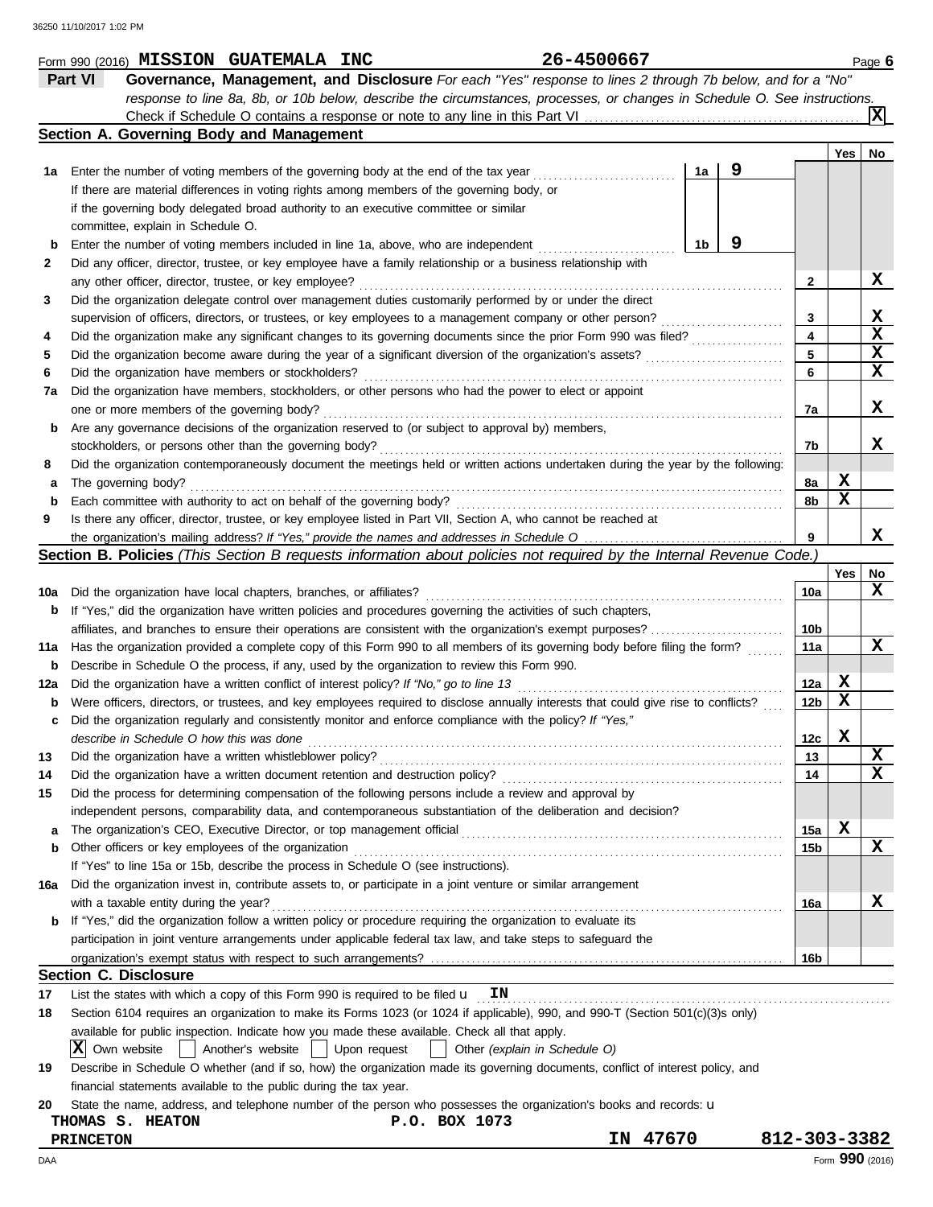Form 990 (2016) **MISSION GUATEMALA INC** 26-4500667 Page **6**

## Part VI — Governance, Management, and Disclosure

*For each "Yes" response to lines 2 through 7b below, and for a "No" response to line 8a, 8b, or 10b below, describe the circumstances, processes, or changes in Schedule O. See instructions.*

Check if Schedule O contains a response or note to any line in this Part VI . . . . . . [X]

### Section A. Governing Body and Management

| | | | | Yes | No |
|---|---|---|---|---|---|
| **1a** | Enter the number of voting members of the governing body at the end of the tax year. If there are material differences in voting rights among members of the governing body, or if the governing body delegated broad authority to an executive committee or similar committee, explain in Schedule O. | 1a: 9 | | | |
| **b** | Enter the number of voting members included in line 1a, above, who are independent | 1b: 9 | | | |
| **2** | Did any officer, director, trustee, or key employee have a family relationship or a business relationship with any other officer, director, trustee, or key employee? | | 2 | | X |
| **3** | Did the organization delegate control over management duties customarily performed by or under the direct supervision of officers, directors, or trustees, or key employees to a management company or other person? | | 3 | | X |
| **4** | Did the organization make any significant changes to its governing documents since the prior Form 990 was filed? | | 4 | | X |
| **5** | Did the organization become aware during the year of a significant diversion of the organization's assets? | | 5 | | X |
| **6** | Did the organization have members or stockholders? | | 6 | | X |
| **7a** | Did the organization have members, stockholders, or other persons who had the power to elect or appoint one or more members of the governing body? | | 7a | | X |
| **b** | Are any governance decisions of the organization reserved to (or subject to approval by) members, stockholders, or persons other than the governing body? | | 7b | | X |
| **8** | Did the organization contemporaneously document the meetings held or written actions undertaken during the year by the following: | | | | |
| **a** | The governing body? | | 8a | X | |
| **b** | Each committee with authority to act on behalf of the governing body? | | 8b | X | |
| **9** | Is there any officer, director, trustee, or key employee listed in Part VII, Section A, who cannot be reached at the organization's mailing address? *If "Yes," provide the names and addresses in Schedule O* | | 9 | | X |

### Section B. Policies *(This Section B requests information about policies not required by the Internal Revenue Code.)*

| | | | Yes | No |
|---|---|---|---|---|
| **10a** | Did the organization have local chapters, branches, or affiliates? | 10a | | X |
| **b** | If "Yes," did the organization have written policies and procedures governing the activities of such chapters, affiliates, and branches to ensure their operations are consistent with the organization's exempt purposes? | 10b | | |
| **11a** | Has the organization provided a complete copy of this Form 990 to all members of its governing body before filing the form? | 11a | | X |
| **b** | Describe in Schedule O the process, if any, used by the organization to review this Form 990. | | | |
| **12a** | Did the organization have a written conflict of interest policy? *If "No," go to line 13* | 12a | X | |
| **b** | Were officers, directors, or trustees, and key employees required to disclose annually interests that could give rise to conflicts? | 12b | X | |
| **c** | Did the organization regularly and consistently monitor and enforce compliance with the policy? *If "Yes," describe in Schedule O how this was done* | 12c | X | |
| **13** | Did the organization have a written whistleblower policy? | 13 | | X |
| **14** | Did the organization have a written document retention and destruction policy? | 14 | | X |
| **15** | Did the process for determining compensation of the following persons include a review and approval by independent persons, comparability data, and contemporaneous substantiation of the deliberation and decision? | | | |
| **a** | The organization's CEO, Executive Director, or top management official | 15a | X | |
| **b** | Other officers or key employees of the organization | 15b | | X |
| | If "Yes" to line 15a or 15b, describe the process in Schedule O (see instructions). | | | |
| **16a** | Did the organization invest in, contribute assets to, or participate in a joint venture or similar arrangement with a taxable entity during the year? | 16a | | X |
| **b** | If "Yes," did the organization follow a written policy or procedure requiring the organization to evaluate its participation in joint venture arrangements under applicable federal tax law, and take steps to safeguard the organization's exempt status with respect to such arrangements? | 16b | | |

### Section C. Disclosure

**17** List the states with which a copy of this Form 990 is required to be filed u **IN**

**18** Section 6104 requires an organization to make its Forms 1023 (or 1024 if applicable), 990, and 990-T (Section 501(c)(3)s only) available for public inspection. Indicate how you made these available. Check all that apply.

[X] Own website [ ] Another's website [ ] Upon request [ ] Other *(explain in Schedule O)*

**19** Describe in Schedule O whether (and if so, how) the organization made its governing documents, conflict of interest policy, and financial statements available to the public during the tax year.

**20** State the name, address, and telephone number of the person who possesses the organization's books and records: u

**THOMAS S. HEATON** P.O. BOX 1073
**PRINCETON** IN 47670 812-303-3382

Form **990** (2016)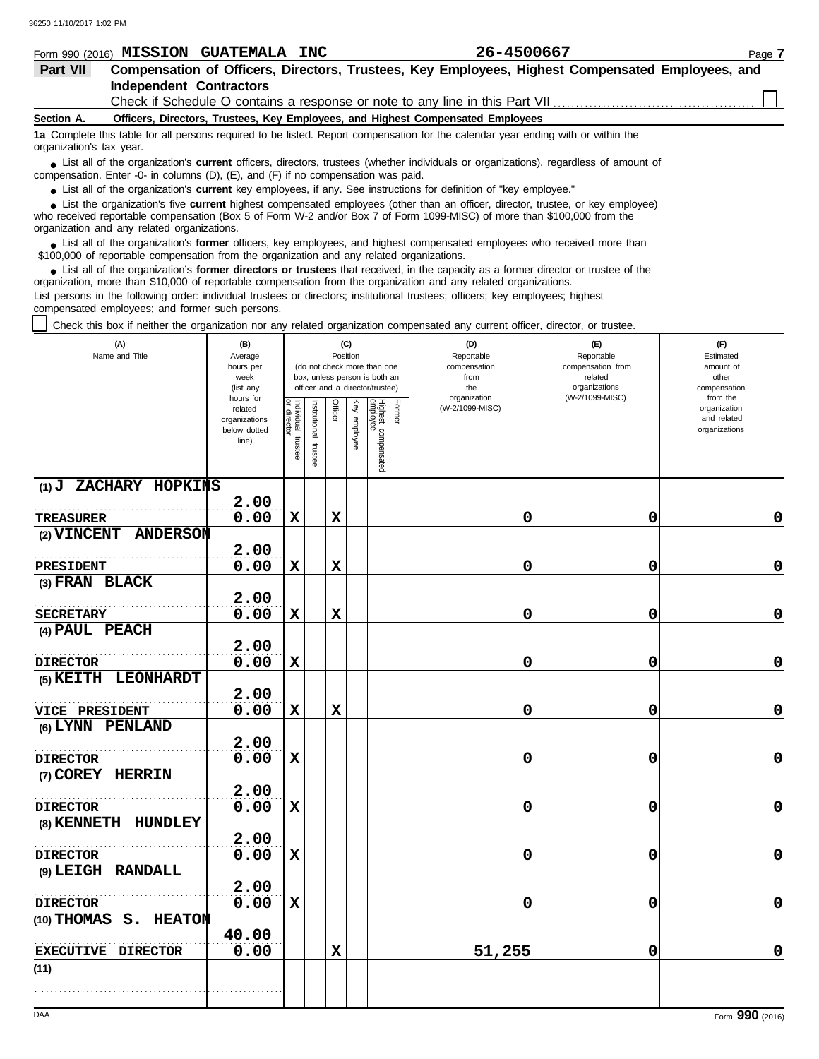Form 990 (2016) **MISSION GUATEMALA INC** **26-4500667** Page **7**

## Part VII Compensation of Officers, Directors, Trustees, Key Employees, Highest Compensated Employees, and Independent Contractors

Check if Schedule O contains a response or note to any line in this Part VII ☐

**Section A. Officers, Directors, Trustees, Key Employees, and Highest Compensated Employees**

**1a** Complete this table for all persons required to be listed. Report compensation for the calendar year ending with or within the organization's tax year.

- List all of the organization's **current** officers, directors, trustees (whether individuals or organizations), regardless of amount of compensation. Enter -0- in columns (D), (E), and (F) if no compensation was paid.
- List all of the organization's **current** key employees, if any. See instructions for definition of "key employee."
- List the organization's five **current** highest compensated employees (other than an officer, director, trustee, or key employee) who received reportable compensation (Box 5 of Form W-2 and/or Box 7 of Form 1099-MISC) of more than $100,000 from the organization and any related organizations.
- List all of the organization's **former** officers, key employees, and highest compensated employees who received more than $100,000 of reportable compensation from the organization and any related organizations.
- List all of the organization's **former directors or trustees** that received, in the capacity as a former director or trustee of the organization, more than $10,000 of reportable compensation from the organization and any related organizations.

List persons in the following order: individual trustees or directors; institutional trustees; officers; key employees; highest compensated employees; and former such persons.

☐ Check this box if neither the organization nor any related organization compensated any current officer, director, or trustee.

| (A) Name and Title | (B) Average hours per week (list any hours for related organizations below dotted line) | (C) Position (do not check more than one box, unless person is both an officer and a director/trustee): Individual trustee or director | Institutional trustee | Officer | Key employee | Highest compensated employee | Former | (D) Reportable compensation from the organization (W-2/1099-MISC) | (E) Reportable compensation from related organizations (W-2/1099-MISC) | (F) Estimated amount of other compensation from the organization and related organizations |
|---|---|---|---|---|---|---|---|---|---|---|
| (1) **J ZACHARY HOPKINS**<br>**TREASURER** | 2.00<br>0.00 | X | | X | | | | 0 | 0 | 0 |
| (2) **VINCENT ANDERSON**<br>**PRESIDENT** | 2.00<br>0.00 | X | | X | | | | 0 | 0 | 0 |
| (3) **FRAN BLACK**<br>**SECRETARY** | 2.00<br>0.00 | X | | X | | | | 0 | 0 | 0 |
| (4) **PAUL PEACH**<br>**DIRECTOR** | 2.00<br>0.00 | X | | | | | | 0 | 0 | 0 |
| (5) **KEITH LEONHARDT**<br>**VICE PRESIDENT** | 2.00<br>0.00 | X | | X | | | | 0 | 0 | 0 |
| (6) **LYNN PENLAND**<br>**DIRECTOR** | 2.00<br>0.00 | X | | | | | | 0 | 0 | 0 |
| (7) **COREY HERRIN**<br>**DIRECTOR** | 2.00<br>0.00 | X | | | | | | 0 | 0 | 0 |
| (8) **KENNETH HUNDLEY**<br>**DIRECTOR** | 2.00<br>0.00 | X | | | | | | 0 | 0 | 0 |
| (9) **LEIGH RANDALL**<br>**DIRECTOR** | 2.00<br>0.00 | X | | | | | | 0 | 0 | 0 |
| (10) **THOMAS S. HEATON**<br>**EXECUTIVE DIRECTOR** | 40.00<br>0.00 | | | X | | | | 51,255 | 0 | 0 |
| (11) | | | | | | | | | | |

Form **990** (2016)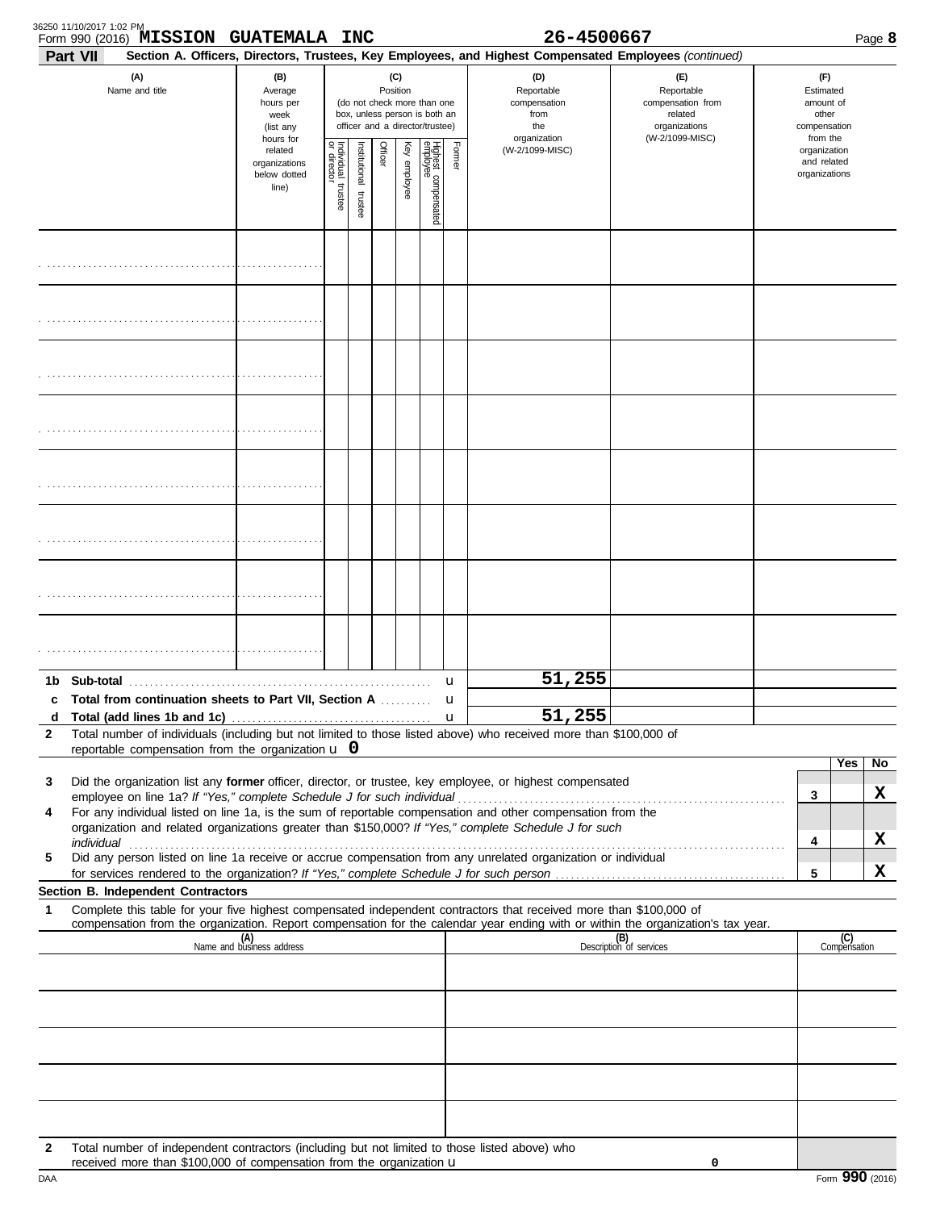Form 990 (2016) **MISSION GUATEMALA INC** 26-4500667

**Part VII** **Section A. Officers, Directors, Trustees, Key Employees, and Highest Compensated Employees** *(continued)*

| (A) Name and title | (B) Average hours per week (list any hours for related organizations below dotted line) | (C) Position: Individual trustee or director | Institutional trustee | Officer | Key employee | Highest compensated employee | Former | (D) Reportable compensation from the organization (W-2/1099-MISC) | (E) Reportable compensation from related organizations (W-2/1099-MISC) | (F) Estimated amount of other compensation from the organization and related organizations |
|---|---|---|---|---|---|---|---|---|---|---|
| | | | | | | | | | | |
| | | | | | | | | | | |
| | | | | | | | | | | |
| | | | | | | | | | | |
| | | | | | | | | | | |
| | | | | | | | | | | |
| | | | | | | | | | | |
| | | | | | | | | | | |

| | | (D) | (E) | (F) |
|---|---|---|---|---|
| **1b** | **Sub-total** | 51,255 | | |
| **c** | **Total from continuation sheets to Part VII, Section A** | | | |
| **d** | **Total (add lines 1b and 1c)** | 51,255 | | |

**2** Total number of individuals (including but not limited to those listed above) who received more than $100,000 of reportable compensation from the organization u **0**

| | | | Yes | No |
|---|---|---|---|---|
| **3** | Did the organization list any **former** officer, director, or trustee, key employee, or highest compensated employee on line 1a? *If "Yes," complete Schedule J for such individual* | 3 | | X |
| **4** | For any individual listed on line 1a, is the sum of reportable compensation and other compensation from the organization and related organizations greater than $150,000? *If "Yes," complete Schedule J for such individual* | 4 | | X |
| **5** | Did any person listed on line 1a receive or accrue compensation from any unrelated organization or individual for services rendered to the organization? *If "Yes," complete Schedule J for such person* | 5 | | X |

**Section B. Independent Contractors**

**1** Complete this table for your five highest compensated independent contractors that received more than $100,000 of compensation from the organization. Report compensation for the calendar year ending with or within the organization's tax year.

| (A) Name and business address | (B) Description of services | (C) Compensation |
|---|---|---|
| | | |
| | | |
| | | |
| | | |
| | | |

**2** Total number of independent contractors (including but not limited to those listed above) who received more than $100,000 of compensation from the organization u 0

Form **990** (2016)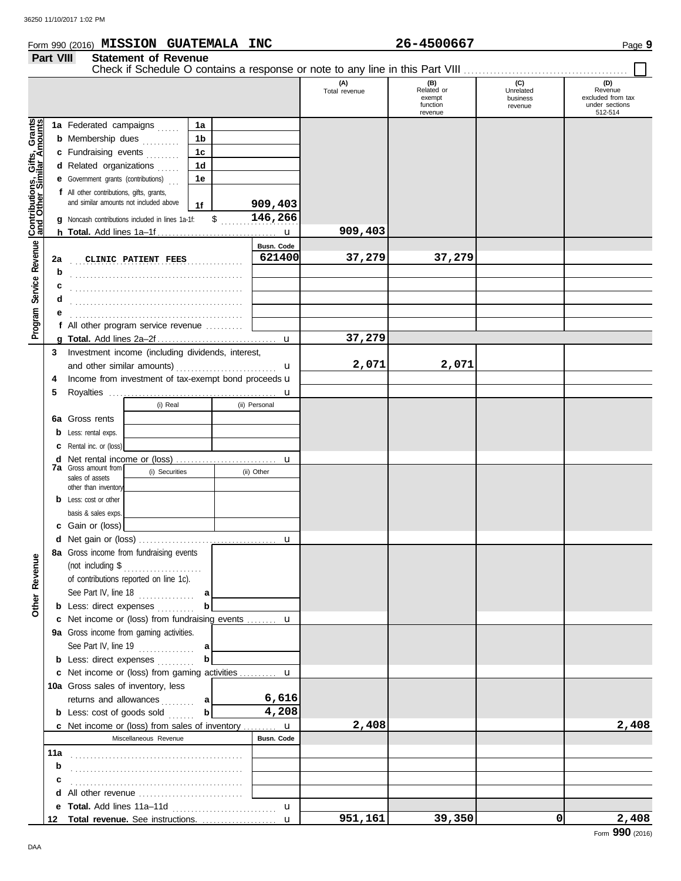Form 990 (2016) **MISSION GUATEMALA INC** **26-4500667** Page **9**

## Part VIII Statement of Revenue

Check if Schedule O contains a response or note to any line in this Part VIII ☐

| | | | (A) Total revenue | (B) Related or exempt function revenue | (C) Unrelated business revenue | (D) Revenue excluded from tax under sections 512-514 |
|---|---|---|---|---|---|---|
| **Contributions, Gifts, Grants and Other Similar Amounts** | | | | | | |
| 1a Federated campaigns | 1a | | | | | |
| b Membership dues | 1b | | | | | |
| c Fundraising events | 1c | | | | | |
| d Related organizations | 1d | | | | | |
| e Government grants (contributions) | 1e | | | | | |
| f All other contributions, gifts, grants, and similar amounts not included above | 1f | 909,403 | | | | |
| g Noncash contributions included in lines 1a-1f: | $ | 146,266 | | | | |
| h **Total.** Add lines 1a–1f | | | 909,403 | | | |
| **Program Service Revenue** | | Busn. Code | | | | |
| 2a CLINIC PATIENT FEES | | 621400 | 37,279 | 37,279 | | |
| b | | | | | | |
| c | | | | | | |
| d | | | | | | |
| e | | | | | | |
| f All other program service revenue | | | | | | |
| g **Total.** Add lines 2a–2f | | | 37,279 | | | |
| **Other Revenue** | | | | | | |
| 3 Investment income (including dividends, interest, and other similar amounts) | | | 2,071 | 2,071 | | |
| 4 Income from investment of tax-exempt bond proceeds | | | | | | |
| 5 Royalties | | | | | | |
| | (i) Real | (ii) Personal | | | | |
| 6a Gross rents | | | | | | |
| b Less: rental exps. | | | | | | |
| c Rental inc. or (loss) | | | | | | |
| d Net rental income or (loss) | | | | | | |
| 7a Gross amount from sales of assets other than inventory | (i) Securities | (ii) Other | | | | |
| b Less: cost or other basis & sales exps. | | | | | | |
| c Gain or (loss) | | | | | | |
| d Net gain or (loss) | | | | | | |
| 8a Gross income from fundraising events (not including $ of contributions reported on line 1c). See Part IV, line 18 | a | | | | | |
| b Less: direct expenses | b | | | | | |
| c Net income or (loss) from fundraising events | | | | | | |
| 9a Gross income from gaming activities. See Part IV, line 19 | a | | | | | |
| b Less: direct expenses | b | | | | | |
| c Net income or (loss) from gaming activities | | | | | | |
| 10a Gross sales of inventory, less returns and allowances | a | 6,616 | | | | |
| b Less: cost of goods sold | b | 4,208 | | | | |
| c Net income or (loss) from sales of inventory | | | 2,408 | | | 2,408 |
| Miscellaneous Revenue | | Busn. Code | | | | |
| 11a | | | | | | |
| b | | | | | | |
| c | | | | | | |
| d All other revenue | | | | | | |
| e **Total.** Add lines 11a–11d | | | | | | |
| 12 **Total revenue.** See instructions. | | | 951,161 | 39,350 | 0 | 2,408 |

Form **990** (2016)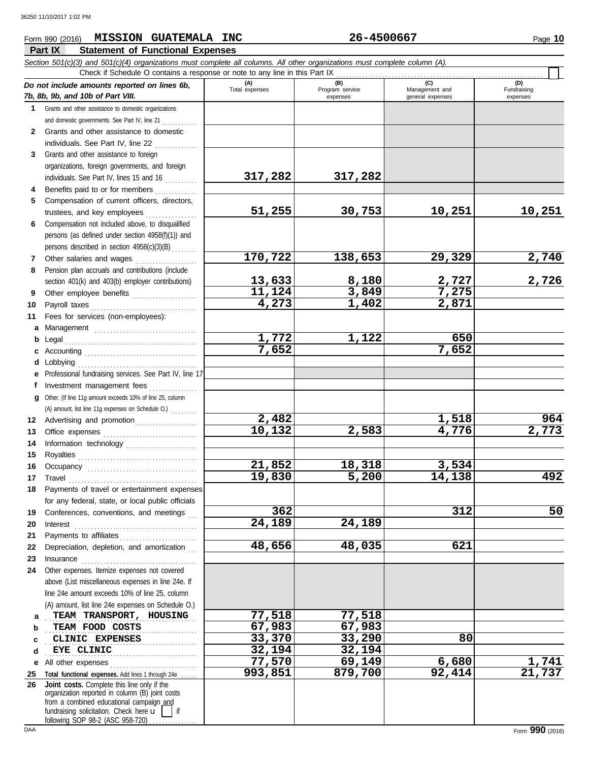Form 990 (2016) **MISSION GUATEMALA INC** **26-4500667**

## Part IX Statement of Functional Expenses

*Section 501(c)(3) and 501(c)(4) organizations must complete all columns. All other organizations must complete column (A).*

Check if Schedule O contains a response or note to any line in this Part IX ☐

| *Do not include amounts reported on lines 6b, 7b, 8b, 9b, and 10b of Part VIII.* | (A) Total expenses | (B) Program service expenses | (C) Management and general expenses | (D) Fundraising expenses |
|---|---|---|---|---|
| **1** Grants and other assistance to domestic organizations and domestic governments. See Part IV, line 21 | | | | |
| **2** Grants and other assistance to domestic individuals. See Part IV, line 22 | | | | |
| **3** Grants and other assistance to foreign organizations, foreign governments, and foreign individuals. See Part IV, lines 15 and 16 | **317,282** | **317,282** | | |
| **4** Benefits paid to or for members | | | | |
| **5** Compensation of current officers, directors, trustees, and key employees | **51,255** | **30,753** | **10,251** | **10,251** |
| **6** Compensation not included above, to disqualified persons (as defined under section 4958(f)(1)) and persons described in section 4958(c)(3)(B) | | | | |
| **7** Other salaries and wages | **170,722** | **138,653** | **29,329** | **2,740** |
| **8** Pension plan accruals and contributions (include section 401(k) and 403(b) employer contributions) | **13,633** | **8,180** | **2,727** | **2,726** |
| **9** Other employee benefits | **11,124** | **3,849** | **7,275** | |
| **10** Payroll taxes | **4,273** | **1,402** | **2,871** | |
| **11** Fees for services (non-employees): | | | | |
| **a** Management | | | | |
| **b** Legal | **1,772** | **1,122** | **650** | |
| **c** Accounting | **7,652** | | **7,652** | |
| **d** Lobbying | | | | |
| **e** Professional fundraising services. See Part IV, line 17 | | | | |
| **f** Investment management fees | | | | |
| **g** Other. (If line 11g amount exceeds 10% of line 25, column (A) amount, list line 11g expenses on Schedule O.) | | | | |
| **12** Advertising and promotion | **2,482** | | **1,518** | **964** |
| **13** Office expenses | **10,132** | **2,583** | **4,776** | **2,773** |
| **14** Information technology | | | | |
| **15** Royalties | | | | |
| **16** Occupancy | **21,852** | **18,318** | **3,534** | |
| **17** Travel | **19,830** | **5,200** | **14,138** | **492** |
| **18** Payments of travel or entertainment expenses for any federal, state, or local public officials | | | | |
| **19** Conferences, conventions, and meetings | **362** | | **312** | **50** |
| **20** Interest | **24,189** | **24,189** | | |
| **21** Payments to affiliates | | | | |
| **22** Depreciation, depletion, and amortization | **48,656** | **48,035** | **621** | |
| **23** Insurance | | | | |
| **24** Other expenses. Itemize expenses not covered above (List miscellaneous expenses in line 24e. If line 24e amount exceeds 10% of line 25, column (A) amount, list line 24e expenses on Schedule O.) | | | | |
| **a** TEAM TRANSPORT, HOUSING | **77,518** | **77,518** | | |
| **b** TEAM FOOD COSTS | **67,983** | **67,983** | | |
| **c** CLINIC EXPENSES | **33,370** | **33,290** | **80** | |
| **d** EYE CLINIC | **32,194** | **32,194** | | |
| **e** All other expenses | **77,570** | **69,149** | **6,680** | **1,741** |
| **25 Total functional expenses.** Add lines 1 through 24e | **993,851** | **879,700** | **92,414** | **21,737** |
| **26 Joint costs.** Complete this line only if the organization reported in column (B) joint costs from a combined educational campaign and fundraising solicitation. Check here ☐ if following SOP 98-2 (ASC 958-720) | | | | |

Form **990** (2016)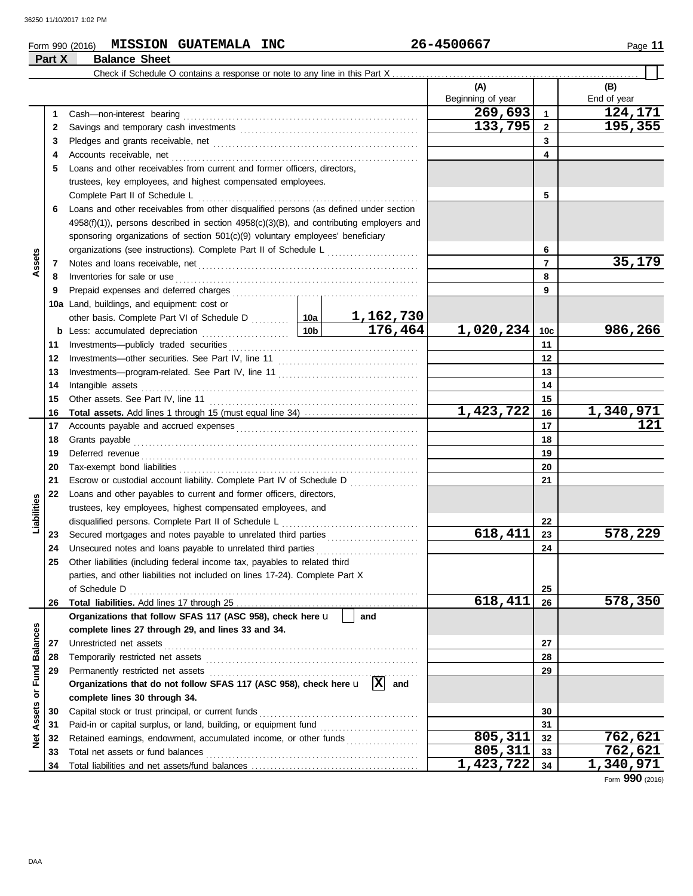Form 990 (2016) **MISSION GUATEMALA INC** **26-4500667**

**Part X Balance Sheet**

Check if Schedule O contains a response or note to any line in this Part X . . . . . . . . . . . . . . . . . . . . . . . . . . . . . . . . . . . . . . . . . . . . . . . . . . . . . . . . . . . . . . . . . . ☐

| | | Description | | | (A) Beginning of year | | (B) End of year |
|---|---|---|---|---|---|---|---|
| **Assets** | 1 | Cash—non-interest bearing | | | 269,693 | 1 | 124,171 |
| | 2 | Savings and temporary cash investments | | | 133,795 | 2 | 195,355 |
| | 3 | Pledges and grants receivable, net | | | | 3 | |
| | 4 | Accounts receivable, net | | | | 4 | |
| | 5 | Loans and other receivables from current and former officers, directors, trustees, key employees, and highest compensated employees. Complete Part II of Schedule L | | | | 5 | |
| | 6 | Loans and other receivables from other disqualified persons (as defined under section 4958(f)(1)), persons described in section 4958(c)(3)(B), and contributing employers and sponsoring organizations of section 501(c)(9) voluntary employees' beneficiary organizations (see instructions). Complete Part II of Schedule L | | | | 6 | |
| | 7 | Notes and loans receivable, net | | | | 7 | 35,179 |
| | 8 | Inventories for sale or use | | | | 8 | |
| | 9 | Prepaid expenses and deferred charges | | | | 9 | |
| | 10a | Land, buildings, and equipment: cost or other basis. Complete Part VI of Schedule D | 10a | 1,162,730 | | | |
| | b | Less: accumulated depreciation | 10b | 176,464 | 1,020,234 | 10c | 986,266 |
| | 11 | Investments—publicly traded securities | | | | 11 | |
| | 12 | Investments—other securities. See Part IV, line 11 | | | | 12 | |
| | 13 | Investments—program-related. See Part IV, line 11 | | | | 13 | |
| | 14 | Intangible assets | | | | 14 | |
| | 15 | Other assets. See Part IV, line 11 | | | | 15 | |
| | 16 | **Total assets.** Add lines 1 through 15 (must equal line 34) | | | 1,423,722 | 16 | 1,340,971 |
| **Liabilities** | 17 | Accounts payable and accrued expenses | | | | 17 | 121 |
| | 18 | Grants payable | | | | 18 | |
| | 19 | Deferred revenue | | | | 19 | |
| | 20 | Tax-exempt bond liabilities | | | | 20 | |
| | 21 | Escrow or custodial account liability. Complete Part IV of Schedule D | | | | 21 | |
| | 22 | Loans and other payables to current and former officers, directors, trustees, key employees, highest compensated employees, and disqualified persons. Complete Part II of Schedule L | | | | 22 | |
| | 23 | Secured mortgages and notes payable to unrelated third parties | | | 618,411 | 23 | 578,229 |
| | 24 | Unsecured notes and loans payable to unrelated third parties | | | | 24 | |
| | 25 | Other liabilities (including federal income tax, payables to related third parties, and other liabilities not included on lines 17-24). Complete Part X of Schedule D | | | | 25 | |
| | 26 | **Total liabilities.** Add lines 17 through 25 | | | 618,411 | 26 | 578,350 |
| **Net Assets or Fund Balances** | | **Organizations that follow SFAS 117 (ASC 958), check here** u ☐ **and complete lines 27 through 29, and lines 33 and 34.** | | | | | |
| | 27 | Unrestricted net assets | | | | 27 | |
| | 28 | Temporarily restricted net assets | | | | 28 | |
| | 29 | Permanently restricted net assets | | | | 29 | |
| | | **Organizations that do not follow SFAS 117 (ASC 958), check here** u ☒ **and complete lines 30 through 34.** | | | | | |
| | 30 | Capital stock or trust principal, or current funds | | | | 30 | |
| | 31 | Paid-in or capital surplus, or land, building, or equipment fund | | | | 31 | |
| | 32 | Retained earnings, endowment, accumulated income, or other funds | | | 805,311 | 32 | 762,621 |
| | 33 | Total net assets or fund balances | | | 805,311 | 33 | 762,621 |
| | 34 | Total liabilities and net assets/fund balances | | | 1,423,722 | 34 | 1,340,971 |

Form **990** (2016)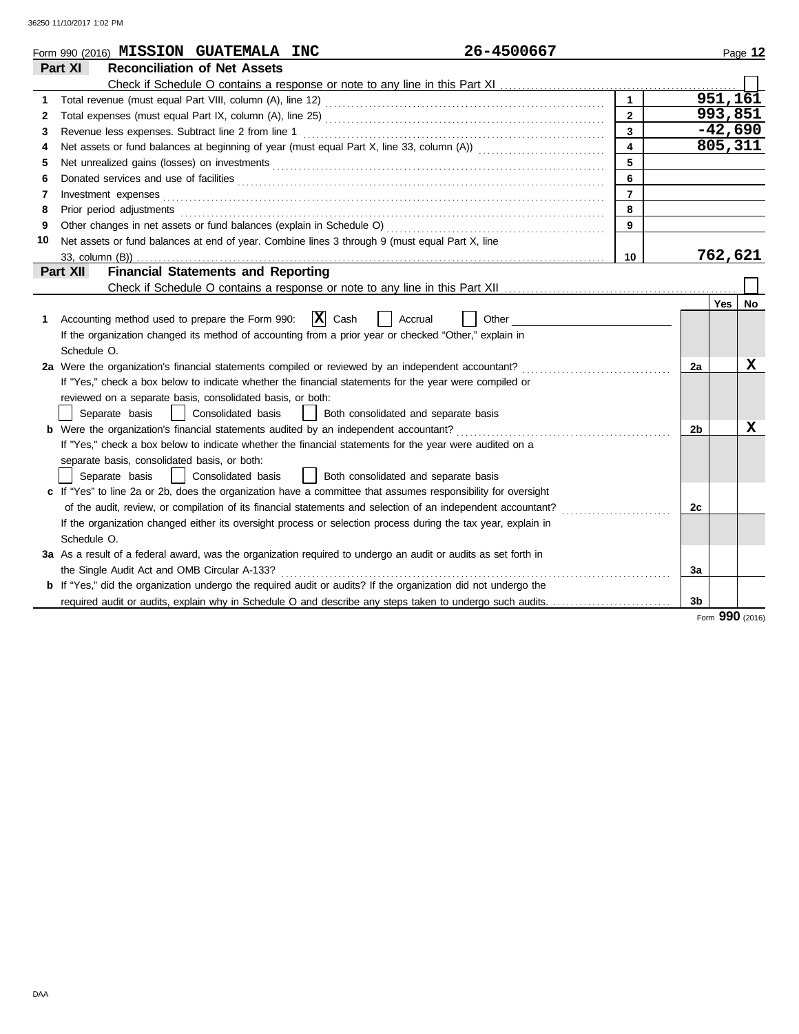Form 990 (2016) **MISSION GUATEMALA INC** **26-4500667**

## Part XI Reconciliation of Net Assets

Check if Schedule O contains a response or note to any line in this Part XI [ ]

| | | | |
|---|---|---|---|
| 1 | Total revenue (must equal Part VIII, column (A), line 12) | 1 | 951,161 |
| 2 | Total expenses (must equal Part IX, column (A), line 25) | 2 | 993,851 |
| 3 | Revenue less expenses. Subtract line 2 from line 1 | 3 | -42,690 |
| 4 | Net assets or fund balances at beginning of year (must equal Part X, line 33, column (A)) | 4 | 805,311 |
| 5 | Net unrealized gains (losses) on investments | 5 | |
| 6 | Donated services and use of facilities | 6 | |
| 7 | Investment expenses | 7 | |
| 8 | Prior period adjustments | 8 | |
| 9 | Other changes in net assets or fund balances (explain in Schedule O) | 9 | |
| 10 | Net assets or fund balances at end of year. Combine lines 3 through 9 (must equal Part X, line 33, column (B)) | 10 | 762,621 |

## Part XII Financial Statements and Reporting

Check if Schedule O contains a response or note to any line in this Part XII [ ]

| | | | Yes | No |
|---|---|---|---|---|
| 1 | Accounting method used to prepare the Form 990: [X] Cash [ ] Accrual [ ] Other ____ If the organization changed its method of accounting from a prior year or checked "Other," explain in Schedule O. | | | |
| 2a | Were the organization's financial statements compiled or reviewed by an independent accountant? If "Yes," check a box below to indicate whether the financial statements for the year were compiled or reviewed on a separate basis, consolidated basis, or both: [ ] Separate basis [ ] Consolidated basis [ ] Both consolidated and separate basis | 2a | | X |
| b | Were the organization's financial statements audited by an independent accountant? If "Yes," check a box below to indicate whether the financial statements for the year were audited on a separate basis, consolidated basis, or both: [ ] Separate basis [ ] Consolidated basis [ ] Both consolidated and separate basis | 2b | | X |
| c | If "Yes" to line 2a or 2b, does the organization have a committee that assumes responsibility for oversight of the audit, review, or compilation of its financial statements and selection of an independent accountant? If the organization changed either its oversight process or selection process during the tax year, explain in Schedule O. | 2c | | |
| 3a | As a result of a federal award, was the organization required to undergo an audit or audits as set forth in the Single Audit Act and OMB Circular A-133? | 3a | | |
| b | If "Yes," did the organization undergo the required audit or audits? If the organization did not undergo the required audit or audits, explain why in Schedule O and describe any steps taken to undergo such audits. | 3b | | |

Form **990** (2016)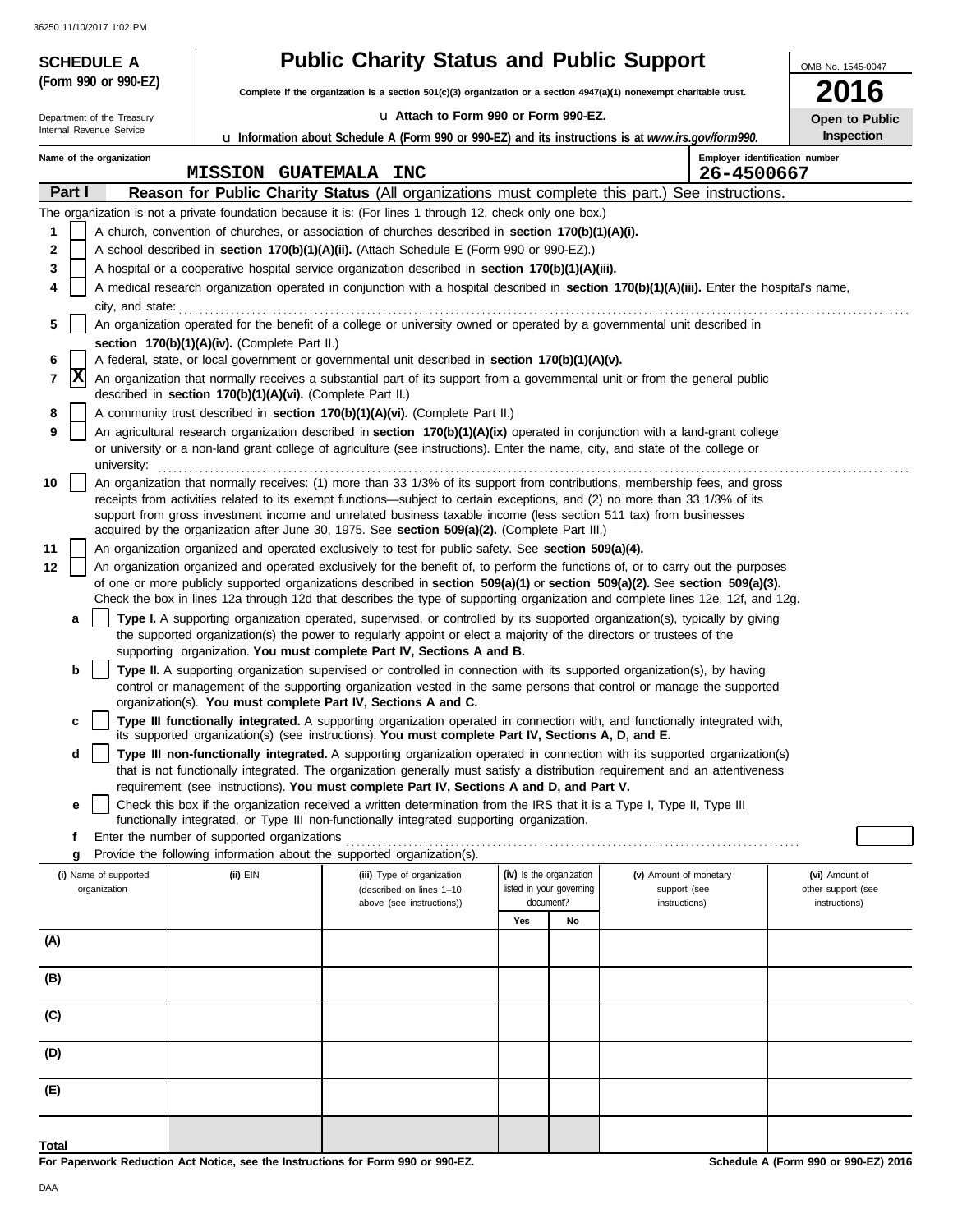36250 11/10/2017 1:02 PM

**SCHEDULE A (Form 990 or 990-EZ)**

Department of the Treasury
Internal Revenue Service

# Public Charity Status and Public Support

**Complete if the organization is a section 501(c)(3) organization or a section 4947(a)(1) nonexempt charitable trust.**

u **Attach to Form 990 or Form 990-EZ.**

u **Information about Schedule A (Form 990 or 990-EZ) and its instructions is at *www.irs.gov/form990.***

OMB No. 1545-0047

**2016**

**Open to Public Inspection**

**Name of the organization**
MISSION GUATEMALA INC

**Employer identification number**
26-4500667

## Part I — Reason for Public Charity Status (All organizations must complete this part.) See instructions.

The organization is not a private foundation because it is: (For lines 1 through 12, check only one box.)

1 [ ] A church, convention of churches, or association of churches described in **section 170(b)(1)(A)(i).**

2 [ ] A school described in **section 170(b)(1)(A)(ii).** (Attach Schedule E (Form 990 or 990-EZ).)

3 [ ] A hospital or a cooperative hospital service organization described in **section 170(b)(1)(A)(iii).**

4 [ ] A medical research organization operated in conjunction with a hospital described in **section 170(b)(1)(A)(iii).** Enter the hospital's name, city, and state:

5 [ ] An organization operated for the benefit of a college or university owned or operated by a governmental unit described in **section 170(b)(1)(A)(iv).** (Complete Part II.)

6 [ ] A federal, state, or local government or governmental unit described in **section 170(b)(1)(A)(v).**

7 [X] An organization that normally receives a substantial part of its support from a governmental unit or from the general public described in **section 170(b)(1)(A)(vi).** (Complete Part II.)

8 [ ] A community trust described in **section 170(b)(1)(A)(vi).** (Complete Part II.)

9 [ ] An agricultural research organization described in **section 170(b)(1)(A)(ix)** operated in conjunction with a land-grant college or university or a non-land grant college of agriculture (see instructions). Enter the name, city, and state of the college or university:

10 [ ] An organization that normally receives: (1) more than 33 1/3% of its support from contributions, membership fees, and gross receipts from activities related to its exempt functions—subject to certain exceptions, and (2) no more than 33 1/3% of its support from gross investment income and unrelated business taxable income (less section 511 tax) from businesses acquired by the organization after June 30, 1975. See **section 509(a)(2).** (Complete Part III.)

11 [ ] An organization organized and operated exclusively to test for public safety. See **section 509(a)(4).**

12 [ ] An organization organized and operated exclusively for the benefit of, to perform the functions of, or to carry out the purposes of one or more publicly supported organizations described in **section 509(a)(1)** or **section 509(a)(2).** See **section 509(a)(3).** Check the box in lines 12a through 12d that describes the type of supporting organization and complete lines 12e, 12f, and 12g.

a [ ] **Type I.** A supporting organization operated, supervised, or controlled by its supported organization(s), typically by giving the supported organization(s) the power to regularly appoint or elect a majority of the directors or trustees of the supporting organization. **You must complete Part IV, Sections A and B.**

b [ ] **Type II.** A supporting organization supervised or controlled in connection with its supported organization(s), by having control or management of the supporting organization vested in the same persons that control or manage the supported organization(s). **You must complete Part IV, Sections A and C.**

c [ ] **Type III functionally integrated.** A supporting organization operated in connection with, and functionally integrated with, its supported organization(s) (see instructions). **You must complete Part IV, Sections A, D, and E.**

d [ ] **Type III non-functionally integrated.** A supporting organization operated in connection with its supported organization(s) that is not functionally integrated. The organization generally must satisfy a distribution requirement and an attentiveness requirement (see instructions). **You must complete Part IV, Sections A and D, and Part V.**

e [ ] Check this box if the organization received a written determination from the IRS that it is a Type I, Type II, Type III functionally integrated, or Type III non-functionally integrated supporting organization.

f Enter the number of supported organizations

g Provide the following information about the supported organization(s).

| (i) Name of supported organization | (ii) EIN | (iii) Type of organization (described on lines 1–10 above (see instructions)) | (iv) Is the organization listed in your governing document? | | (v) Amount of monetary support (see instructions) | (vi) Amount of other support (see instructions) |
|---|---|---|---|---|---|---|
| | | | Yes | No | | |
| (A) | | | | | | |
| (B) | | | | | | |
| (C) | | | | | | |
| (D) | | | | | | |
| (E) | | | | | | |
| **Total** | | | | | | |

**For Paperwork Reduction Act Notice, see the Instructions for Form 990 or 990-EZ.**

**Schedule A (Form 990 or 990-EZ) 2016**

DAA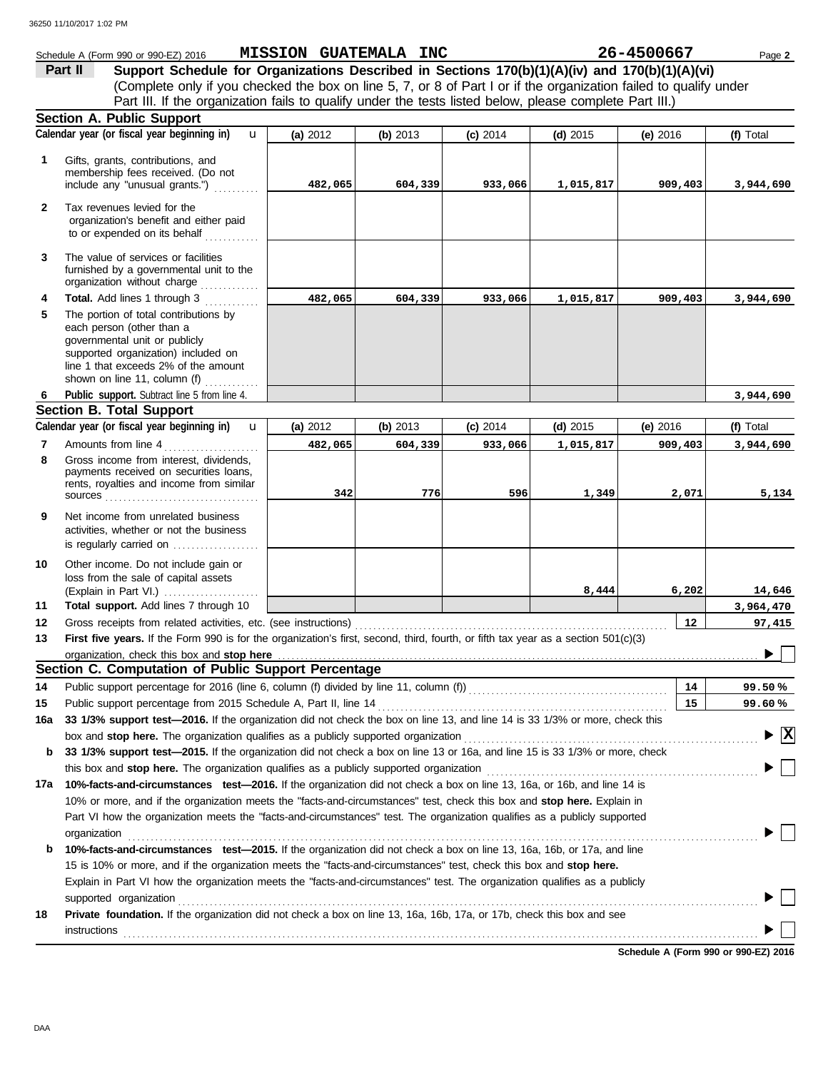Schedule A (Form 990 or 990-EZ) 2016 **MISSION GUATEMALA INC** **26-4500667**

**Part II** **Support Schedule for Organizations Described in Sections 170(b)(1)(A)(iv) and 170(b)(1)(A)(vi)**
(Complete only if you checked the box on line 5, 7, or 8 of Part I or if the organization failed to qualify under Part III. If the organization fails to qualify under the tests listed below, please complete Part III.)

## Section A. Public Support

| Calendar year (or fiscal year beginning in) | (a) 2012 | (b) 2013 | (c) 2014 | (d) 2015 | (e) 2016 | (f) Total |
|---|---|---|---|---|---|---|
| **1** Gifts, grants, contributions, and membership fees received. (Do not include any "unusual grants.") | 482,065 | 604,339 | 933,066 | 1,015,817 | 909,403 | 3,944,690 |
| **2** Tax revenues levied for the organization's benefit and either paid to or expended on its behalf | | | | | | |
| **3** The value of services or facilities furnished by a governmental unit to the organization without charge | | | | | | |
| **4 Total.** Add lines 1 through 3 | 482,065 | 604,339 | 933,066 | 1,015,817 | 909,403 | 3,944,690 |
| **5** The portion of total contributions by each person (other than a governmental unit or publicly supported organization) included on line 1 that exceeds 2% of the amount shown on line 11, column (f) | | | | | | |
| **6 Public support.** Subtract line 5 from line 4. | | | | | | 3,944,690 |

## Section B. Total Support

| Calendar year (or fiscal year beginning in) | (a) 2012 | (b) 2013 | (c) 2014 | (d) 2015 | (e) 2016 | (f) Total |
|---|---|---|---|---|---|---|
| **7** Amounts from line 4 | 482,065 | 604,339 | 933,066 | 1,015,817 | 909,403 | 3,944,690 |
| **8** Gross income from interest, dividends, payments received on securities loans, rents, royalties and income from similar sources | 342 | 776 | 596 | 1,349 | 2,071 | 5,134 |
| **9** Net income from unrelated business activities, whether or not the business is regularly carried on | | | | | | |
| **10** Other income. Do not include gain or loss from the sale of capital assets (Explain in Part VI.) | | | | 8,444 | 6,202 | 14,646 |
| **11 Total support.** Add lines 7 through 10 | | | | | | 3,964,470 |

**12** Gross receipts from related activities, etc. (see instructions) **12** 97,415

**13** **First five years.** If the Form 990 is for the organization's first, second, third, fourth, or fifth tax year as a section 501(c)(3) organization, check this box and **stop here** ☐

## Section C. Computation of Public Support Percentage

**14** Public support percentage for 2016 (line 6, column (f) divided by line 11, column (f)) **14** 99.50 %

**15** Public support percentage from 2015 Schedule A, Part II, line 14 **15** 99.60 %

**16a** **33 1/3% support test—2016.** If the organization did not check the box on line 13, and line 14 is 33 1/3% or more, check this box and **stop here.** The organization qualifies as a publicly supported organization ☒

**b** **33 1/3% support test—2015.** If the organization did not check a box on line 13 or 16a, and line 15 is 33 1/3% or more, check this box and **stop here.** The organization qualifies as a publicly supported organization ☐

**17a** **10%-facts-and-circumstances test—2016.** If the organization did not check a box on line 13, 16a, or 16b, and line 14 is 10% or more, and if the organization meets the "facts-and-circumstances" test, check this box and **stop here.** Explain in Part VI how the organization meets the "facts-and-circumstances" test. The organization qualifies as a publicly supported organization ☐

**b** **10%-facts-and-circumstances test—2015.** If the organization did not check a box on line 13, 16a, 16b, or 17a, and line 15 is 10% or more, and if the organization meets the "facts-and-circumstances" test, check this box and **stop here.** Explain in Part VI how the organization meets the "facts-and-circumstances" test. The organization qualifies as a publicly supported organization ☐

**18** **Private foundation.** If the organization did not check a box on line 13, 16a, 16b, 17a, or 17b, check this box and see instructions ☐

**Schedule A (Form 990 or 990-EZ) 2016**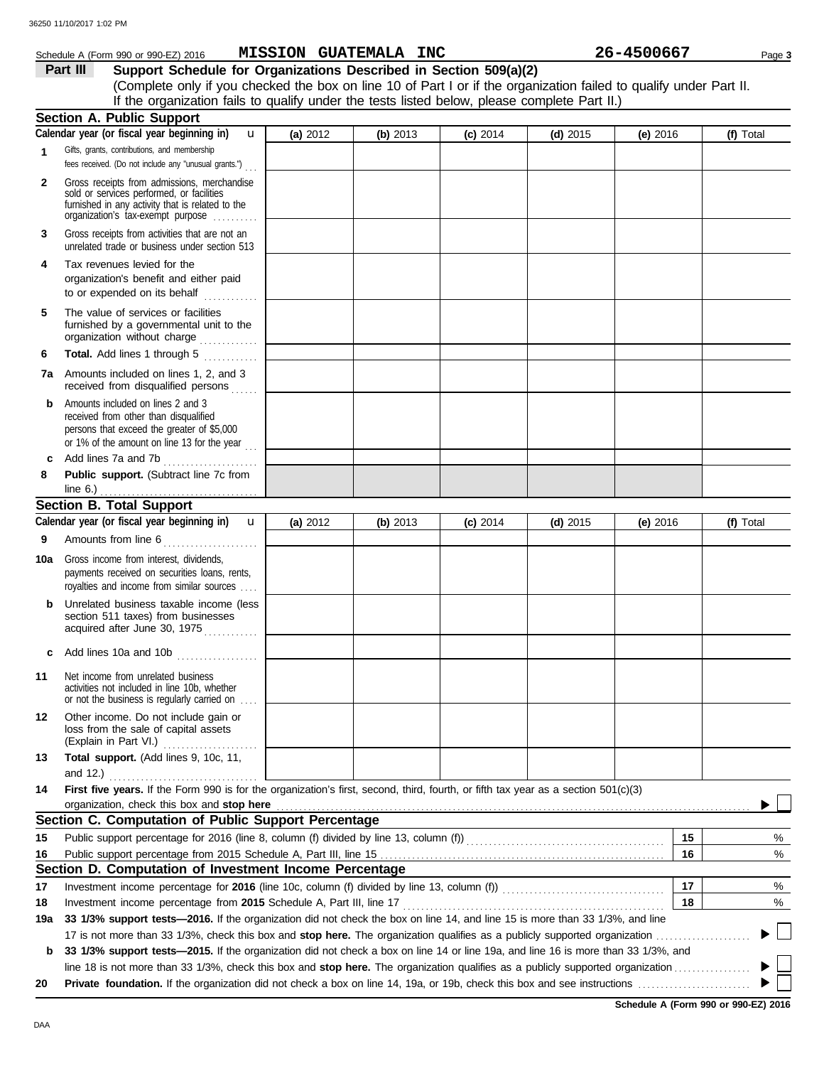Schedule A (Form 990 or 990-EZ) 2016 **MISSION GUATEMALA INC** **26-4500667** Page **3**

## Part III Support Schedule for Organizations Described in Section 509(a)(2)

(Complete only if you checked the box on line 10 of Part I or if the organization failed to qualify under Part II. If the organization fails to qualify under the tests listed below, please complete Part II.)

### Section A. Public Support

| Calendar year (or fiscal year beginning in) | (a) 2012 | (b) 2013 | (c) 2014 | (d) 2015 | (e) 2016 | (f) Total |
|---|---|---|---|---|---|---|
| **1** Gifts, grants, contributions, and membership fees received. (Do not include any "unusual grants.") | | | | | | |
| **2** Gross receipts from admissions, merchandise sold or services performed, or facilities furnished in any activity that is related to the organization's tax-exempt purpose | | | | | | |
| **3** Gross receipts from activities that are not an unrelated trade or business under section 513 | | | | | | |
| **4** Tax revenues levied for the organization's benefit and either paid to or expended on its behalf | | | | | | |
| **5** The value of services or facilities furnished by a governmental unit to the organization without charge | | | | | | |
| **6** **Total.** Add lines 1 through 5 | | | | | | |
| **7a** Amounts included on lines 1, 2, and 3 received from disqualified persons | | | | | | |
| **b** Amounts included on lines 2 and 3 received from other than disqualified persons that exceed the greater of $5,000 or 1% of the amount on line 13 for the year | | | | | | |
| **c** Add lines 7a and 7b | | | | | | |
| **8** **Public support.** (Subtract line 7c from line 6.) | | | | | | |

### Section B. Total Support

| Calendar year (or fiscal year beginning in) | (a) 2012 | (b) 2013 | (c) 2014 | (d) 2015 | (e) 2016 | (f) Total |
|---|---|---|---|---|---|---|
| **9** Amounts from line 6 | | | | | | |
| **10a** Gross income from interest, dividends, payments received on securities loans, rents, royalties and income from similar sources | | | | | | |
| **b** Unrelated business taxable income (less section 511 taxes) from businesses acquired after June 30, 1975 | | | | | | |
| **c** Add lines 10a and 10b | | | | | | |
| **11** Net income from unrelated business activities not included in line 10b, whether or not the business is regularly carried on | | | | | | |
| **12** Other income. Do not include gain or loss from the sale of capital assets (Explain in Part VI.) | | | | | | |
| **13** **Total support.** (Add lines 9, 10c, 11, and 12.) | | | | | | |

**14** **First five years.** If the Form 990 is for the organization's first, second, third, fourth, or fifth tax year as a section 501(c)(3) organization, check this box and **stop here** ☐

### Section C. Computation of Public Support Percentage

| | | | |
|---|---|---|---|
| **15** | Public support percentage for 2016 (line 8, column (f) divided by line 13, column (f)) | **15** | % |
| **16** | Public support percentage from 2015 Schedule A, Part III, line 15 | **16** | % |

### Section D. Computation of Investment Income Percentage

| | | | |
|---|---|---|---|
| **17** | Investment income percentage for **2016** (line 10c, column (f) divided by line 13, column (f)) | **17** | % |
| **18** | Investment income percentage from **2015** Schedule A, Part III, line 17 | **18** | % |

**19a** **33 1/3% support tests—2016.** If the organization did not check the box on line 14, and line 15 is more than 33 1/3%, and line 17 is not more than 33 1/3%, check this box and **stop here.** The organization qualifies as a publicly supported organization ☐

**b** **33 1/3% support tests—2015.** If the organization did not check a box on line 14 or line 19a, and line 16 is more than 33 1/3%, and line 18 is not more than 33 1/3%, check this box and **stop here.** The organization qualifies as a publicly supported organization ☐

**20** **Private foundation.** If the organization did not check a box on line 14, 19a, or 19b, check this box and see instructions ☐

**Schedule A (Form 990 or 990-EZ) 2016**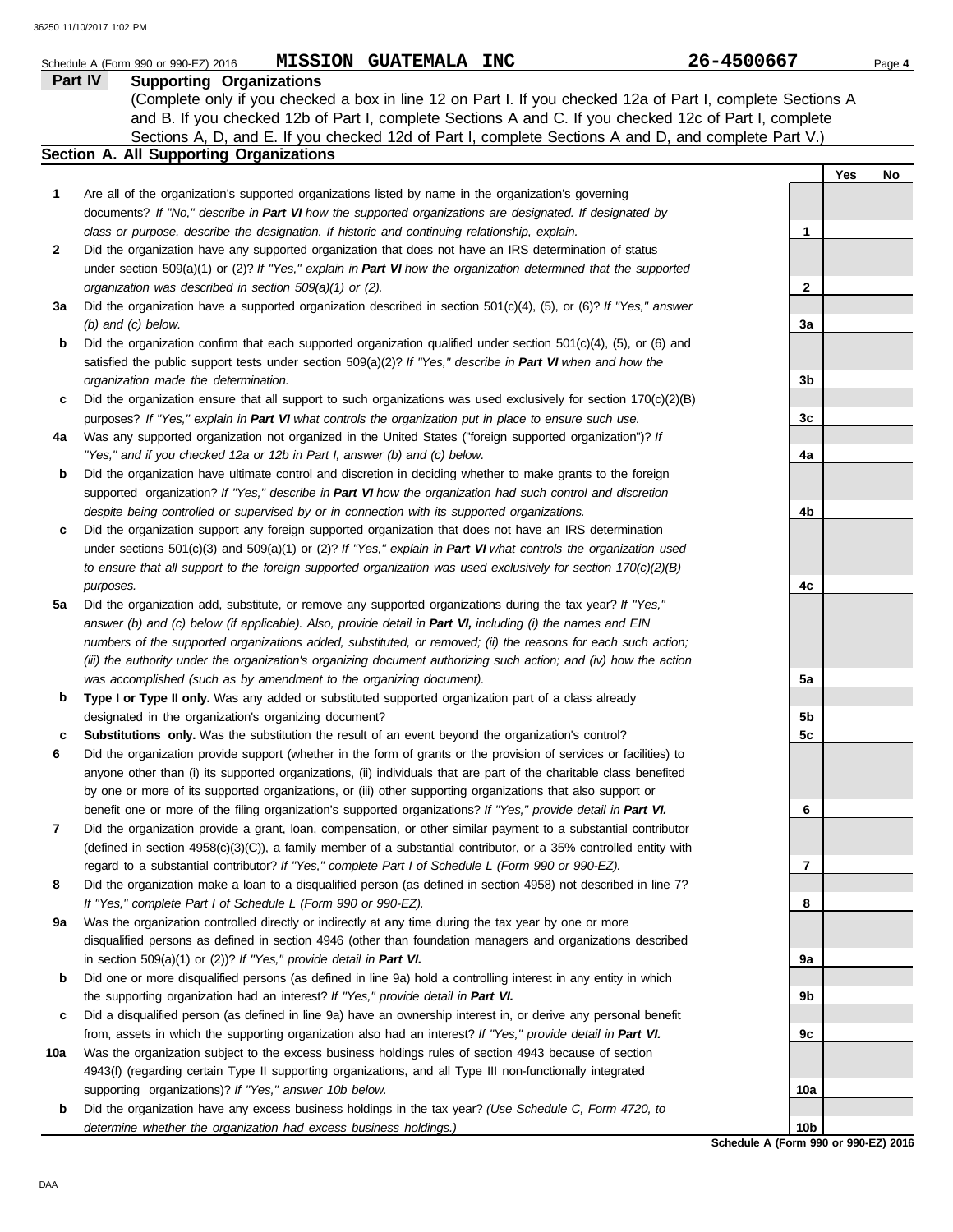Schedule A (Form 990 or 990-EZ) 2016 **MISSION GUATEMALA INC** **26-4500667** Page **4**

## Part IV Supporting Organizations

(Complete only if you checked a box in line 12 on Part I. If you checked 12a of Part I, complete Sections A and B. If you checked 12b of Part I, complete Sections A and C. If you checked 12c of Part I, complete Sections A, D, and E. If you checked 12d of Part I, complete Sections A and D, and complete Part V.)

### Section A. All Supporting Organizations

| | | | Yes | No |
|---|---|---|---|---|
| **1** | Are all of the organization's supported organizations listed by name in the organization's governing documents? *If "No," describe in **Part VI** how the supported organizations are designated. If designated by class or purpose, describe the designation. If historic and continuing relationship, explain.* | **1** | | |
| **2** | Did the organization have any supported organization that does not have an IRS determination of status under section 509(a)(1) or (2)? *If "Yes," explain in **Part VI** how the organization determined that the supported organization was described in section 509(a)(1) or (2).* | **2** | | |
| **3a** | Did the organization have a supported organization described in section 501(c)(4), (5), or (6)? *If "Yes," answer (b) and (c) below.* | **3a** | | |
| **b** | Did the organization confirm that each supported organization qualified under section 501(c)(4), (5), or (6) and satisfied the public support tests under section 509(a)(2)? *If "Yes," describe in **Part VI** when and how the organization made the determination.* | **3b** | | |
| **c** | Did the organization ensure that all support to such organizations was used exclusively for section 170(c)(2)(B) purposes? *If "Yes," explain in **Part VI** what controls the organization put in place to ensure such use.* | **3c** | | |
| **4a** | Was any supported organization not organized in the United States ("foreign supported organization")? *If "Yes," and if you checked 12a or 12b in Part I, answer (b) and (c) below.* | **4a** | | |
| **b** | Did the organization have ultimate control and discretion in deciding whether to make grants to the foreign supported organization? *If "Yes," describe in **Part VI** how the organization had such control and discretion despite being controlled or supervised by or in connection with its supported organizations.* | **4b** | | |
| **c** | Did the organization support any foreign supported organization that does not have an IRS determination under sections 501(c)(3) and 509(a)(1) or (2)? *If "Yes," explain in **Part VI** what controls the organization used to ensure that all support to the foreign supported organization was used exclusively for section 170(c)(2)(B) purposes.* | **4c** | | |
| **5a** | Did the organization add, substitute, or remove any supported organizations during the tax year? *If "Yes," answer (b) and (c) below (if applicable). Also, provide detail in **Part VI,** including (i) the names and EIN numbers of the supported organizations added, substituted, or removed; (ii) the reasons for each such action; (iii) the authority under the organization's organizing document authorizing such action; and (iv) how the action was accomplished (such as by amendment to the organizing document).* | **5a** | | |
| **b** | **Type I or Type II only.** Was any added or substituted supported organization part of a class already designated in the organization's organizing document? | **5b** | | |
| **c** | **Substitutions only.** Was the substitution the result of an event beyond the organization's control? | **5c** | | |
| **6** | Did the organization provide support (whether in the form of grants or the provision of services or facilities) to anyone other than (i) its supported organizations, (ii) individuals that are part of the charitable class benefited by one or more of its supported organizations, or (iii) other supporting organizations that also support or benefit one or more of the filing organization's supported organizations? *If "Yes," provide detail in **Part VI.*** | **6** | | |
| **7** | Did the organization provide a grant, loan, compensation, or other similar payment to a substantial contributor (defined in section 4958(c)(3)(C)), a family member of a substantial contributor, or a 35% controlled entity with regard to a substantial contributor? *If "Yes," complete Part I of Schedule L (Form 990 or 990-EZ).* | **7** | | |
| **8** | Did the organization make a loan to a disqualified person (as defined in section 4958) not described in line 7? *If "Yes," complete Part I of Schedule L (Form 990 or 990-EZ).* | **8** | | |
| **9a** | Was the organization controlled directly or indirectly at any time during the tax year by one or more disqualified persons as defined in section 4946 (other than foundation managers and organizations described in section 509(a)(1) or (2))? *If "Yes," provide detail in **Part VI.*** | **9a** | | |
| **b** | Did one or more disqualified persons (as defined in line 9a) hold a controlling interest in any entity in which the supporting organization had an interest? *If "Yes," provide detail in **Part VI.*** | **9b** | | |
| **c** | Did a disqualified person (as defined in line 9a) have an ownership interest in, or derive any personal benefit from, assets in which the supporting organization also had an interest? *If "Yes," provide detail in **Part VI.*** | **9c** | | |
| **10a** | Was the organization subject to the excess business holdings rules of section 4943 because of section 4943(f) (regarding certain Type II supporting organizations, and all Type III non-functionally integrated supporting organizations)? *If "Yes," answer 10b below.* | **10a** | | |
| **b** | Did the organization have any excess business holdings in the tax year? *(Use Schedule C, Form 4720, to determine whether the organization had excess business holdings.)* | **10b** | | |

**Schedule A (Form 990 or 990-EZ) 2016**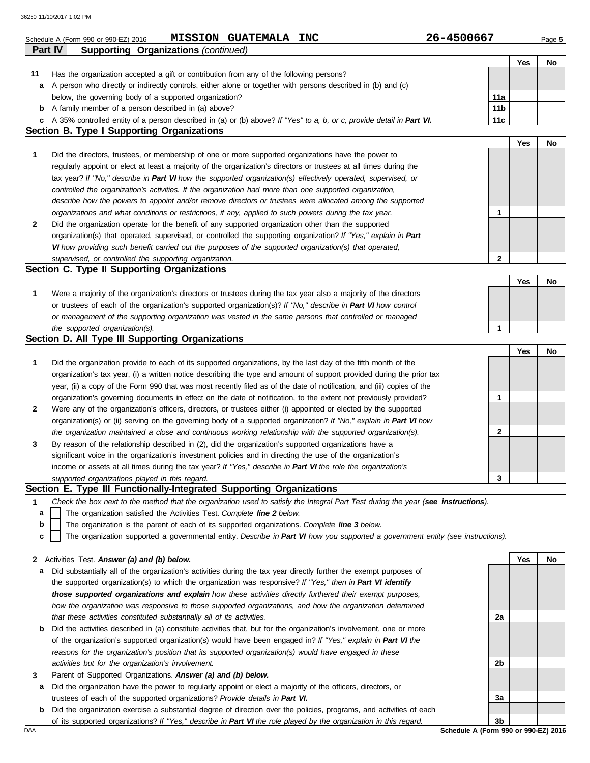Schedule A (Form 990 or 990-EZ) 2016 **MISSION GUATEMALA INC** **26-4500667**

**Part IV Supporting Organizations** *(continued)*

| | | | Yes | No |
|---|---|---|---|---|
| **11** | Has the organization accepted a gift or contribution from any of the following persons? | | | |
| **a** | A person who directly or indirectly controls, either alone or together with persons described in (b) and (c) below, the governing body of a supported organization? | 11a | | |
| **b** | A family member of a person described in (a) above? | 11b | | |
| **c** | A 35% controlled entity of a person described in (a) or (b) above? *If "Yes" to a, b, or c, provide detail in* ***Part VI.*** | 11c | | |

## Section B. Type I Supporting Organizations

| | | | Yes | No |
|---|---|---|---|---|
| **1** | Did the directors, trustees, or membership of one or more supported organizations have the power to regularly appoint or elect at least a majority of the organization's directors or trustees at all times during the tax year? *If "No," describe in* ***Part VI*** *how the supported organization(s) effectively operated, supervised, or controlled the organization's activities. If the organization had more than one supported organization, describe how the powers to appoint and/or remove directors or trustees were allocated among the supported organizations and what conditions or restrictions, if any, applied to such powers during the tax year.* | 1 | | |
| **2** | Did the organization operate for the benefit of any supported organization other than the supported organization(s) that operated, supervised, or controlled the supporting organization? *If "Yes," explain in* ***Part VI*** *how providing such benefit carried out the purposes of the supported organization(s) that operated, supervised, or controlled the supporting organization.* | 2 | | |

## Section C. Type II Supporting Organizations

| | | | Yes | No |
|---|---|---|---|---|
| **1** | Were a majority of the organization's directors or trustees during the tax year also a majority of the directors or trustees of each of the organization's supported organization(s)? *If "No," describe in* ***Part VI*** *how control or management of the supporting organization was vested in the same persons that controlled or managed the supported organization(s).* | 1 | | |

## Section D. All Type III Supporting Organizations

| | | | Yes | No |
|---|---|---|---|---|
| **1** | Did the organization provide to each of its supported organizations, by the last day of the fifth month of the organization's tax year, (i) a written notice describing the type and amount of support provided during the prior tax year, (ii) a copy of the Form 990 that was most recently filed as of the date of notification, and (iii) copies of the organization's governing documents in effect on the date of notification, to the extent not previously provided? | 1 | | |
| **2** | Were any of the organization's officers, directors, or trustees either (i) appointed or elected by the supported organization(s) or (ii) serving on the governing body of a supported organization? *If "No," explain in* ***Part VI*** *how the organization maintained a close and continuous working relationship with the supported organization(s).* | 2 | | |
| **3** | By reason of the relationship described in (2), did the organization's supported organizations have a significant voice in the organization's investment policies and in directing the use of the organization's income or assets at all times during the tax year? *If "Yes," describe in* ***Part VI*** *the role the organization's supported organizations played in this regard.* | 3 | | |

## Section E. Type III Functionally-Integrated Supporting Organizations

**1** *Check the box next to the method that the organization used to satisfy the Integral Part Test during the year (****see instructions****).*

- **a** ☐ The organization satisfied the Activities Test. *Complete* ***line 2*** *below.*
- **b** ☐ The organization is the parent of each of its supported organizations. *Complete* ***line 3*** *below.*
- **c** ☐ The organization supported a governmental entity. *Describe in* ***Part VI*** *how you supported a government entity (see instructions).*

| | | | Yes | No |
|---|---|---|---|---|
| **2** | Activities Test. ***Answer (a) and (b) below.*** | | | |
| **a** | Did substantially all of the organization's activities during the tax year directly further the exempt purposes of the supported organization(s) to which the organization was responsive? *If "Yes," then in* ***Part VI identify those supported organizations and explain*** *how these activities directly furthered their exempt purposes, how the organization was responsive to those supported organizations, and how the organization determined that these activities constituted substantially all of its activities.* | 2a | | |
| **b** | Did the activities described in (a) constitute activities that, but for the organization's involvement, one or more of the organization's supported organization(s) would have been engaged in? *If "Yes," explain in* ***Part VI*** *the reasons for the organization's position that its supported organization(s) would have engaged in these activities but for the organization's involvement.* | 2b | | |
| **3** | Parent of Supported Organizations. ***Answer (a) and (b) below.*** | | | |
| **a** | Did the organization have the power to regularly appoint or elect a majority of the officers, directors, or trustees of each of the supported organizations? *Provide details in* ***Part VI.*** | 3a | | |
| **b** | Did the organization exercise a substantial degree of direction over the policies, programs, and activities of each of its supported organizations? *If "Yes," describe in* ***Part VI*** *the role played by the organization in this regard.* | 3b | | |

DAA **Schedule A (Form 990 or 990-EZ) 2016**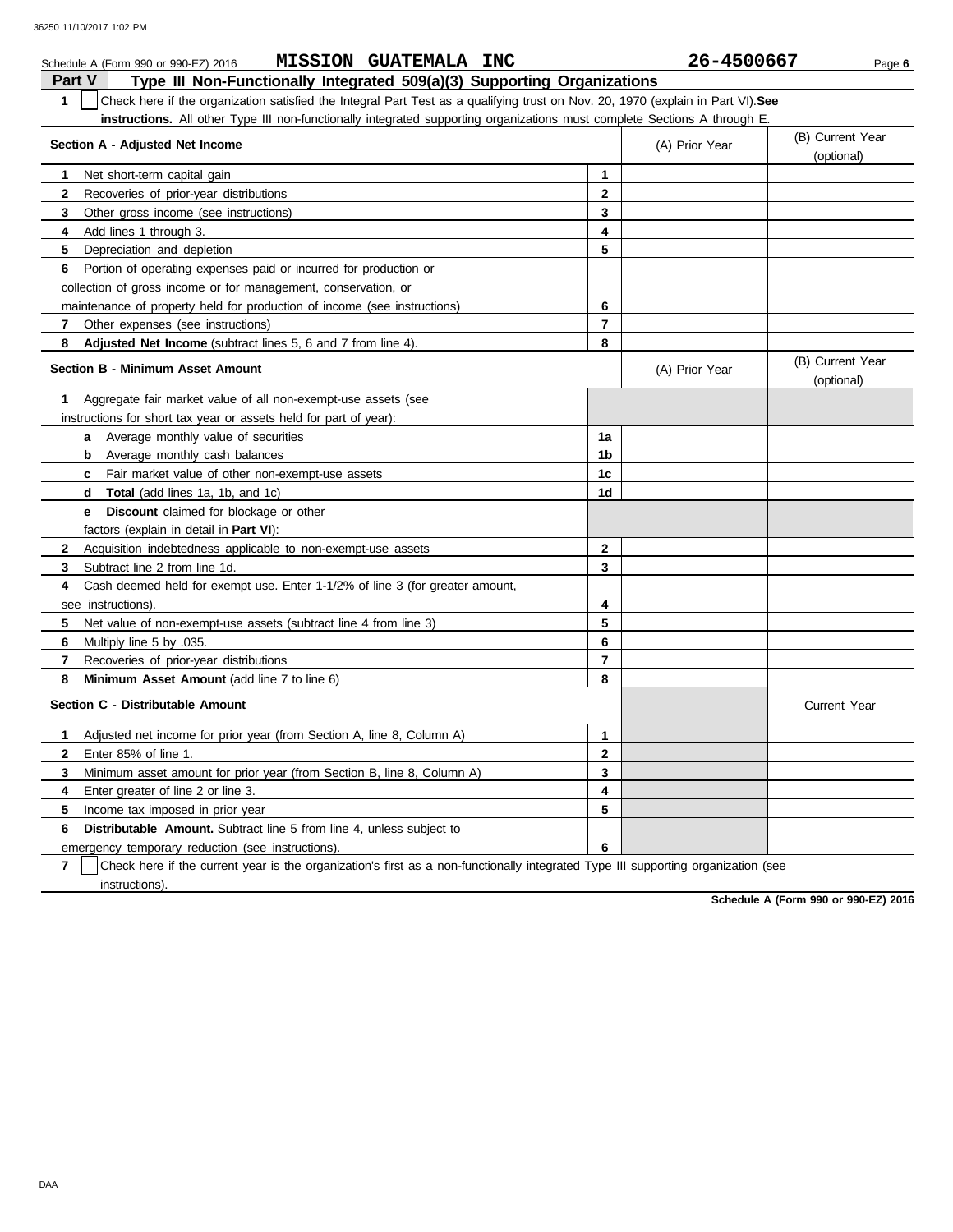Schedule A (Form 990 or 990-EZ) 2016 **MISSION GUATEMALA INC** **26-4500667** Page **6**

## Part V Type III Non-Functionally Integrated 509(a)(3) Supporting Organizations

**1** ☐ Check here if the organization satisfied the Integral Part Test as a qualifying trust on Nov. 20, 1970 (explain in Part VI). **See instructions.** All other Type III non-functionally integrated supporting organizations must complete Sections A through E.

| **Section A - Adjusted Net Income** | | (A) Prior Year | (B) Current Year (optional) |
|---|---|---|---|
| **1** Net short-term capital gain | **1** | | |
| **2** Recoveries of prior-year distributions | **2** | | |
| **3** Other gross income (see instructions) | **3** | | |
| **4** Add lines 1 through 3. | **4** | | |
| **5** Depreciation and depletion | **5** | | |
| **6** Portion of operating expenses paid or incurred for production or collection of gross income or for management, conservation, or maintenance of property held for production of income (see instructions) | **6** | | |
| **7** Other expenses (see instructions) | **7** | | |
| **8** **Adjusted Net Income** (subtract lines 5, 6 and 7 from line 4). | **8** | | |

| **Section B - Minimum Asset Amount** | | (A) Prior Year | (B) Current Year (optional) |
|---|---|---|---|
| **1** Aggregate fair market value of all non-exempt-use assets (see instructions for short tax year or assets held for part of year): | | | |
| **a** Average monthly value of securities | **1a** | | |
| **b** Average monthly cash balances | **1b** | | |
| **c** Fair market value of other non-exempt-use assets | **1c** | | |
| **d** **Total** (add lines 1a, 1b, and 1c) | **1d** | | |
| **e** **Discount** claimed for blockage or other factors (explain in detail in **Part VI**): | | | |
| **2** Acquisition indebtedness applicable to non-exempt-use assets | **2** | | |
| **3** Subtract line 2 from line 1d. | **3** | | |
| **4** Cash deemed held for exempt use. Enter 1-1/2% of line 3 (for greater amount, see instructions). | **4** | | |
| **5** Net value of non-exempt-use assets (subtract line 4 from line 3) | **5** | | |
| **6** Multiply line 5 by .035. | **6** | | |
| **7** Recoveries of prior-year distributions | **7** | | |
| **8** **Minimum Asset Amount** (add line 7 to line 6) | **8** | | |

| **Section C - Distributable Amount** | | | Current Year |
|---|---|---|---|
| **1** Adjusted net income for prior year (from Section A, line 8, Column A) | **1** | | |
| **2** Enter 85% of line 1. | **2** | | |
| **3** Minimum asset amount for prior year (from Section B, line 8, Column A) | **3** | | |
| **4** Enter greater of line 2 or line 3. | **4** | | |
| **5** Income tax imposed in prior year | **5** | | |
| **6** **Distributable Amount.** Subtract line 5 from line 4, unless subject to emergency temporary reduction (see instructions). | **6** | | |

**7** ☐ Check here if the current year is the organization's first as a non-functionally integrated Type III supporting organization (see instructions).

**Schedule A (Form 990 or 990-EZ) 2016**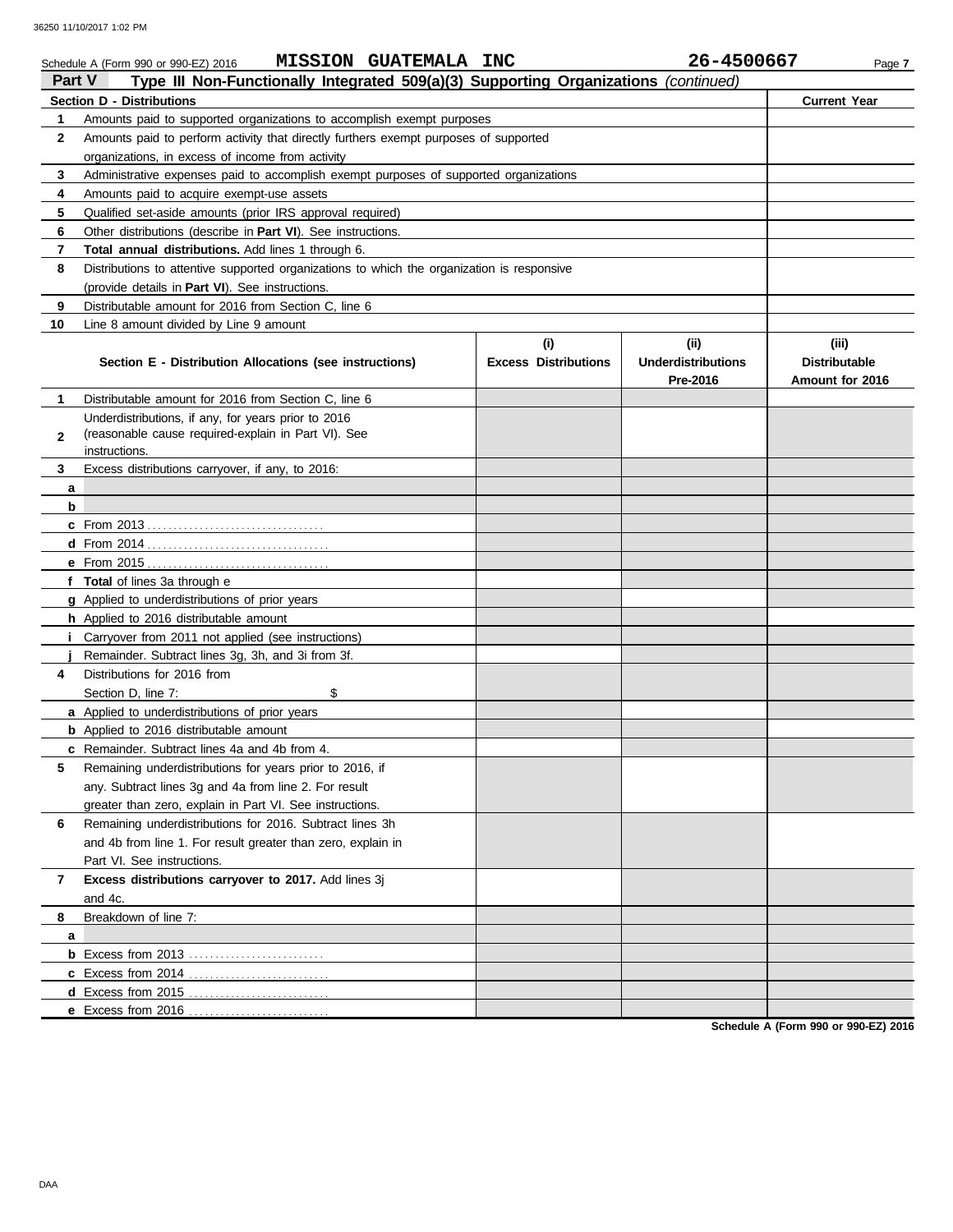Schedule A (Form 990 or 990-EZ) 2016 **MISSION GUATEMALA INC** **26-4500667** Page **7**

## Part V Type III Non-Functionally Integrated 509(a)(3) Supporting Organizations *(continued)*

| **Section D - Distributions** | | **Current Year** |
|---|---|---|
| 1 | Amounts paid to supported organizations to accomplish exempt purposes | |
| 2 | Amounts paid to perform activity that directly furthers exempt purposes of supported organizations, in excess of income from activity | |
| 3 | Administrative expenses paid to accomplish exempt purposes of supported organizations | |
| 4 | Amounts paid to acquire exempt-use assets | |
| 5 | Qualified set-aside amounts (prior IRS approval required) | |
| 6 | Other distributions (describe in **Part VI**). See instructions. | |
| 7 | **Total annual distributions.** Add lines 1 through 6. | |
| 8 | Distributions to attentive supported organizations to which the organization is responsive (provide details in **Part VI**). See instructions. | |
| 9 | Distributable amount for 2016 from Section C, line 6 | |
| 10 | Line 8 amount divided by Line 9 amount | |

| | **Section E - Distribution Allocations (see instructions)** | **(i) Excess Distributions** | **(ii) Underdistributions Pre-2016** | **(iii) Distributable Amount for 2016** |
|---|---|---|---|---|
| 1 | Distributable amount for 2016 from Section C, line 6 | | | |
| 2 | Underdistributions, if any, for years prior to 2016 (reasonable cause required-explain in Part VI). See instructions. | | | |
| 3 | Excess distributions carryover, if any, to 2016: | | | |
| a | | | | |
| b | | | | |
| c | From 2013 | | | |
| d | From 2014 | | | |
| e | From 2015 | | | |
| f | **Total** of lines 3a through e | | | |
| g | Applied to underdistributions of prior years | | | |
| h | Applied to 2016 distributable amount | | | |
| i | Carryover from 2011 not applied (see instructions) | | | |
| j | Remainder. Subtract lines 3g, 3h, and 3i from 3f. | | | |
| 4 | Distributions for 2016 from Section D, line 7: $ | | | |
| a | Applied to underdistributions of prior years | | | |
| b | Applied to 2016 distributable amount | | | |
| c | Remainder. Subtract lines 4a and 4b from 4. | | | |
| 5 | Remaining underdistributions for years prior to 2016, if any. Subtract lines 3g and 4a from line 2. For result greater than zero, explain in Part VI. See instructions. | | | |
| 6 | Remaining underdistributions for 2016. Subtract lines 3h and 4b from line 1. For result greater than zero, explain in Part VI. See instructions. | | | |
| 7 | **Excess distributions carryover to 2017.** Add lines 3j and 4c. | | | |
| 8 | Breakdown of line 7: | | | |
| a | | | | |
| b | Excess from 2013 | | | |
| c | Excess from 2014 | | | |
| d | Excess from 2015 | | | |
| e | Excess from 2016 | | | |

**Schedule A (Form 990 or 990-EZ) 2016**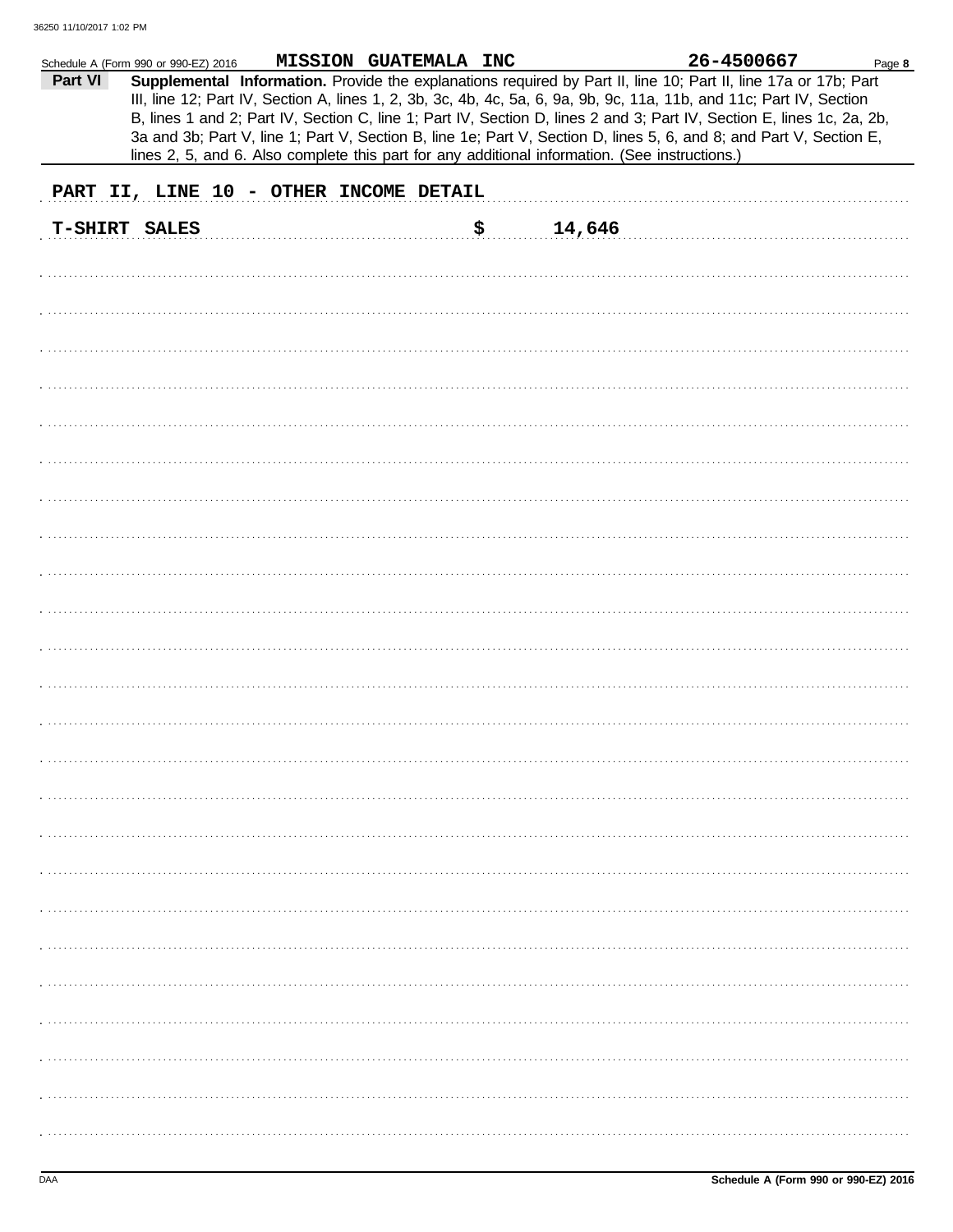Schedule A (Form 990 or 990-EZ) 2016 **MISSION GUATEMALA INC** **26-4500667**

**Part VI** **Supplemental Information.** Provide the explanations required by Part II, line 10; Part II, line 17a or 17b; Part III, line 12; Part IV, Section A, lines 1, 2, 3b, 3c, 4b, 4c, 5a, 6, 9a, 9b, 9c, 11a, 11b, and 11c; Part IV, Section B, lines 1 and 2; Part IV, Section C, line 1; Part IV, Section D, lines 2 and 3; Part IV, Section E, lines 1c, 2a, 2b, 3a and 3b; Part V, line 1; Part V, Section B, line 1e; Part V, Section D, lines 5, 6, and 8; and Part V, Section E, lines 2, 5, and 6. Also complete this part for any additional information. (See instructions.)

**PART II, LINE 10 - OTHER INCOME DETAIL**

| | | |
|---|---|---|
| **T-SHIRT SALES** | **$** | **14,646** |

Schedule A (Form 990 or 990-EZ) 2016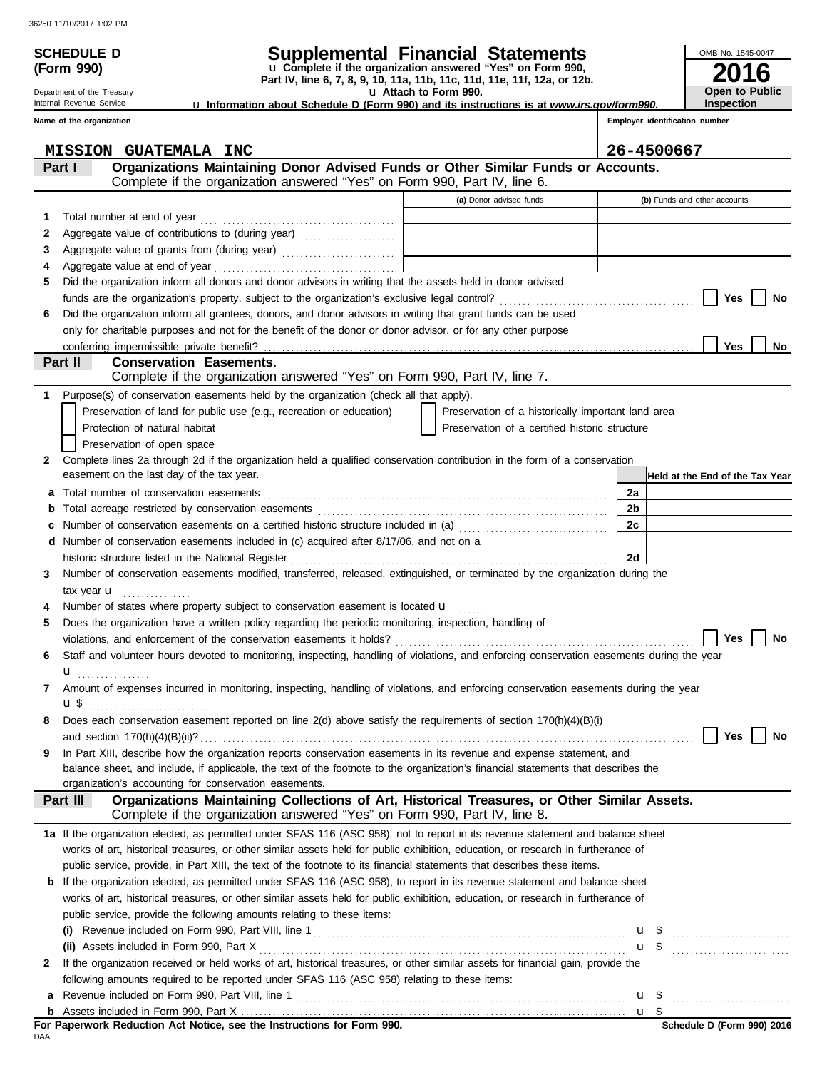**SCHEDULE D (Form 990)**

Department of the Treasury
Internal Revenue Service

# Supplemental Financial Statements

u Complete if the organization answered "Yes" on Form 990, Part IV, line 6, 7, 8, 9, 10, 11a, 11b, 11c, 11d, 11e, 11f, 12a, or 12b.
u Attach to Form 990.
u Information about Schedule D (Form 990) and its instructions is at *www.irs.gov/form990.*

OMB No. 1545-0047

**2016**

**Open to Public Inspection**

**Name of the organization**: MISSION GUATEMALA INC

**Employer identification number**: 26-4500667

## Part I — Organizations Maintaining Donor Advised Funds or Other Similar Funds or Accounts.
Complete if the organization answered "Yes" on Form 990, Part IV, line 6.

| | | (a) Donor advised funds | (b) Funds and other accounts |
|---|---|---|---|
| 1 | Total number at end of year | | |
| 2 | Aggregate value of contributions to (during year) | | |
| 3 | Aggregate value of grants from (during year) | | |
| 4 | Aggregate value at end of year | | |

5 Did the organization inform all donors and donor advisors in writing that the assets held in donor advised funds are the organization's property, subject to the organization's exclusive legal control? ☐ Yes ☐ No

6 Did the organization inform all grantees, donors, and donor advisors in writing that grant funds can be used only for charitable purposes and not for the benefit of the donor or donor advisor, or for any other purpose conferring impermissible private benefit? ☐ Yes ☐ No

## Part II — Conservation Easements.
Complete if the organization answered "Yes" on Form 990, Part IV, line 7.

1 Purpose(s) of conservation easements held by the organization (check all that apply).

☐ Preservation of land for public use (e.g., recreation or education)
☐ Preservation of a historically important land area
☐ Protection of natural habitat
☐ Preservation of a certified historic structure
☐ Preservation of open space

2 Complete lines 2a through 2d if the organization held a qualified conservation contribution in the form of a conservation easement on the last day of the tax year.

| | | | Held at the End of the Tax Year |
|---|---|---|---|
| a | Total number of conservation easements | 2a | |
| b | Total acreage restricted by conservation easements | 2b | |
| c | Number of conservation easements on a certified historic structure included in (a) | 2c | |
| d | Number of conservation easements included in (c) acquired after 8/17/06, and not on a historic structure listed in the National Register | 2d | |

3 Number of conservation easements modified, transferred, released, extinguished, or terminated by the organization during the tax year u

4 Number of states where property subject to conservation easement is located u

5 Does the organization have a written policy regarding the periodic monitoring, inspection, handling of violations, and enforcement of the conservation easements it holds? ☐ Yes ☐ No

6 Staff and volunteer hours devoted to monitoring, inspecting, handling of violations, and enforcing conservation easements during the year
u

7 Amount of expenses incurred in monitoring, inspecting, handling of violations, and enforcing conservation easements during the year
u $

8 Does each conservation easement reported on line 2(d) above satisfy the requirements of section 170(h)(4)(B)(i) and section 170(h)(4)(B)(ii)? ☐ Yes ☐ No

9 In Part XIII, describe how the organization reports conservation easements in its revenue and expense statement, and balance sheet, and include, if applicable, the text of the footnote to the organization's financial statements that describes the organization's accounting for conservation easements.

## Part III — Organizations Maintaining Collections of Art, Historical Treasures, or Other Similar Assets.
Complete if the organization answered "Yes" on Form 990, Part IV, line 8.

1a If the organization elected, as permitted under SFAS 116 (ASC 958), not to report in its revenue statement and balance sheet works of art, historical treasures, or other similar assets held for public exhibition, education, or research in furtherance of public service, provide, in Part XIII, the text of the footnote to its financial statements that describes these items.

b If the organization elected, as permitted under SFAS 116 (ASC 958), to report in its revenue statement and balance sheet works of art, historical treasures, or other similar assets held for public exhibition, education, or research in furtherance of public service, provide the following amounts relating to these items:

(i) Revenue included on Form 990, Part VIII, line 1 u $

(ii) Assets included in Form 990, Part X u $

2 If the organization received or held works of art, historical treasures, or other similar assets for financial gain, provide the following amounts required to be reported under SFAS 116 (ASC 958) relating to these items:

a Revenue included on Form 990, Part VIII, line 1 u $

b Assets included in Form 990, Part X u $

**For Paperwork Reduction Act Notice, see the Instructions for Form 990.**

DAA

**Schedule D (Form 990) 2016**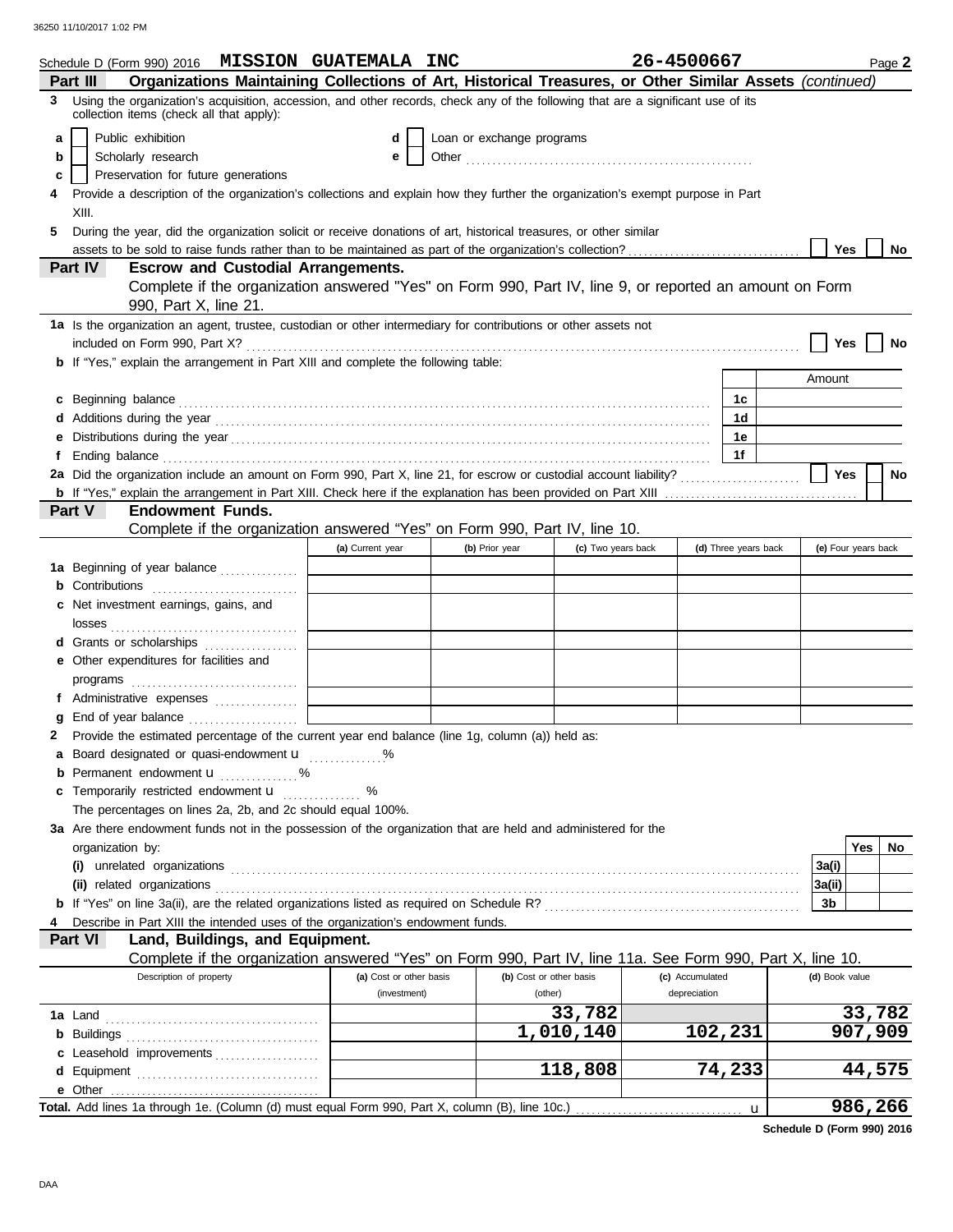Schedule D (Form 990) 2016 **MISSION GUATEMALA INC** **26-4500667** Page **2**

## Part III Organizations Maintaining Collections of Art, Historical Treasures, or Other Similar Assets *(continued)*

**3** Using the organization's acquisition, accession, and other records, check any of the following that are a significant use of its collection items (check all that apply):

- **a** ☐ Public exhibition
- **b** ☐ Scholarly research
- **c** ☐ Preservation for future generations
- **d** ☐ Loan or exchange programs
- **e** ☐ Other

**4** Provide a description of the organization's collections and explain how they further the organization's exempt purpose in Part XIII.

**5** During the year, did the organization solicit or receive donations of art, historical treasures, or other similar assets to be sold to raise funds rather than to be maintained as part of the organization's collection? ☐ Yes ☐ No

## Part IV Escrow and Custodial Arrangements.

Complete if the organization answered "Yes" on Form 990, Part IV, line 9, or reported an amount on Form 990, Part X, line 21.

**1a** Is the organization an agent, trustee, custodian or other intermediary for contributions or other assets not included on Form 990, Part X? ☐ Yes ☐ No

**b** If "Yes," explain the arrangement in Part XIII and complete the following table:

| | | Amount |
|---|---|---|
| **c** Beginning balance | 1c | |
| **d** Additions during the year | 1d | |
| **e** Distributions during the year | 1e | |
| **f** Ending balance | 1f | |

**2a** Did the organization include an amount on Form 990, Part X, line 21, for escrow or custodial account liability? ☐ Yes ☐ No

**b** If "Yes," explain the arrangement in Part XIII. Check here if the explanation has been provided on Part XIII ☐

## Part V Endowment Funds.

Complete if the organization answered "Yes" on Form 990, Part IV, line 10.

| | (a) Current year | (b) Prior year | (c) Two years back | (d) Three years back | (e) Four years back |
|---|---|---|---|---|---|
| **1a** Beginning of year balance | | | | | |
| **b** Contributions | | | | | |
| **c** Net investment earnings, gains, and losses | | | | | |
| **d** Grants or scholarships | | | | | |
| **e** Other expenditures for facilities and programs | | | | | |
| **f** Administrative expenses | | | | | |
| **g** End of year balance | | | | | |

**2** Provide the estimated percentage of the current year end balance (line 1g, column (a)) held as:

- **a** Board designated or quasi-endowment u ______ %
- **b** Permanent endowment u ______ %
- **c** Temporarily restricted endowment u ______ %

The percentages on lines 2a, 2b, and 2c should equal 100%.

**3a** Are there endowment funds not in the possession of the organization that are held and administered for the organization by:

| | | Yes | No |
|---|---|---|---|
| **(i)** unrelated organizations | 3a(i) | | |
| **(ii)** related organizations | 3a(ii) | | |
| **b** If "Yes" on line 3a(ii), are the related organizations listed as required on Schedule R? | 3b | | |

**4** Describe in Part XIII the intended uses of the organization's endowment funds.

## Part VI Land, Buildings, and Equipment.

Complete if the organization answered "Yes" on Form 990, Part IV, line 11a. See Form 990, Part X, line 10.

| Description of property | (a) Cost or other basis (investment) | (b) Cost or other basis (other) | (c) Accumulated depreciation | (d) Book value |
|---|---|---|---|---|
| **1a** Land | | 33,782 | | 33,782 |
| **b** Buildings | | 1,010,140 | 102,231 | 907,909 |
| **c** Leasehold improvements | | | | |
| **d** Equipment | | 118,808 | 74,233 | 44,575 |
| **e** Other | | | | |

**Total.** Add lines 1a through 1e. (Column (d) must equal Form 990, Part X, column (B), line 10c.) u **986,266**

**Schedule D (Form 990) 2016**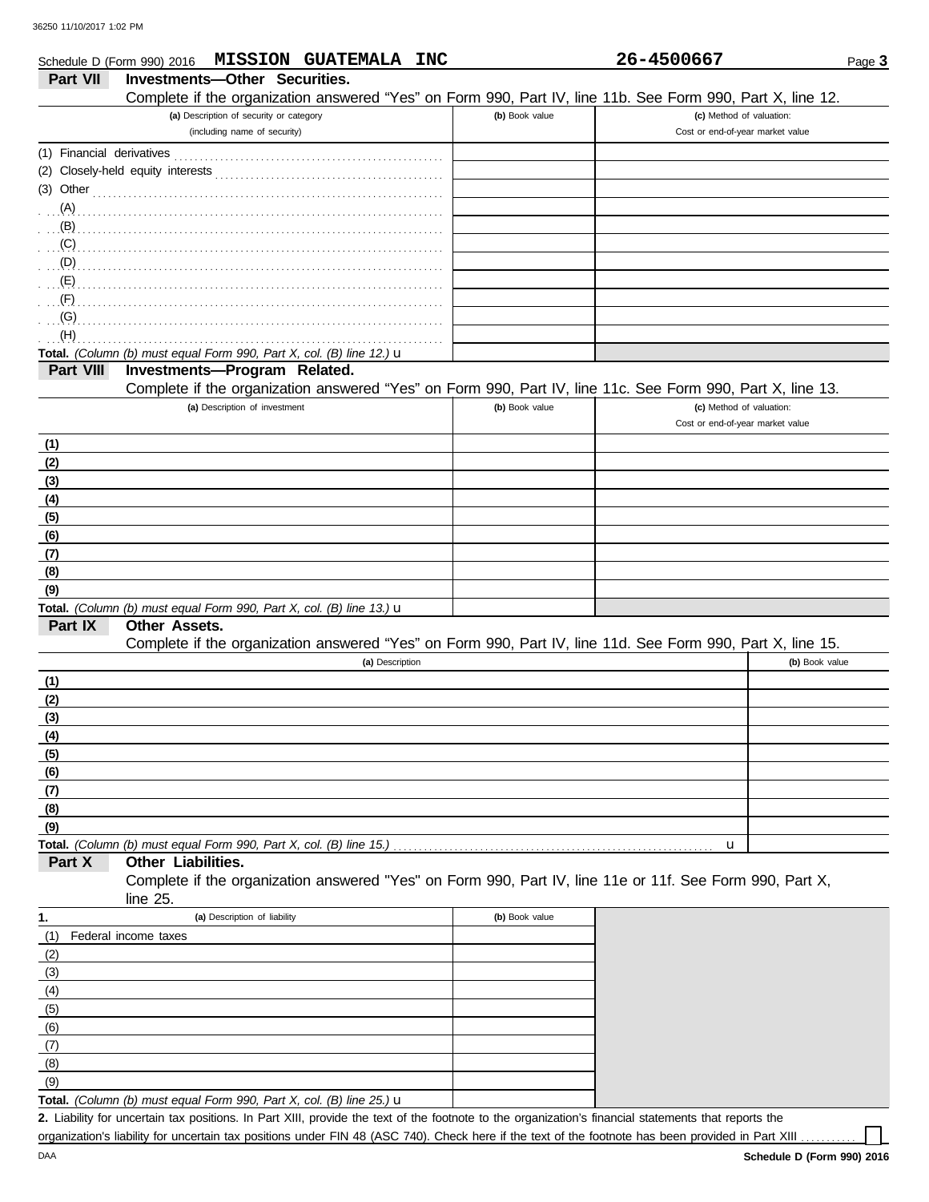Schedule D (Form 990) 2016 **MISSION GUATEMALA INC** **26-4500667** Page **3**

## Part VII Investments—Other Securities.

Complete if the organization answered "Yes" on Form 990, Part IV, line 11b. See Form 990, Part X, line 12.

| (a) Description of security or category (including name of security) | (b) Book value | (c) Method of valuation: Cost or end-of-year market value |
|---|---|---|
| (1) Financial derivatives | | |
| (2) Closely-held equity interests | | |
| (3) Other | | |
| (A) | | |
| (B) | | |
| (C) | | |
| (D) | | |
| (E) | | |
| (F) | | |
| (G) | | |
| (H) | | |
| **Total.** *(Column (b) must equal Form 990, Part X, col. (B) line 12.)* u | | |

## Part VIII Investments—Program Related.

Complete if the organization answered "Yes" on Form 990, Part IV, line 11c. See Form 990, Part X, line 13.

| (a) Description of investment | (b) Book value | (c) Method of valuation: Cost or end-of-year market value |
|---|---|---|
| (1) | | |
| (2) | | |
| (3) | | |
| (4) | | |
| (5) | | |
| (6) | | |
| (7) | | |
| (8) | | |
| (9) | | |
| **Total.** *(Column (b) must equal Form 990, Part X, col. (B) line 13.)* u | | |

## Part IX Other Assets.

Complete if the organization answered "Yes" on Form 990, Part IV, line 11d. See Form 990, Part X, line 15.

| (a) Description | (b) Book value |
|---|---|
| (1) | |
| (2) | |
| (3) | |
| (4) | |
| (5) | |
| (6) | |
| (7) | |
| (8) | |
| (9) | |
| **Total.** *(Column (b) must equal Form 990, Part X, col. (B) line 15.)* u | |

## Part X Other Liabilities.

Complete if the organization answered "Yes" on Form 990, Part IV, line 11e or 11f. See Form 990, Part X, line 25.

| 1. (a) Description of liability | (b) Book value |
|---|---|
| (1) Federal income taxes | |
| (2) | |
| (3) | |
| (4) | |
| (5) | |
| (6) | |
| (7) | |
| (8) | |
| (9) | |
| **Total.** *(Column (b) must equal Form 990, Part X, col. (B) line 25.)* u | |

**2.** Liability for uncertain tax positions. In Part XIII, provide the text of the footnote to the organization's financial statements that reports the organization's liability for uncertain tax positions under FIN 48 (ASC 740). Check here if the text of the footnote has been provided in Part XIII ☐

**Schedule D (Form 990) 2016**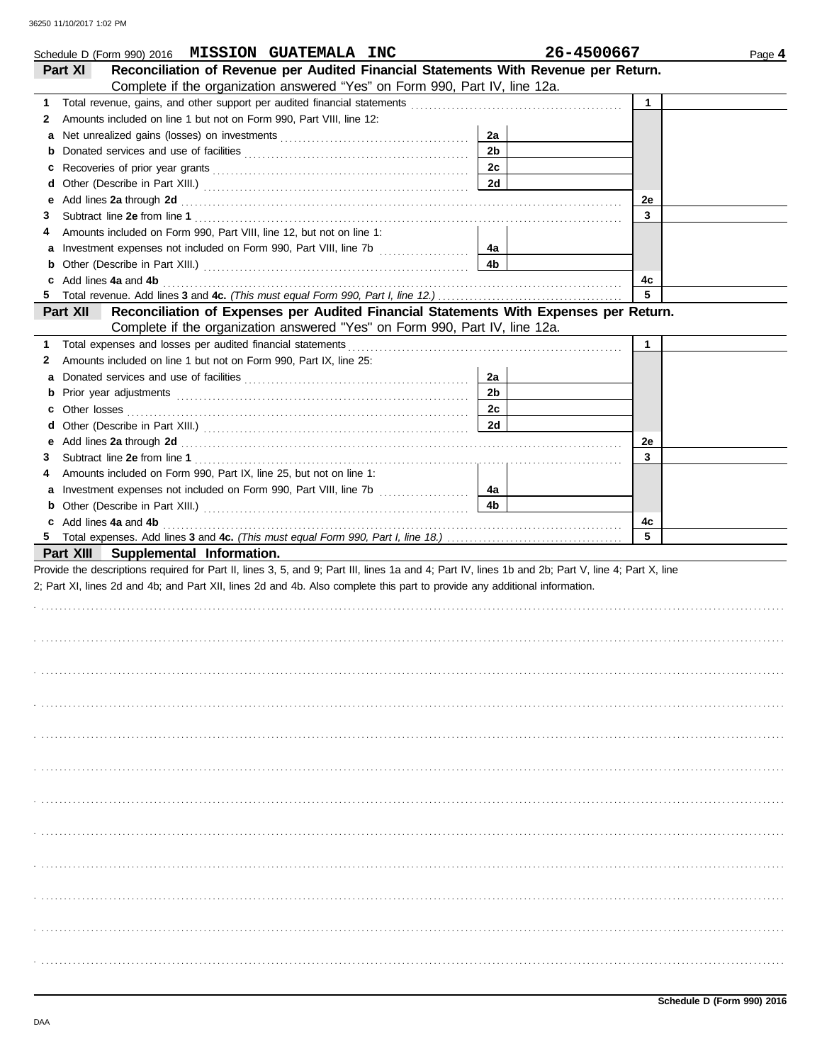Schedule D (Form 990) 2016 **MISSION GUATEMALA INC** **26-4500667**

## Part XI Reconciliation of Revenue per Audited Financial Statements With Revenue per Return.

Complete if the organization answered "Yes" on Form 990, Part IV, line 12a.

| | | | | | |
|---|---|---|---|---|---|
| 1 | Total revenue, gains, and other support per audited financial statements | | | 1 | |
| 2 | Amounts included on line 1 but not on Form 990, Part VIII, line 12: | | | | |
| a | Net unrealized gains (losses) on investments | 2a | | | |
| b | Donated services and use of facilities | 2b | | | |
| c | Recoveries of prior year grants | 2c | | | |
| d | Other (Describe in Part XIII.) | 2d | | | |
| e | Add lines **2a** through **2d** | | | 2e | |
| 3 | Subtract line **2e** from line **1** | | | 3 | |
| 4 | Amounts included on Form 990, Part VIII, line 12, but not on line 1: | | | | |
| a | Investment expenses not included on Form 990, Part VIII, line 7b | 4a | | | |
| b | Other (Describe in Part XIII.) | 4b | | | |
| c | Add lines **4a** and **4b** | | | 4c | |
| 5 | Total revenue. Add lines **3** and **4c.** *(This must equal Form 990, Part I, line 12.)* | | | 5 | |

## Part XII Reconciliation of Expenses per Audited Financial Statements With Expenses per Return.

Complete if the organization answered "Yes" on Form 990, Part IV, line 12a.

| | | | | | |
|---|---|---|---|---|---|
| 1 | Total expenses and losses per audited financial statements | | | 1 | |
| 2 | Amounts included on line 1 but not on Form 990, Part IX, line 25: | | | | |
| a | Donated services and use of facilities | 2a | | | |
| b | Prior year adjustments | 2b | | | |
| c | Other losses | 2c | | | |
| d | Other (Describe in Part XIII.) | 2d | | | |
| e | Add lines **2a** through **2d** | | | 2e | |
| 3 | Subtract line **2e** from line **1** | | | 3 | |
| 4 | Amounts included on Form 990, Part IX, line 25, but not on line 1: | | | | |
| a | Investment expenses not included on Form 990, Part VIII, line 7b | 4a | | | |
| b | Other (Describe in Part XIII.) | 4b | | | |
| c | Add lines **4a** and **4b** | | | 4c | |
| 5 | Total expenses. Add lines **3** and **4c.** *(This must equal Form 990, Part I, line 18.)* | | | 5 | |

## Part XIII Supplemental Information.

Provide the descriptions required for Part II, lines 3, 5, and 9; Part III, lines 1a and 4; Part IV, lines 1b and 2b; Part V, line 4; Part X, line 2; Part XI, lines 2d and 4b; and Part XII, lines 2d and 4b. Also complete this part to provide any additional information.

Schedule D (Form 990) 2016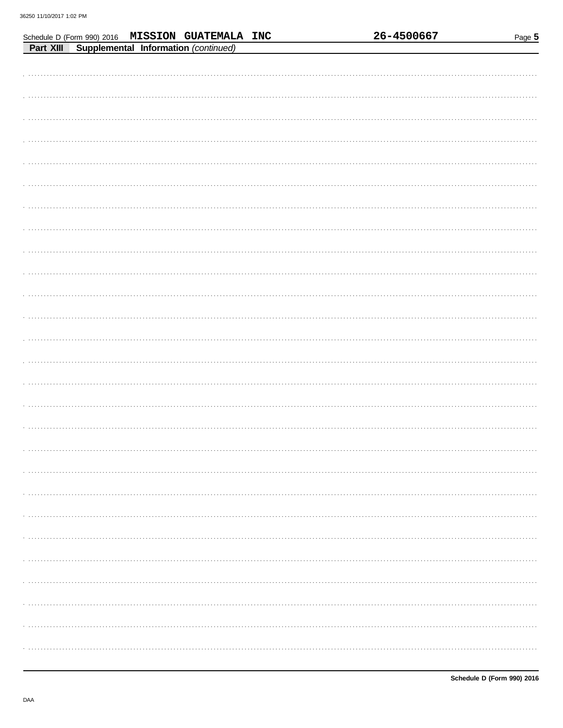Schedule D (Form 990) 2016 MISSION GUATEMALA INC 26-4500667

**Part XIII** **Supplemental Information** *(continued)*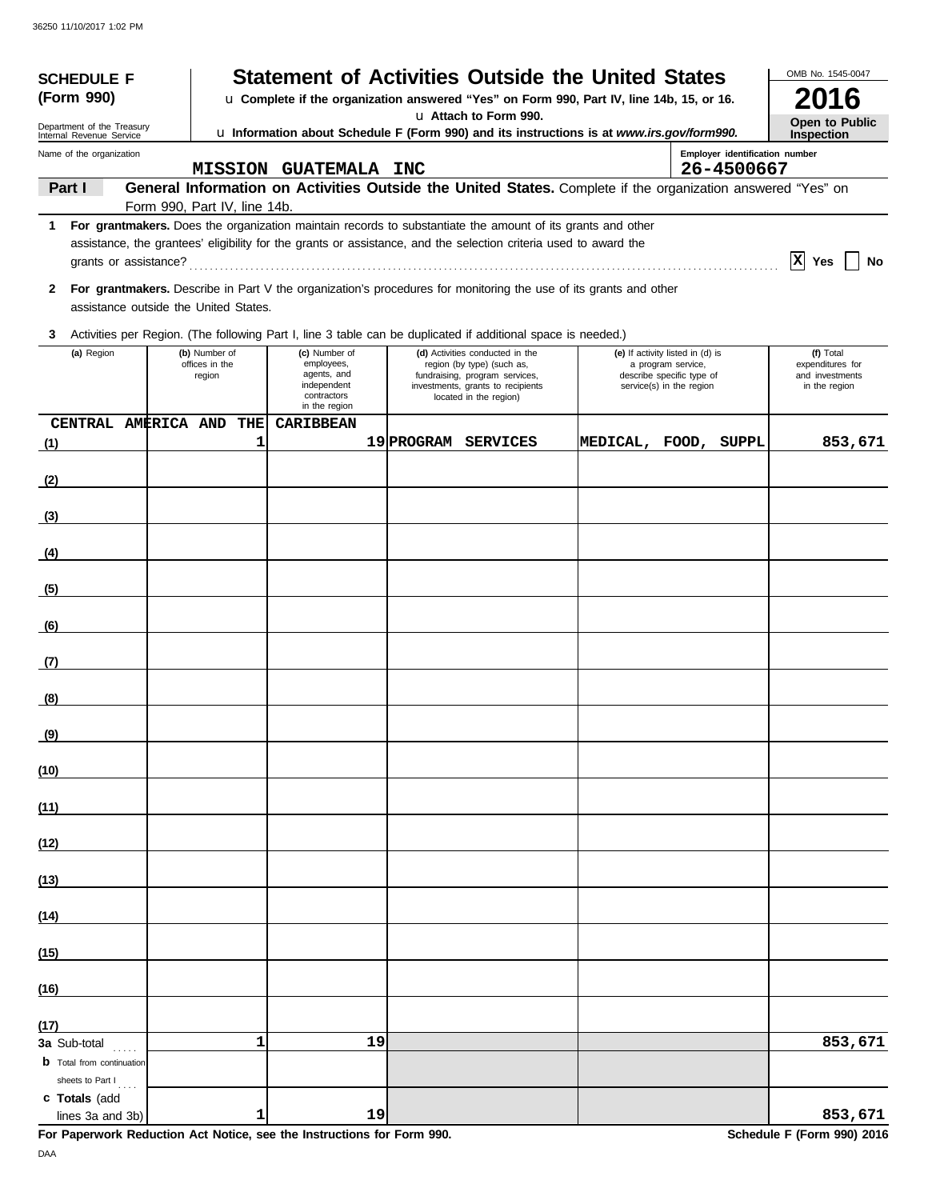**SCHEDULE F (Form 990)**

Department of the Treasury
Internal Revenue Service

# Statement of Activities Outside the United States

u Complete if the organization answered "Yes" on Form 990, Part IV, line 14b, 15, or 16.
u Attach to Form 990.
u Information about Schedule F (Form 990) and its instructions is at *www.irs.gov/form990.*

OMB No. 1545-0047

**2016**

**Open to Public Inspection**

Name of the organization: MISSION GUATEMALA INC

Employer identification number: 26-4500667

**Part I** **General Information on Activities Outside the United States.** Complete if the organization answered "Yes" on Form 990, Part IV, line 14b.

**1** **For grantmakers.** Does the organization maintain records to substantiate the amount of its grants and other assistance, the grantees' eligibility for the grants or assistance, and the selection criteria used to award the grants or assistance? . . . [X] Yes [ ] No

**2** **For grantmakers.** Describe in Part V the organization's procedures for monitoring the use of its grants and other assistance outside the United States.

**3** Activities per Region. (The following Part I, line 3 table can be duplicated if additional space is needed.)

| | (a) Region | (b) Number of offices in the region | (c) Number of employees, agents, and independent contractors in the region | (d) Activities conducted in the region (by type) (such as, fundraising, program services, investments, grants to recipients located in the region) | (e) If activity listed in (d) is a program service, describe specific type of service(s) in the region | (f) Total expenditures for and investments in the region |
|---|---|---|---|---|---|---|
| (1) | CENTRAL AMERICA AND THE CARIBBEAN | 1 | 19 | PROGRAM SERVICES | MEDICAL, FOOD, SUPPL | 853,671 |
| (2) | | | | | | |
| (3) | | | | | | |
| (4) | | | | | | |
| (5) | | | | | | |
| (6) | | | | | | |
| (7) | | | | | | |
| (8) | | | | | | |
| (9) | | | | | | |
| (10) | | | | | | |
| (11) | | | | | | |
| (12) | | | | | | |
| (13) | | | | | | |
| (14) | | | | | | |
| (15) | | | | | | |
| (16) | | | | | | |
| (17) | | | | | | |
| **3a** Sub-total | | 1 | 19 | | | 853,671 |
| **b** Total from continuation sheets to Part I | | | | | | |
| **c Totals** (add lines 3a and 3b) | | 1 | 19 | | | 853,671 |

**For Paperwork Reduction Act Notice, see the Instructions for Form 990.** **Schedule F (Form 990) 2016**

DAA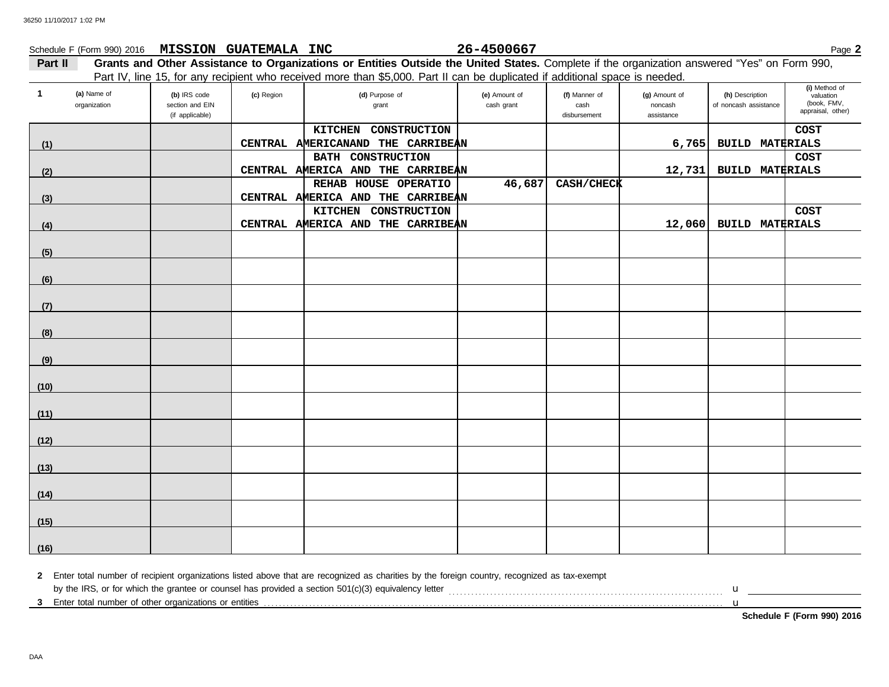Schedule F (Form 990) 2016 **MISSION GUATEMALA INC** **26-4500667**

**Part II** **Grants and Other Assistance to Organizations or Entities Outside the United States.** Complete if the organization answered "Yes" on Form 990, Part IV, line 15, for any recipient who received more than $5,000. Part II can be duplicated if additional space is needed.

| 1 (a) Name of organization | (b) IRS code section and EIN (if applicable) | (c) Region | (d) Purpose of grant | (e) Amount of cash grant | (f) Manner of cash disbursement | (g) Amount of noncash assistance | (h) Description of noncash assistance | (i) Method of valuation (book, FMV, appraisal, other) |
|---|---|---|---|---|---|---|---|---|
| (1) | | CENTRAL AMERICANAND THE CARRIBEAN | KITCHEN CONSTRUCTION | | | 6,765 | BUILD MATERIALS | COST |
| (2) | | CENTRAL AMERICA AND THE CARRIBEAN | BATH CONSTRUCTION | | | 12,731 | BUILD MATERIALS | COST |
| (3) | | CENTRAL AMERICA AND THE CARRIBEAN | REHAB HOUSE OPERATIO | 46,687 | CASH/CHECK | | | |
| (4) | | CENTRAL AMERICA AND THE CARRIBEAN | KITCHEN CONSTRUCTION | | | 12,060 | BUILD MATERIALS | COST |
| (5) | | | | | | | | |
| (6) | | | | | | | | |
| (7) | | | | | | | | |
| (8) | | | | | | | | |
| (9) | | | | | | | | |
| (10) | | | | | | | | |
| (11) | | | | | | | | |
| (12) | | | | | | | | |
| (13) | | | | | | | | |
| (14) | | | | | | | | |
| (15) | | | | | | | | |
| (16) | | | | | | | | |

**2** Enter total number of recipient organizations listed above that are recognized as charities by the foreign country, recognized as tax-exempt by the IRS, or for which the grantee or counsel has provided a section 501(c)(3) equivalency letter . . . . . u

**3** Enter total number of other organizations or entities . . . . . u

**Schedule F (Form 990) 2016**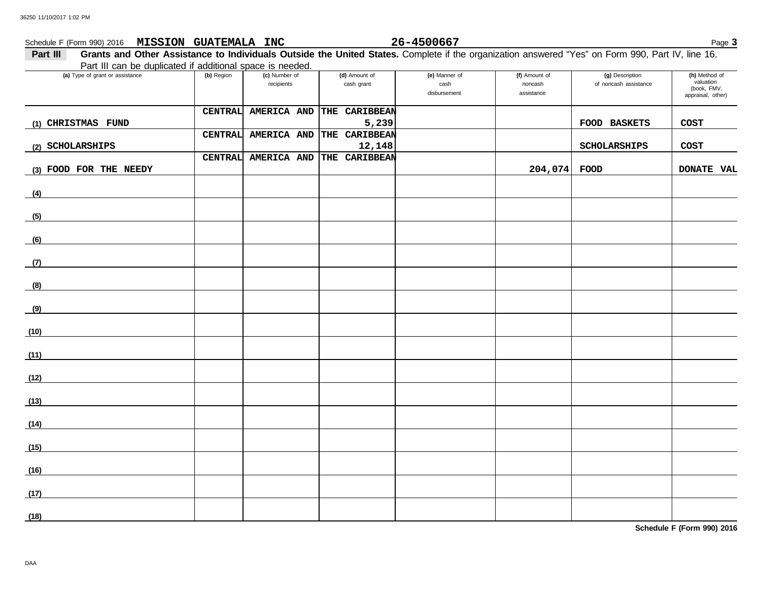Schedule F (Form 990) 2016 **MISSION GUATEMALA INC** **26-4500667** Page **3**

**Part III** **Grants and Other Assistance to Individuals Outside the United States.** Complete if the organization answered "Yes" on Form 990, Part IV, line 16. Part III can be duplicated if additional space is needed.

| (a) Type of grant or assistance | (b) Region | (c) Number of recipients | (d) Amount of cash grant | (e) Manner of cash disbursement | (f) Amount of noncash assistance | (g) Description of noncash assistance | (h) Method of valuation (book, FMV, appraisal, other) |
|---|---|---|---|---|---|---|---|
| (1) CHRISTMAS FUND | CENTRAL AMERICA AND THE CARIBBEAN | | 5,239 | | | FOOD BASKETS | COST |
| (2) SCHOLARSHIPS | CENTRAL AMERICA AND THE CARIBBEAN | | 12,148 | | | SCHOLARSHIPS | COST |
| (3) FOOD FOR THE NEEDY | CENTRAL AMERICA AND THE CARIBBEAN | | | | 204,074 | FOOD | DONATE VAL |
| (4) | | | | | | | |
| (5) | | | | | | | |
| (6) | | | | | | | |
| (7) | | | | | | | |
| (8) | | | | | | | |
| (9) | | | | | | | |
| (10) | | | | | | | |
| (11) | | | | | | | |
| (12) | | | | | | | |
| (13) | | | | | | | |
| (14) | | | | | | | |
| (15) | | | | | | | |
| (16) | | | | | | | |
| (17) | | | | | | | |
| (18) | | | | | | | |

**Schedule F (Form 990) 2016**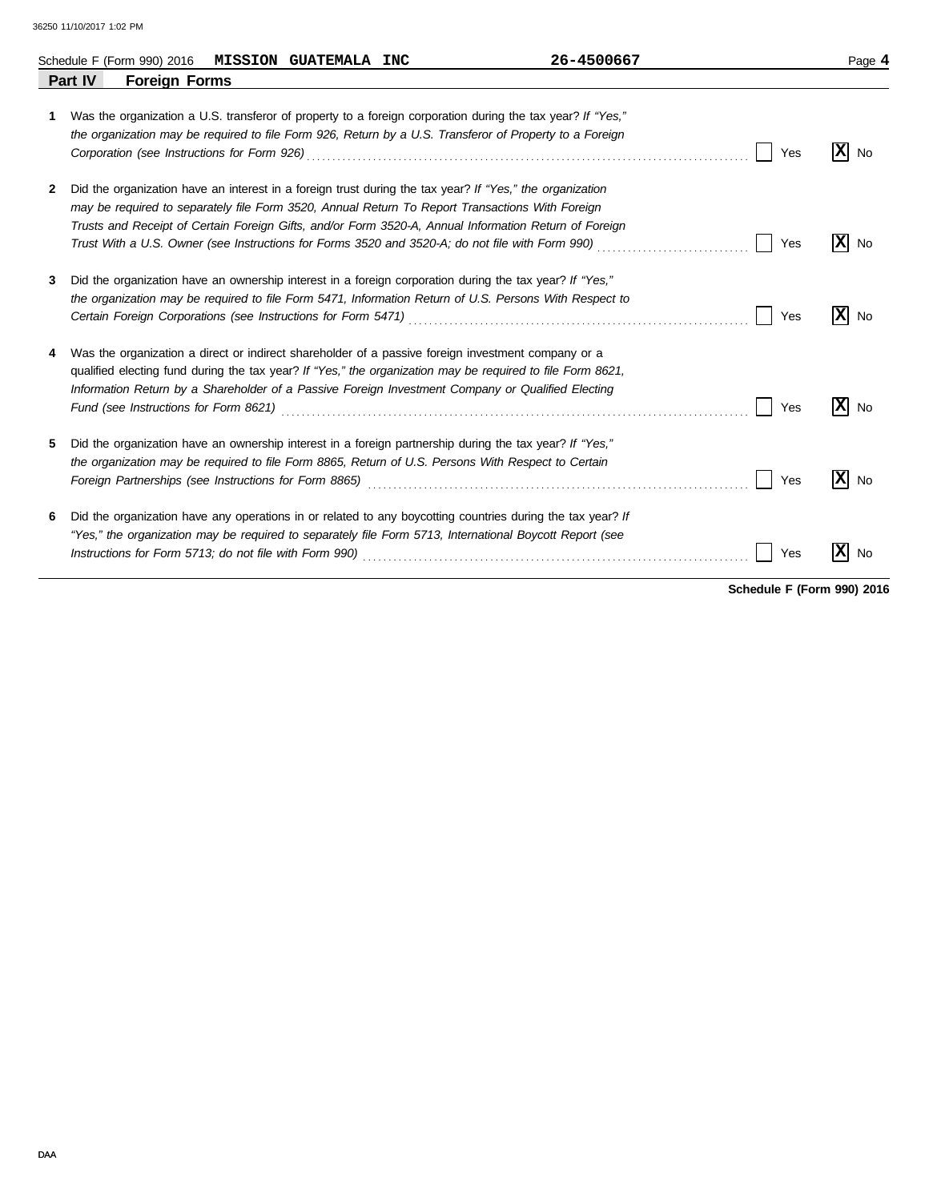Schedule F (Form 990) 2016 **MISSION GUATEMALA INC** **26-4500667**

## Part IV Foreign Forms

**1** Was the organization a U.S. transferor of property to a foreign corporation during the tax year? *If "Yes," the organization may be required to file Form 926, Return by a U.S. Transferor of Property to a Foreign Corporation (see Instructions for Form 926)* ☐ Yes ☒ No

**2** Did the organization have an interest in a foreign trust during the tax year? *If "Yes," the organization may be required to separately file Form 3520, Annual Return To Report Transactions With Foreign Trusts and Receipt of Certain Foreign Gifts, and/or Form 3520-A, Annual Information Return of Foreign Trust With a U.S. Owner (see Instructions for Forms 3520 and 3520-A; do not file with Form 990)* ☐ Yes ☒ No

**3** Did the organization have an ownership interest in a foreign corporation during the tax year? *If "Yes," the organization may be required to file Form 5471, Information Return of U.S. Persons With Respect to Certain Foreign Corporations (see Instructions for Form 5471)* ☐ Yes ☒ No

**4** Was the organization a direct or indirect shareholder of a passive foreign investment company or a qualified electing fund during the tax year? *If "Yes," the organization may be required to file Form 8621, Information Return by a Shareholder of a Passive Foreign Investment Company or Qualified Electing Fund (see Instructions for Form 8621)* ☐ Yes ☒ No

**5** Did the organization have an ownership interest in a foreign partnership during the tax year? *If "Yes," the organization may be required to file Form 8865, Return of U.S. Persons With Respect to Certain Foreign Partnerships (see Instructions for Form 8865)* ☐ Yes ☒ No

**6** Did the organization have any operations in or related to any boycotting countries during the tax year? *If "Yes," the organization may be required to separately file Form 5713, International Boycott Report (see Instructions for Form 5713; do not file with Form 990)* ☐ Yes ☒ No

**Schedule F (Form 990) 2016**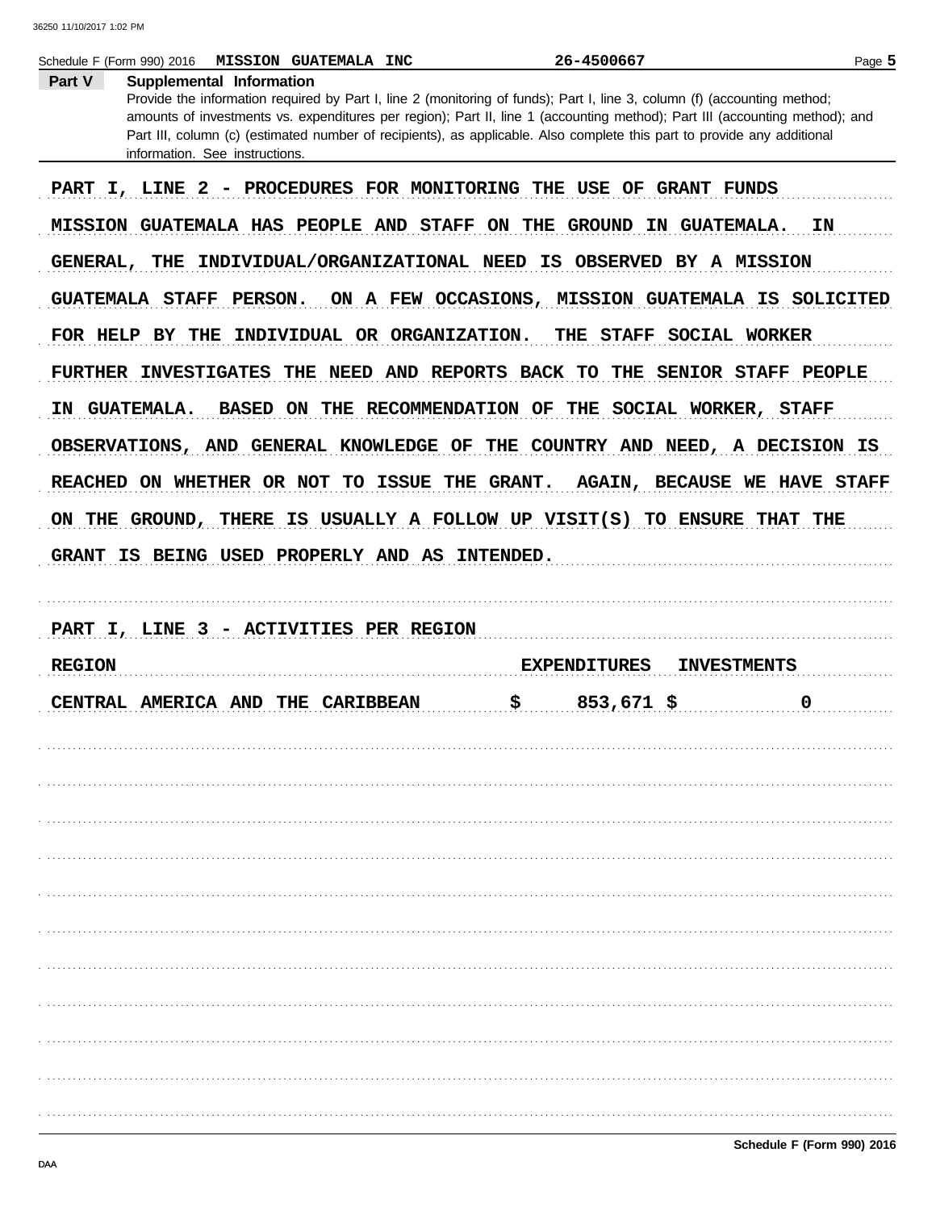Schedule F (Form 990) 2016 **MISSION GUATEMALA INC** 26-4500667

## Part V Supplemental Information

Provide the information required by Part I, line 2 (monitoring of funds); Part I, line 3, column (f) (accounting method; amounts of investments vs. expenditures per region); Part II, line 1 (accounting method); Part III (accounting method); and Part III, column (c) (estimated number of recipients), as applicable. Also complete this part to provide any additional information. See instructions.

PART I, LINE 2 - PROCEDURES FOR MONITORING THE USE OF GRANT FUNDS

MISSION GUATEMALA HAS PEOPLE AND STAFF ON THE GROUND IN GUATEMALA. IN GENERAL, THE INDIVIDUAL/ORGANIZATIONAL NEED IS OBSERVED BY A MISSION GUATEMALA STAFF PERSON. ON A FEW OCCASIONS, MISSION GUATEMALA IS SOLICITED FOR HELP BY THE INDIVIDUAL OR ORGANIZATION. THE STAFF SOCIAL WORKER FURTHER INVESTIGATES THE NEED AND REPORTS BACK TO THE SENIOR STAFF PEOPLE IN GUATEMALA. BASED ON THE RECOMMENDATION OF THE SOCIAL WORKER, STAFF OBSERVATIONS, AND GENERAL KNOWLEDGE OF THE COUNTRY AND NEED, A DECISION IS REACHED ON WHETHER OR NOT TO ISSUE THE GRANT. AGAIN, BECAUSE WE HAVE STAFF ON THE GROUND, THERE IS USUALLY A FOLLOW UP VISIT(S) TO ENSURE THAT THE GRANT IS BEING USED PROPERLY AND AS INTENDED.

PART I, LINE 3 - ACTIVITIES PER REGION

| REGION | EXPENDITURES | INVESTMENTS |
|---|---|---|
| CENTRAL AMERICA AND THE CARIBBEAN | $ 853,671 | $ 0 |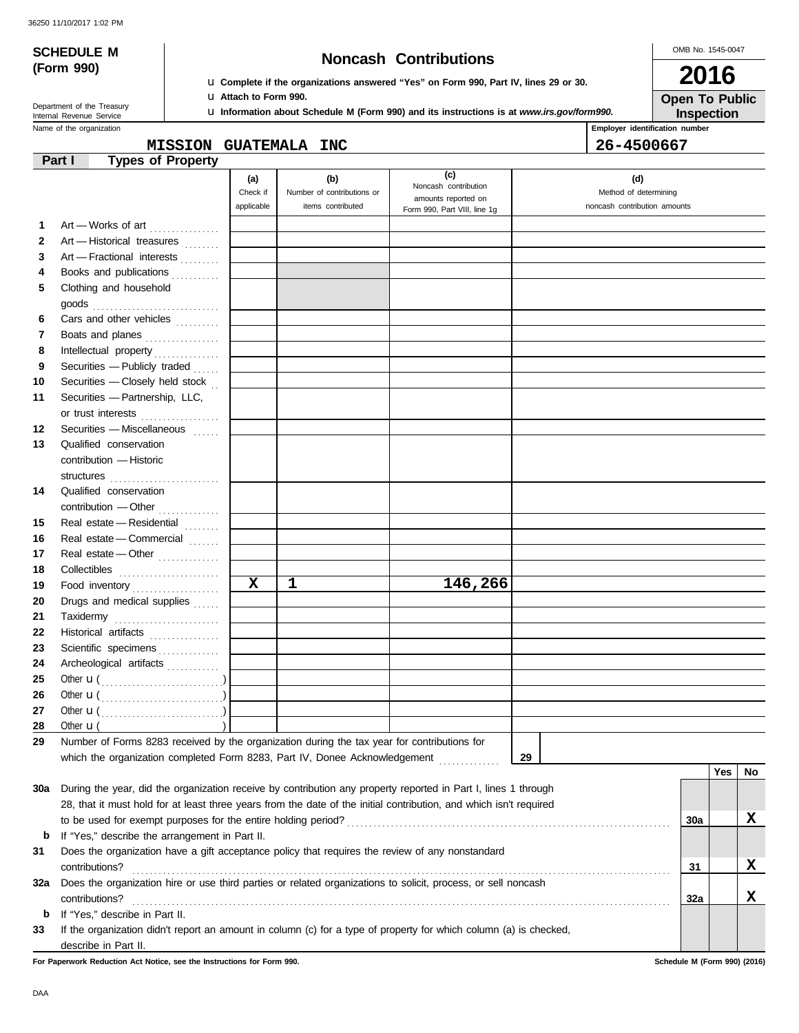36250 11/10/2017 1:02 PM

# SCHEDULE M (Form 990)

## Noncash Contributions

u Complete if the organizations answered "Yes" on Form 990, Part IV, lines 29 or 30.
u Attach to Form 990.
u Information about Schedule M (Form 990) and its instructions is at www.irs.gov/form990.

OMB No. 1545-0047

**2016**

**Open To Public Inspection**

Department of the Treasury
Internal Revenue Service

Name of the organization: **MISSION GUATEMALA INC**

Employer identification number: **26-4500667**

### Part I Types of Property

| | | (a) Check if applicable | (b) Number of contributions or items contributed | (c) Noncash contribution amounts reported on Form 990, Part VIII, line 1g | (d) Method of determining noncash contribution amounts |
|---|---|---|---|---|---|
| 1 | Art — Works of art | | | | |
| 2 | Art — Historical treasures | | | | |
| 3 | Art — Fractional interests | | | | |
| 4 | Books and publications | | | | |
| 5 | Clothing and household goods | | | | |
| 6 | Cars and other vehicles | | | | |
| 7 | Boats and planes | | | | |
| 8 | Intellectual property | | | | |
| 9 | Securities — Publicly traded | | | | |
| 10 | Securities — Closely held stock | | | | |
| 11 | Securities — Partnership, LLC, or trust interests | | | | |
| 12 | Securities — Miscellaneous | | | | |
| 13 | Qualified conservation contribution — Historic structures | | | | |
| 14 | Qualified conservation contribution — Other | | | | |
| 15 | Real estate — Residential | | | | |
| 16 | Real estate — Commercial | | | | |
| 17 | Real estate — Other | | | | |
| 18 | Collectibles | | | | |
| 19 | Food inventory | X | 1 | 146,266 | |
| 20 | Drugs and medical supplies | | | | |
| 21 | Taxidermy | | | | |
| 22 | Historical artifacts | | | | |
| 23 | Scientific specimens | | | | |
| 24 | Archeological artifacts | | | | |
| 25 | Other u ( ) | | | | |
| 26 | Other u ( ) | | | | |
| 27 | Other u ( ) | | | | |
| 28 | Other u ( ) | | | | |

29 Number of Forms 8283 received by the organization during the tax year for contributions for which the organization completed Form 8283, Part IV, Donee Acknowledgement . . . . . 29

| | | | Yes | No |
|---|---|---|---|---|
| 30a | During the year, did the organization receive by contribution any property reported in Part I, lines 1 through 28, that it must hold for at least three years from the date of the initial contribution, and which isn't required to be used for exempt purposes for the entire holding period? | 30a | | X |
| b | If "Yes," describe the arrangement in Part II. | | | |
| 31 | Does the organization have a gift acceptance policy that requires the review of any nonstandard contributions? | 31 | | X |
| 32a | Does the organization hire or use third parties or related organizations to solicit, process, or sell noncash contributions? | 32a | | X |
| b | If "Yes," describe in Part II. | | | |
| 33 | If the organization didn't report an amount in column (c) for a type of property for which column (a) is checked, describe in Part II. | | | |

For Paperwork Reduction Act Notice, see the Instructions for Form 990.

Schedule M (Form 990) (2016)

DAA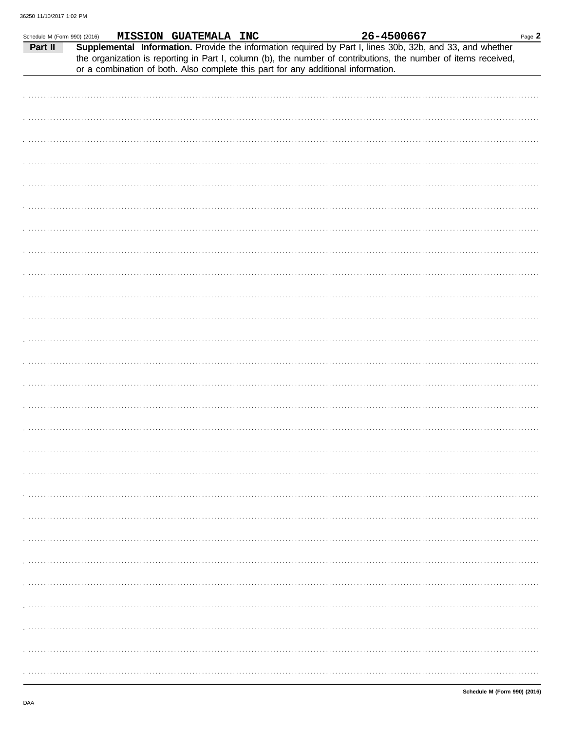Schedule M (Form 990) (2016) **MISSION GUATEMALA INC** **26-4500667**

**Part II** **Supplemental Information.** Provide the information required by Part I, lines 30b, 32b, and 33, and whether the organization is reporting in Part I, column (b), the number of contributions, the number of items received, or a combination of both. Also complete this part for any additional information.

**Schedule M (Form 990) (2016)**

DAA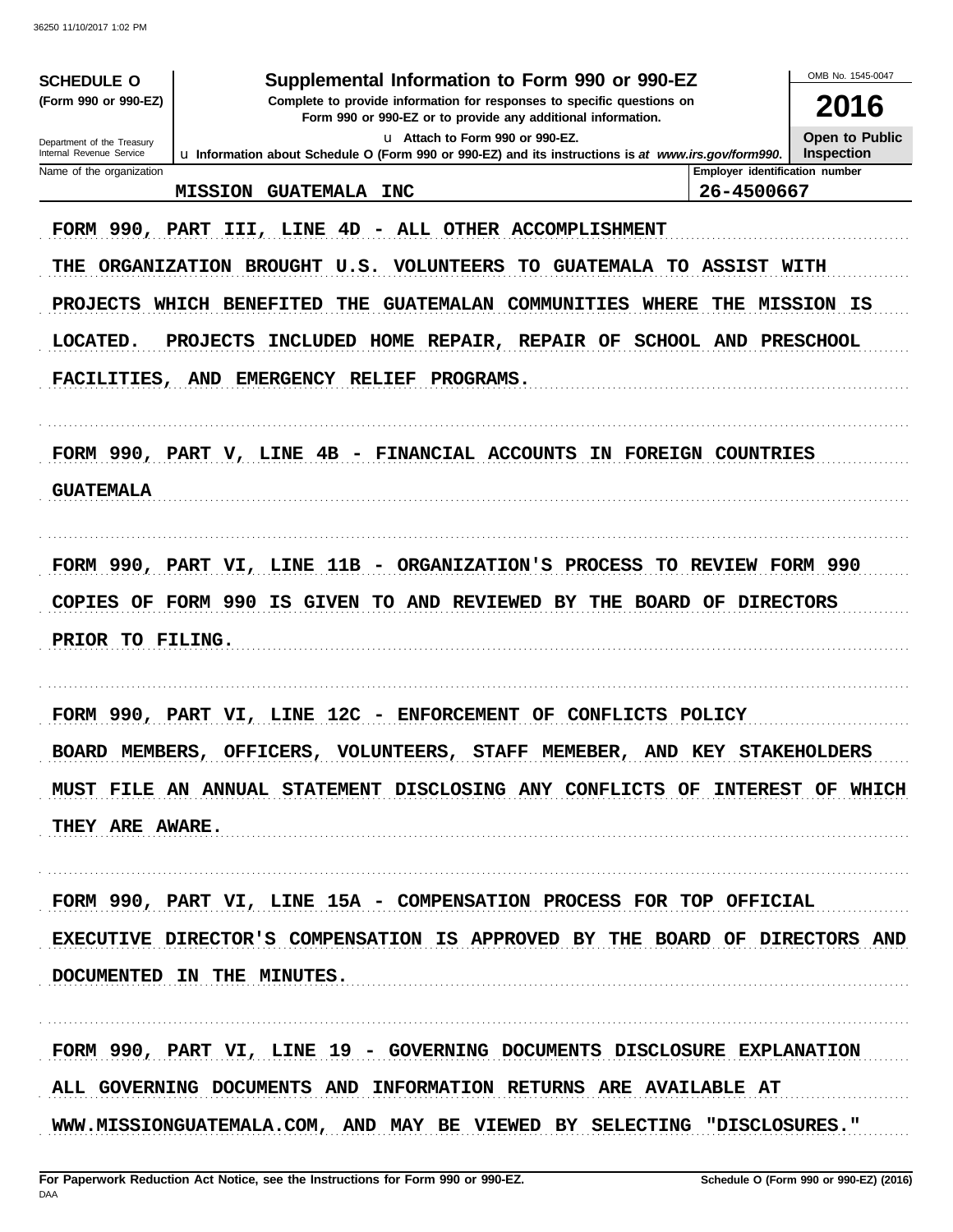**SCHEDULE O** (Form 990 or 990-EZ)

Department of the Treasury
Internal Revenue Service

# Supplemental Information to Form 990 or 990-EZ

**Complete to provide information for responses to specific questions on Form 990 or 990-EZ or to provide any additional information.**

**u Attach to Form 990 or 990-EZ.**

**u Information about Schedule O (Form 990 or 990-EZ) and its instructions is at *www.irs.gov/form990*.**

OMB No. 1545-0047

**2016**

**Open to Public Inspection**

| Name of the organization | Employer identification number |
|---|---|
| MISSION GUATEMALA INC | 26-4500667 |

FORM 990, PART III, LINE 4D - ALL OTHER ACCOMPLISHMENT

THE ORGANIZATION BROUGHT U.S. VOLUNTEERS TO GUATEMALA TO ASSIST WITH PROJECTS WHICH BENEFITED THE GUATEMALAN COMMUNITIES WHERE THE MISSION IS LOCATED. PROJECTS INCLUDED HOME REPAIR, REPAIR OF SCHOOL AND PRESCHOOL FACILITIES, AND EMERGENCY RELIEF PROGRAMS.

FORM 990, PART V, LINE 4B - FINANCIAL ACCOUNTS IN FOREIGN COUNTRIES

GUATEMALA

FORM 990, PART VI, LINE 11B - ORGANIZATION'S PROCESS TO REVIEW FORM 990

COPIES OF FORM 990 IS GIVEN TO AND REVIEWED BY THE BOARD OF DIRECTORS PRIOR TO FILING.

FORM 990, PART VI, LINE 12C - ENFORCEMENT OF CONFLICTS POLICY

BOARD MEMBERS, OFFICERS, VOLUNTEERS, STAFF MEMEBER, AND KEY STAKEHOLDERS MUST FILE AN ANNUAL STATEMENT DISCLOSING ANY CONFLICTS OF INTEREST OF WHICH THEY ARE AWARE.

FORM 990, PART VI, LINE 15A - COMPENSATION PROCESS FOR TOP OFFICIAL

EXECUTIVE DIRECTOR'S COMPENSATION IS APPROVED BY THE BOARD OF DIRECTORS AND DOCUMENTED IN THE MINUTES.

FORM 990, PART VI, LINE 19 - GOVERNING DOCUMENTS DISCLOSURE EXPLANATION

ALL GOVERNING DOCUMENTS AND INFORMATION RETURNS ARE AVAILABLE AT WWW.MISSIONGUATEMALA.COM, AND MAY BE VIEWED BY SELECTING "DISCLOSURES."

**For Paperwork Reduction Act Notice, see the Instructions for Form 990 or 990-EZ.** **Schedule O (Form 990 or 990-EZ) (2016)**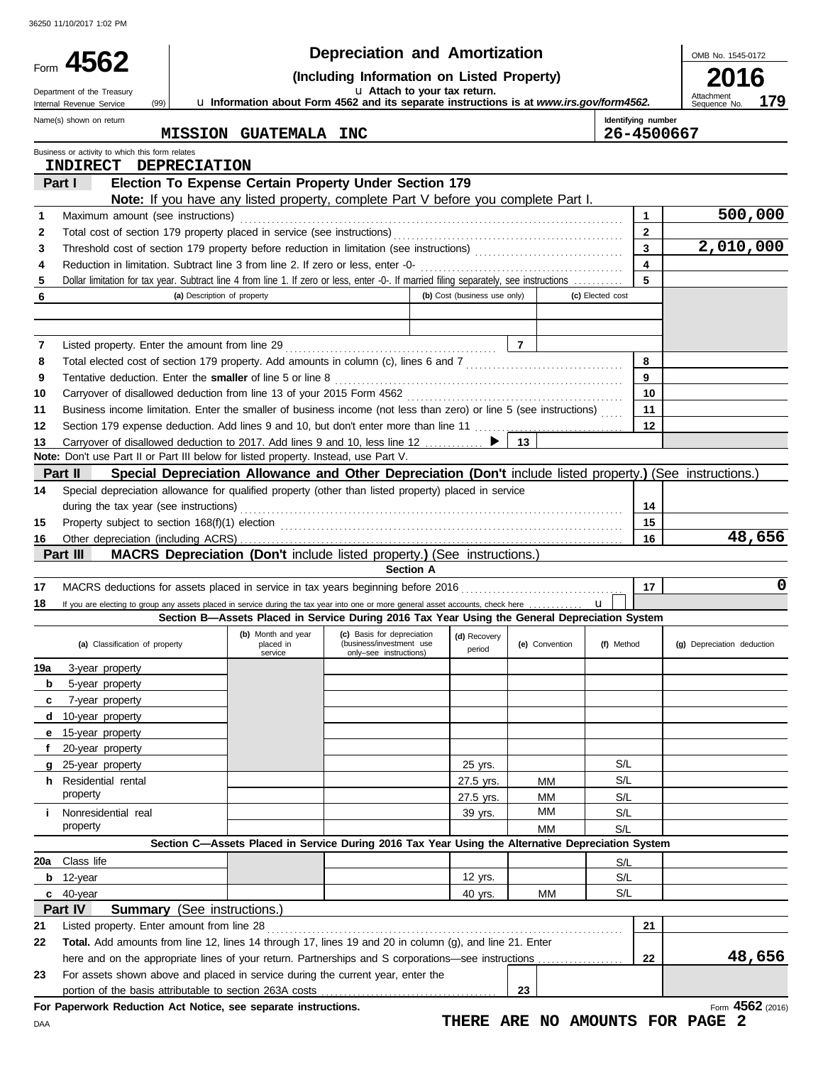Form **4562**

Department of the Treasury
Internal Revenue Service (99)

# Depreciation and Amortization

**(Including Information on Listed Property)**

u Attach to your tax return.

u Information about Form 4562 and its separate instructions is at *www.irs.gov/form4562*.

OMB No. 1545-0172

**2016**

Attachment Sequence No. **179**

Name(s) shown on return: **MISSION GUATEMALA INC**

Identifying number: **26-4500667**

Business or activity to which this form relates: **INDIRECT DEPRECIATION**

## Part I Election To Expense Certain Property Under Section 179

**Note:** If you have any listed property, complete Part V before you complete Part I.

| | | | |
|---|---|---|---|
| 1 | Maximum amount (see instructions) | 1 | 500,000 |
| 2 | Total cost of section 179 property placed in service (see instructions) | 2 | |
| 3 | Threshold cost of section 179 property before reduction in limitation (see instructions) | 3 | 2,010,000 |
| 4 | Reduction in limitation. Subtract line 3 from line 2. If zero or less, enter -0- | 4 | |
| 5 | Dollar limitation for tax year. Subtract line 4 from line 1. If zero or less, enter -0-. If married filing separately, see instructions | 5 | |

| 6 | (a) Description of property | (b) Cost (business use only) | (c) Elected cost |
|---|---|---|---|
| | | | |
| | | | |

| | | | |
|---|---|---|---|
| 7 | Listed property. Enter the amount from line 29 | 7 | |
| 8 | Total elected cost of section 179 property. Add amounts in column (c), lines 6 and 7 | 8 | |
| 9 | Tentative deduction. Enter the **smaller** of line 5 or line 8 | 9 | |
| 10 | Carryover of disallowed deduction from line 13 of your 2015 Form 4562 | 10 | |
| 11 | Business income limitation. Enter the smaller of business income (not less than zero) or line 5 (see instructions) | 11 | |
| 12 | Section 179 expense deduction. Add lines 9 and 10, but don't enter more than line 11 | 12 | |
| 13 | Carryover of disallowed deduction to 2017. Add lines 9 and 10, less line 12 ▶ | 13 | |

**Note:** Don't use Part II or Part III below for listed property. Instead, use Part V.

## Part II Special Depreciation Allowance and Other Depreciation (Don't include listed property.) (See instructions.)

| | | | |
|---|---|---|---|
| 14 | Special depreciation allowance for qualified property (other than listed property) placed in service during the tax year (see instructions) | 14 | |
| 15 | Property subject to section 168(f)(1) election | 15 | |
| 16 | Other depreciation (including ACRS) | 16 | 48,656 |

## Part III MACRS Depreciation (Don't include listed property.) (See instructions.)

### Section A

| | | | |
|---|---|---|---|
| 17 | MACRS deductions for assets placed in service in tax years beginning before 2016 | 17 | 0 |
| 18 | If you are electing to group any assets placed in service during the tax year into one or more general asset accounts, check here u | | |

### Section B—Assets Placed in Service During 2016 Tax Year Using the General Depreciation System

| (a) Classification of property | (b) Month and year placed in service | (c) Basis for depreciation (business/investment use only–see instructions) | (d) Recovery period | (e) Convention | (f) Method | (g) Depreciation deduction |
|---|---|---|---|---|---|---|
| 19a 3-year property | | | | | | |
| b 5-year property | | | | | | |
| c 7-year property | | | | | | |
| d 10-year property | | | | | | |
| e 15-year property | | | | | | |
| f 20-year property | | | | | | |
| g 25-year property | | | 25 yrs. | | S/L | |
| h Residential rental property | | | 27.5 yrs. | MM | S/L | |
| | | | 27.5 yrs. | MM | S/L | |
| i Nonresidential real property | | | 39 yrs. | MM | S/L | |
| | | | | MM | S/L | |

### Section C—Assets Placed in Service During 2016 Tax Year Using the Alternative Depreciation System

| (a) Classification of property | (b) Month and year placed in service | (c) Basis for depreciation | (d) Recovery period | (e) Convention | (f) Method | (g) Depreciation deduction |
|---|---|---|---|---|---|---|
| 20a Class life | | | | | S/L | |
| b 12-year | | | 12 yrs. | | S/L | |
| c 40-year | | | 40 yrs. | MM | S/L | |

## Part IV Summary (See instructions.)

| | | | |
|---|---|---|---|
| 21 | Listed property. Enter amount from line 28 | 21 | |
| 22 | **Total.** Add amounts from line 12, lines 14 through 17, lines 19 and 20 in column (g), and line 21. Enter here and on the appropriate lines of your return. Partnerships and S corporations—see instructions | 22 | 48,656 |
| 23 | For assets shown above and placed in service during the current year, enter the portion of the basis attributable to section 263A costs | 23 | |

**For Paperwork Reduction Act Notice, see separate instructions.**

Form **4562** (2016)

DAA

**THERE ARE NO AMOUNTS FOR PAGE 2**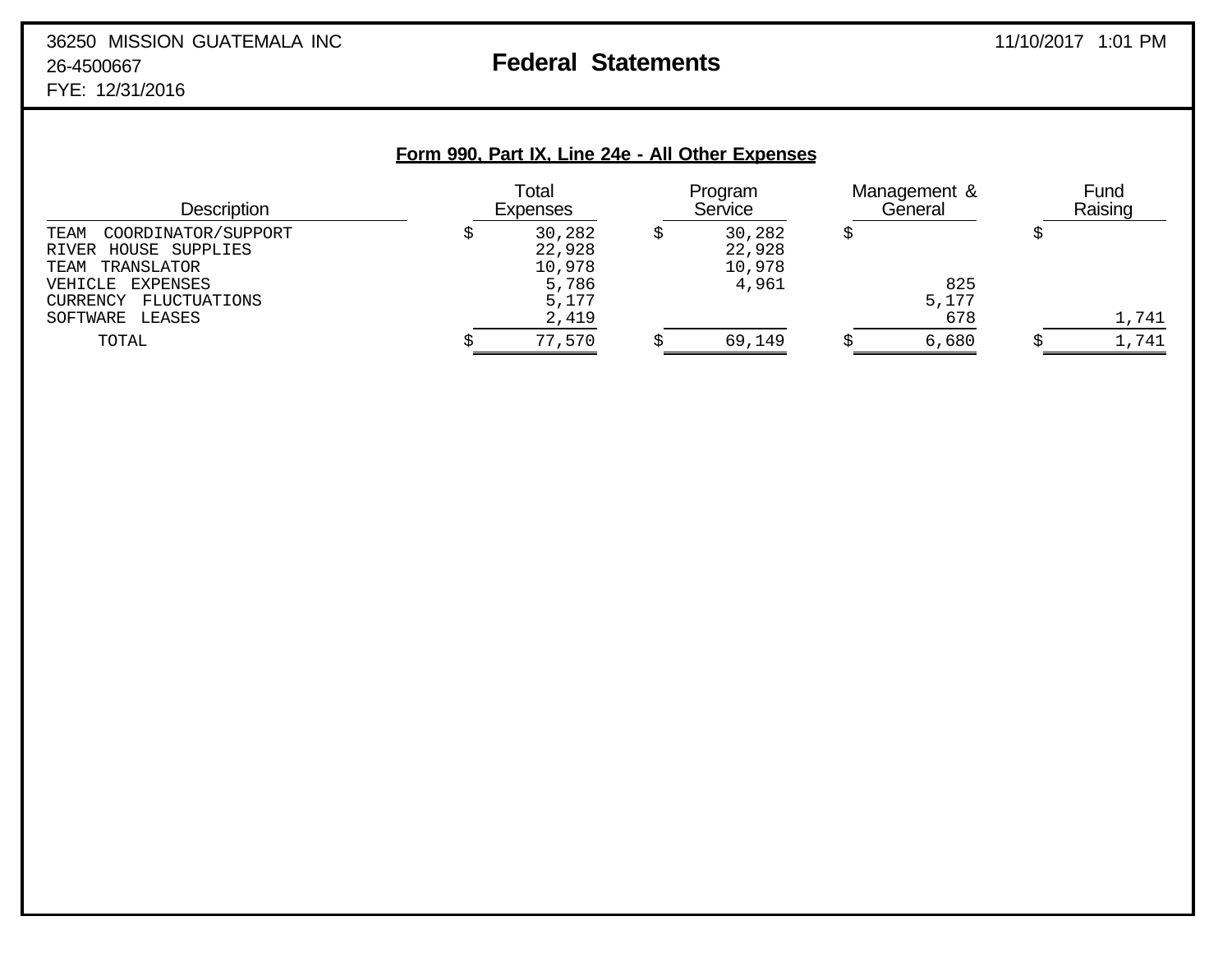36250 MISSION GUATEMALA INC
26-4500667
FYE: 12/31/2016

# Federal Statements

11/10/2017 1:01 PM

## Form 990, Part IX, Line 24e - All Other Expenses

| Description | Total Expenses | Program Service | Management & General | Fund Raising |
|---|---|---|---|---|
| TEAM COORDINATOR/SUPPORT | $ 30,282 | $ 30,282 | $ | $ |
| RIVER HOUSE SUPPLIES | 22,928 | 22,928 | | |
| TEAM TRANSLATOR | 10,978 | 10,978 | | |
| VEHICLE EXPENSES | 5,786 | 4,961 | 825 | |
| CURRENCY FLUCTUATIONS | 5,177 | | 5,177 | |
| SOFTWARE LEASES | 2,419 | | 678 | 1,741 |
| TOTAL | $ 77,570 | $ 69,149 | $ 6,680 | $ 1,741 |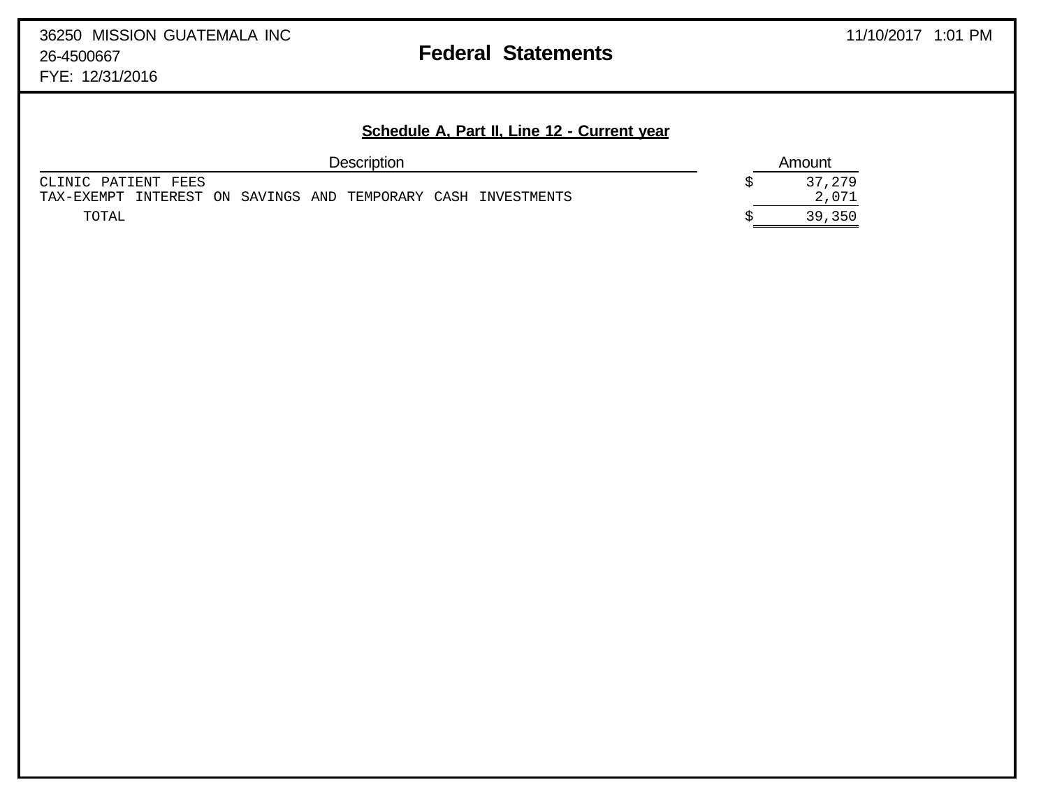36250 MISSION GUATEMALA INC
26-4500667
FYE: 12/31/2016

# Federal Statements

11/10/2017 1:01 PM

## Schedule A, Part II, Line 12 - Current year

| Description | Amount |
|---|---|
| CLINIC PATIENT FEES | $ 37,279 |
| TAX-EXEMPT INTEREST ON SAVINGS AND TEMPORARY CASH INVESTMENTS | 2,071 |
| TOTAL | $ 39,350 |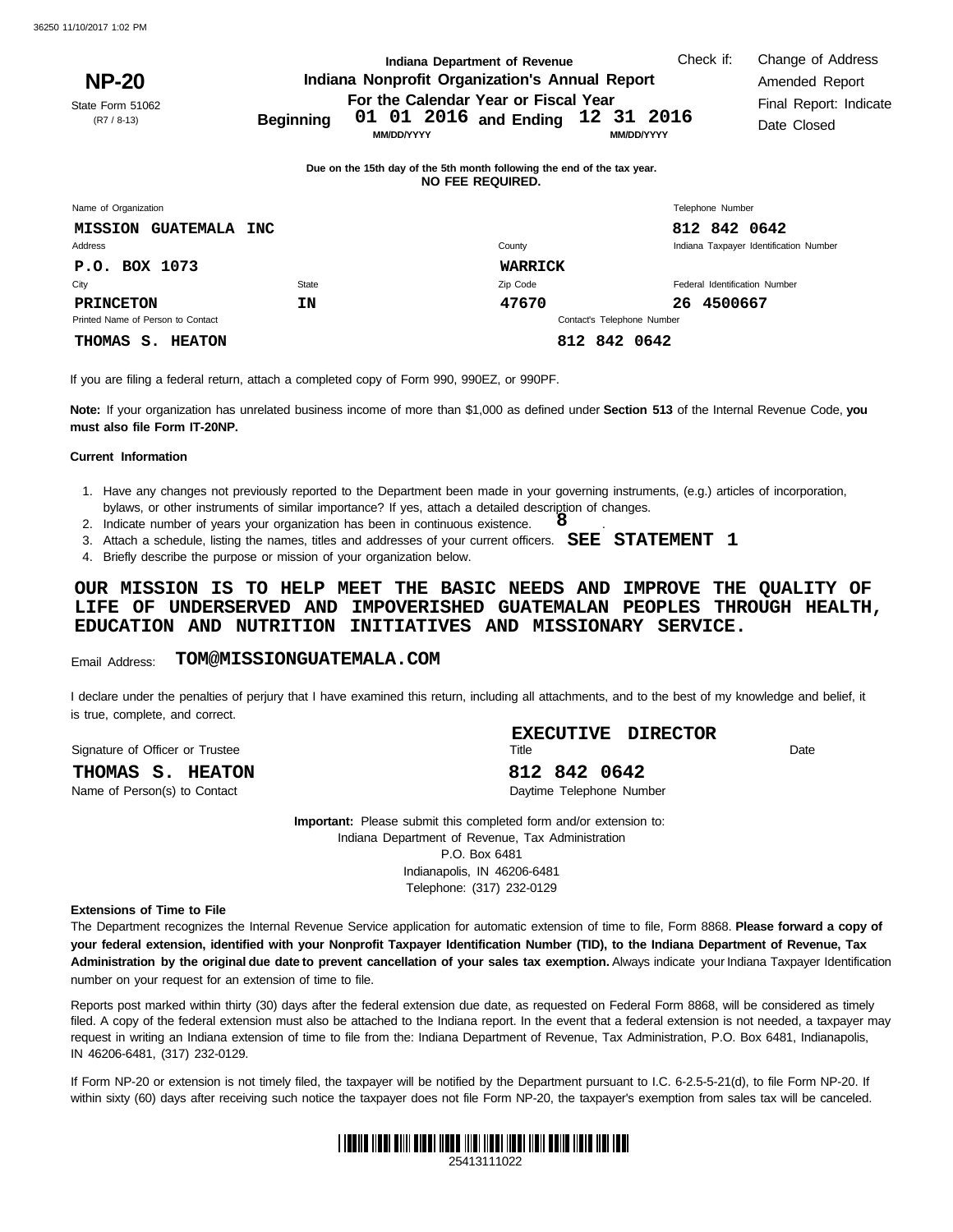36250 11/10/2017 1:02 PM

**NP-20**

State Form 51062
(R7 / 8-13)

**Indiana Department of Revenue**
**Indiana Nonprofit Organization's Annual Report**
**For the Calendar Year or Fiscal Year**
**Beginning** 01 01 2016 (MM/DD/YYYY) **and Ending** 12 31 2016 (MM/DD/YYYY)

Check if: Change of Address / Amended Report / Final Report: Indicate Date Closed

**Due on the 15th day of the 5th month following the end of the tax year.**
**NO FEE REQUIRED.**

| Name of Organization | | | Telephone Number |
|---|---|---|---|
| MISSION GUATEMALA INC | | | 812 842 0642 |
| Address | | County | Indiana Taxpayer Identification Number |
| P.O. BOX 1073 | | WARRICK | |
| City | State | Zip Code | Federal Identification Number |
| PRINCETON | IN | 47670 | 26 4500667 |
| Printed Name of Person to Contact | | Contact's Telephone Number | |
| THOMAS S. HEATON | | 812 842 0642 | |

If you are filing a federal return, attach a completed copy of Form 990, 990EZ, or 990PF.

**Note:** If your organization has unrelated business income of more than $1,000 as defined under **Section 513** of the Internal Revenue Code, **you must also file Form IT-20NP.**

**Current Information**

1. Have any changes not previously reported to the Department been made in your governing instruments, (e.g.) articles of incorporation, bylaws, or other instruments of similar importance? If yes, attach a detailed description of changes.
2. Indicate number of years your organization has been in continuous existence. 8
3. Attach a schedule, listing the names, titles and addresses of your current officers. SEE STATEMENT 1
4. Briefly describe the purpose or mission of your organization below.

OUR MISSION IS TO HELP MEET THE BASIC NEEDS AND IMPROVE THE QUALITY OF LIFE OF UNDERSERVED AND IMPOVERISHED GUATEMALAN PEOPLES THROUGH HEALTH, EDUCATION AND NUTRITION INITIATIVES AND MISSIONARY SERVICE.

Email Address: TOM@MISSIONGUATEMALA.COM

I declare under the penalties of perjury that I have examined this return, including all attachments, and to the best of my knowledge and belief, it is true, complete, and correct.

| Signature of Officer or Trustee | Title | Date |
|---|---|---|
| | EXECUTIVE DIRECTOR | |

| Name of Person(s) to Contact | Daytime Telephone Number |
|---|---|
| THOMAS S. HEATON | 812 842 0642 |

**Important:** Please submit this completed form and/or extension to:
Indiana Department of Revenue, Tax Administration
P.O. Box 6481
Indianapolis, IN 46206-6481
Telephone: (317) 232-0129

**Extensions of Time to File**

The Department recognizes the Internal Revenue Service application for automatic extension of time to file, Form 8868. **Please forward a copy of your federal extension, identified with your Nonprofit Taxpayer Identification Number (TID), to the Indiana Department of Revenue, Tax Administration by the original due date to prevent cancellation of your sales tax exemption.** Always indicate your Indiana Taxpayer Identification number on your request for an extension of time to file.

Reports post marked within thirty (30) days after the federal extension due date, as requested on Federal Form 8868, will be considered as timely filed. A copy of the federal extension must also be attached to the Indiana report. In the event that a federal extension is not needed, a taxpayer may request in writing an Indiana extension of time to file from the: Indiana Department of Revenue, Tax Administration, P.O. Box 6481, Indianapolis, IN 46206-6481, (317) 232-0129.

If Form NP-20 or extension is not timely filed, the taxpayer will be notified by the Department pursuant to I.C. 6-2.5-5-21(d), to file Form NP-20. If within sixty (60) days after receiving such notice the taxpayer does not file Form NP-20, the taxpayer's exemption from sales tax will be canceled.

25413111022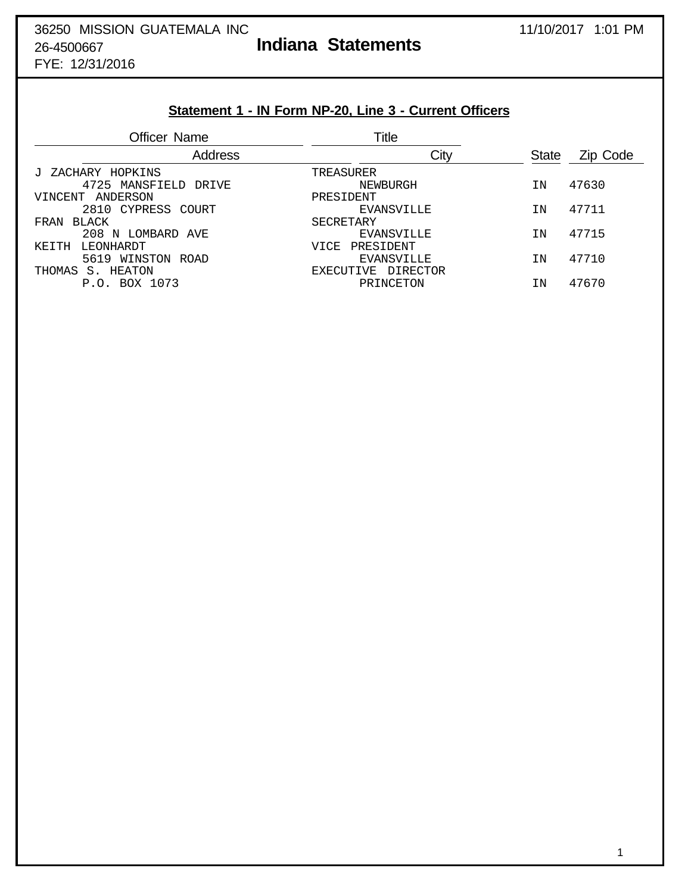36250 MISSION GUATEMALA INC
26-4500667
FYE: 12/31/2016

11/10/2017 1:01 PM

# Indiana Statements

## Statement 1 - IN Form NP-20, Line 3 - Current Officers

| Officer Name / Address | Title / City | State | Zip Code |
|---|---|---|---|
| J ZACHARY HOPKINS | TREASURER | | |
| 4725 MANSFIELD DRIVE | NEWBURGH | IN | 47630 |
| VINCENT ANDERSON | PRESIDENT | | |
| 2810 CYPRESS COURT | EVANSVILLE | IN | 47711 |
| FRAN BLACK | SECRETARY | | |
| 208 N LOMBARD AVE | EVANSVILLE | IN | 47715 |
| KEITH LEONHARDT | VICE PRESIDENT | | |
| 5619 WINSTON ROAD | EVANSVILLE | IN | 47710 |
| THOMAS S. HEATON | EXECUTIVE DIRECTOR | | |
| P.O. BOX 1073 | PRINCETON | IN | 47670 |